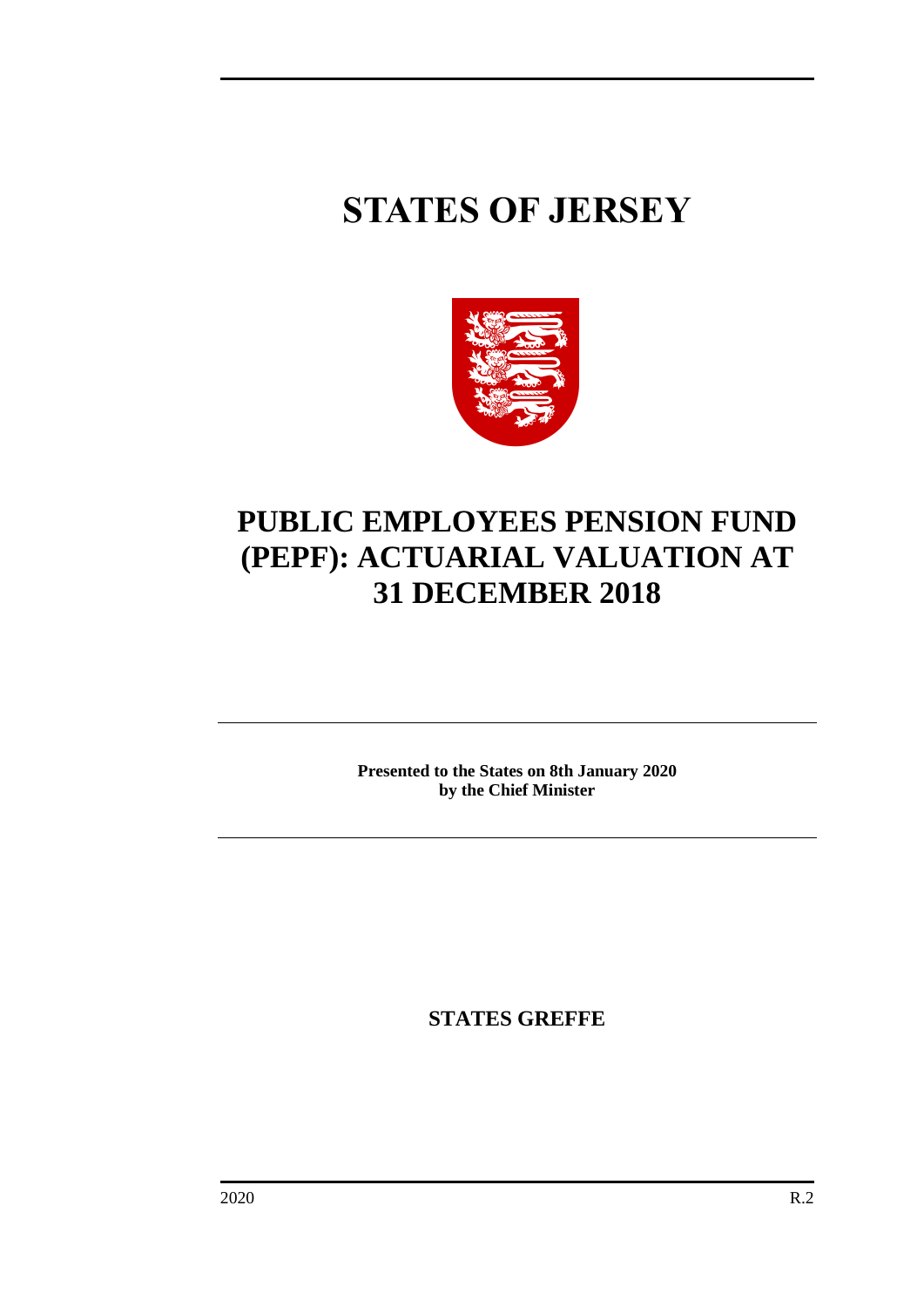# STATES OF JERSEY

# PUBLIC EMPLOYEES PENSION FUND (PEPF): ACTUARIAL VALUATION AT 31 DECEMBER 2018

**Presented to the States on 8th January 2020 by the Chief Minister**

**STATES GREFFE**

2020 R.2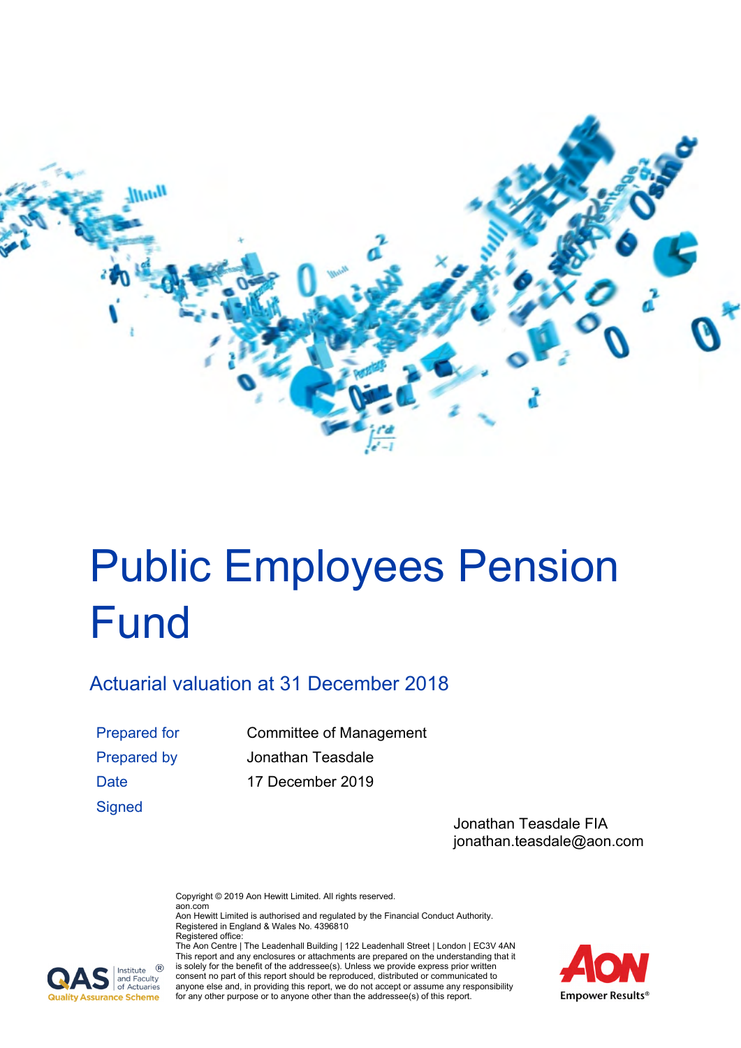# Public Employees Pension Fund

## Actuarial valuation at 31 December 2018

| Prepared for | Committee of Management |
| --- | --- |
| Prepared by | Jonathan Teasdale |
| Date | 17 December 2019 |
| Signed | |

Jonathan Teasdale FIA
jonathan.teasdale@aon.com

Copyright © 2019 Aon Hewitt Limited. All rights reserved.
aon.com
Aon Hewitt Limited is authorised and regulated by the Financial Conduct Authority.
Registered in England & Wales No. 4396810
Registered office:
The Aon Centre | The Leadenhall Building | 122 Leadenhall Street | London | EC3V 4AN
This report and any enclosures or attachments are prepared on the understanding that it is solely for the benefit of the addressee(s). Unless we provide express prior written consent no part of this report should be reproduced, distributed or communicated to anyone else and, in providing this report, we do not accept or assume any responsibility for any other purpose or to anyone other than the addressee(s) of this report.

QAS Institute and Faculty of Actuaries Quality Assurance Scheme

AON Empower Results®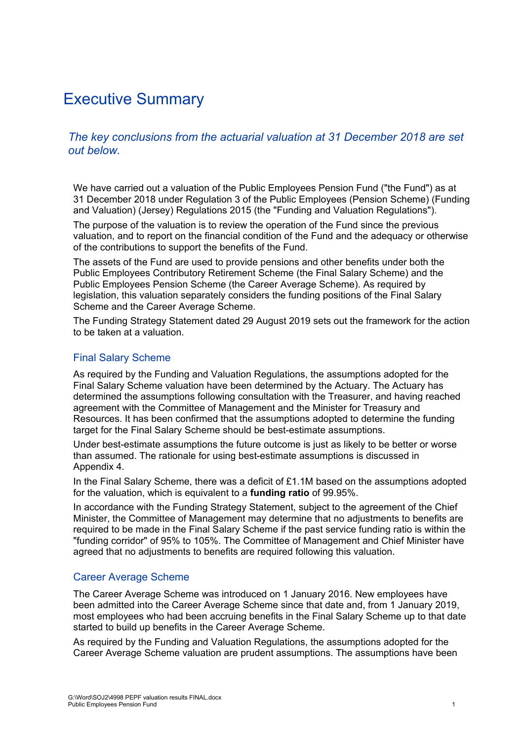# Executive Summary

*The key conclusions from the actuarial valuation at 31 December 2018 are set out below.*

We have carried out a valuation of the Public Employees Pension Fund ("the Fund") as at 31 December 2018 under Regulation 3 of the Public Employees (Pension Scheme) (Funding and Valuation) (Jersey) Regulations 2015 (the "Funding and Valuation Regulations").

The purpose of the valuation is to review the operation of the Fund since the previous valuation, and to report on the financial condition of the Fund and the adequacy or otherwise of the contributions to support the benefits of the Fund.

The assets of the Fund are used to provide pensions and other benefits under both the Public Employees Contributory Retirement Scheme (the Final Salary Scheme) and the Public Employees Pension Scheme (the Career Average Scheme). As required by legislation, this valuation separately considers the funding positions of the Final Salary Scheme and the Career Average Scheme.

The Funding Strategy Statement dated 29 August 2019 sets out the framework for the action to be taken at a valuation.

## Final Salary Scheme

As required by the Funding and Valuation Regulations, the assumptions adopted for the Final Salary Scheme valuation have been determined by the Actuary. The Actuary has determined the assumptions following consultation with the Treasurer, and having reached agreement with the Committee of Management and the Minister for Treasury and Resources. It has been confirmed that the assumptions adopted to determine the funding target for the Final Salary Scheme should be best-estimate assumptions.

Under best-estimate assumptions the future outcome is just as likely to be better or worse than assumed. The rationale for using best-estimate assumptions is discussed in Appendix 4.

In the Final Salary Scheme, there was a deficit of £1.1M based on the assumptions adopted for the valuation, which is equivalent to a **funding ratio** of 99.95%.

In accordance with the Funding Strategy Statement, subject to the agreement of the Chief Minister, the Committee of Management may determine that no adjustments to benefits are required to be made in the Final Salary Scheme if the past service funding ratio is within the "funding corridor" of 95% to 105%. The Committee of Management and Chief Minister have agreed that no adjustments to benefits are required following this valuation.

## Career Average Scheme

The Career Average Scheme was introduced on 1 January 2016. New employees have been admitted into the Career Average Scheme since that date and, from 1 January 2019, most employees who had been accruing benefits in the Final Salary Scheme up to that date started to build up benefits in the Career Average Scheme.

As required by the Funding and Valuation Regulations, the assumptions adopted for the Career Average Scheme valuation are prudent assumptions. The assumptions have been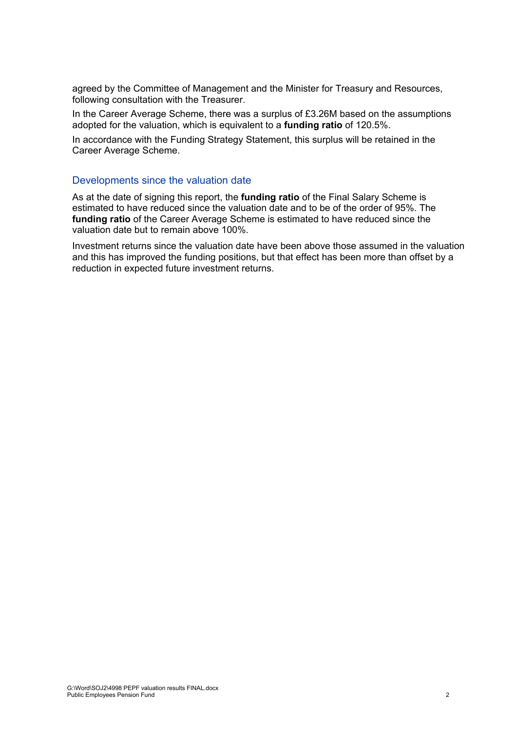agreed by the Committee of Management and the Minister for Treasury and Resources, following consultation with the Treasurer.

In the Career Average Scheme, there was a surplus of £3.26M based on the assumptions adopted for the valuation, which is equivalent to a **funding ratio** of 120.5%.

In accordance with the Funding Strategy Statement, this surplus will be retained in the Career Average Scheme.

## Developments since the valuation date

As at the date of signing this report, the **funding ratio** of the Final Salary Scheme is estimated to have reduced since the valuation date and to be of the order of 95%. The **funding ratio** of the Career Average Scheme is estimated to have reduced since the valuation date but to remain above 100%.

Investment returns since the valuation date have been above those assumed in the valuation and this has improved the funding positions, but that effect has been more than offset by a reduction in expected future investment returns.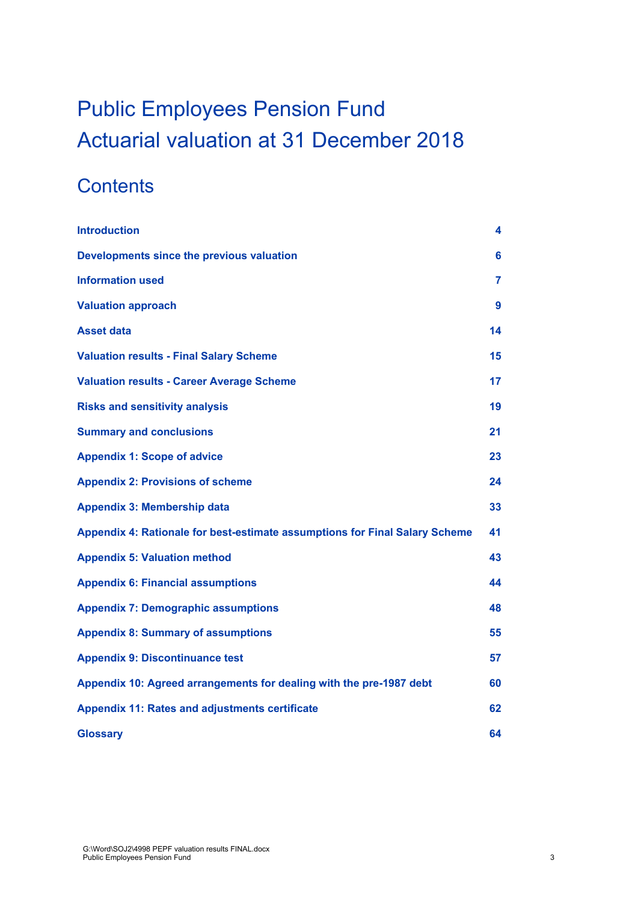# Public Employees Pension Fund
# Actuarial valuation at 31 December 2018

## Contents

| | |
|---|---|
| **Introduction** | **4** |
| **Developments since the previous valuation** | **6** |
| **Information used** | **7** |
| **Valuation approach** | **9** |
| **Asset data** | **14** |
| **Valuation results - Final Salary Scheme** | **15** |
| **Valuation results - Career Average Scheme** | **17** |
| **Risks and sensitivity analysis** | **19** |
| **Summary and conclusions** | **21** |
| **Appendix 1: Scope of advice** | **23** |
| **Appendix 2: Provisions of scheme** | **24** |
| **Appendix 3: Membership data** | **33** |
| **Appendix 4: Rationale for best-estimate assumptions for Final Salary Scheme** | **41** |
| **Appendix 5: Valuation method** | **43** |
| **Appendix 6: Financial assumptions** | **44** |
| **Appendix 7: Demographic assumptions** | **48** |
| **Appendix 8: Summary of assumptions** | **55** |
| **Appendix 9: Discontinuance test** | **57** |
| **Appendix 10: Agreed arrangements for dealing with the pre-1987 debt** | **60** |
| **Appendix 11: Rates and adjustments certificate** | **62** |
| **Glossary** | **64** |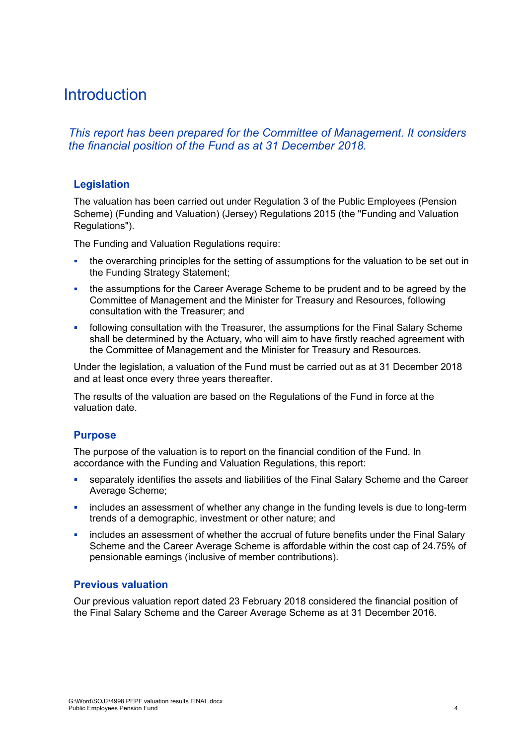# Introduction

*This report has been prepared for the Committee of Management. It considers the financial position of the Fund as at 31 December 2018.*

## Legislation

The valuation has been carried out under Regulation 3 of the Public Employees (Pension Scheme) (Funding and Valuation) (Jersey) Regulations 2015 (the "Funding and Valuation Regulations").

The Funding and Valuation Regulations require:

- the overarching principles for the setting of assumptions for the valuation to be set out in the Funding Strategy Statement;
- the assumptions for the Career Average Scheme to be prudent and to be agreed by the Committee of Management and the Minister for Treasury and Resources, following consultation with the Treasurer; and
- following consultation with the Treasurer, the assumptions for the Final Salary Scheme shall be determined by the Actuary, who will aim to have firstly reached agreement with the Committee of Management and the Minister for Treasury and Resources.

Under the legislation, a valuation of the Fund must be carried out as at 31 December 2018 and at least once every three years thereafter.

The results of the valuation are based on the Regulations of the Fund in force at the valuation date.

## Purpose

The purpose of the valuation is to report on the financial condition of the Fund. In accordance with the Funding and Valuation Regulations, this report:

- separately identifies the assets and liabilities of the Final Salary Scheme and the Career Average Scheme;
- includes an assessment of whether any change in the funding levels is due to long-term trends of a demographic, investment or other nature; and
- includes an assessment of whether the accrual of future benefits under the Final Salary Scheme and the Career Average Scheme is affordable within the cost cap of 24.75% of pensionable earnings (inclusive of member contributions).

## Previous valuation

Our previous valuation report dated 23 February 2018 considered the financial position of the Final Salary Scheme and the Career Average Scheme as at 31 December 2016.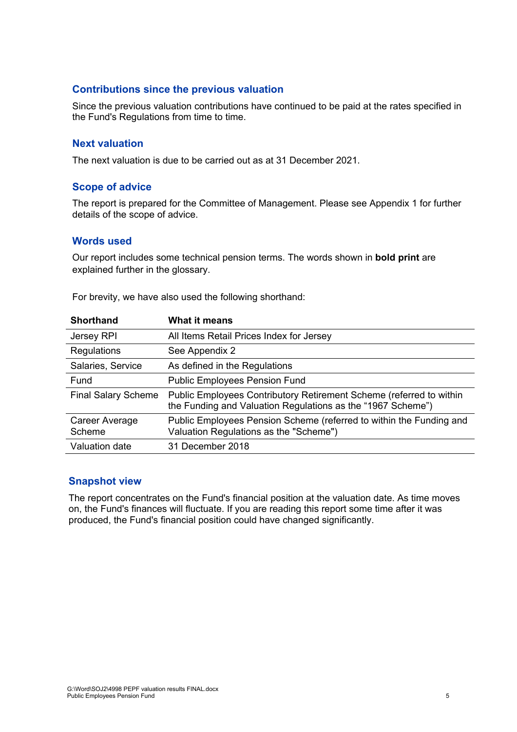## Contributions since the previous valuation

Since the previous valuation contributions have continued to be paid at the rates specified in the Fund's Regulations from time to time.

## Next valuation

The next valuation is due to be carried out as at 31 December 2021.

## Scope of advice

The report is prepared for the Committee of Management. Please see Appendix 1 for further details of the scope of advice.

## Words used

Our report includes some technical pension terms. The words shown in **bold print** are explained further in the glossary.

For brevity, we have also used the following shorthand:

| Shorthand | What it means |
|---|---|
| Jersey RPI | All Items Retail Prices Index for Jersey |
| Regulations | See Appendix 2 |
| Salaries, Service | As defined in the Regulations |
| Fund | Public Employees Pension Fund |
| Final Salary Scheme | Public Employees Contributory Retirement Scheme (referred to within the Funding and Valuation Regulations as the "1967 Scheme") |
| Career Average Scheme | Public Employees Pension Scheme (referred to within the Funding and Valuation Regulations as the "Scheme") |
| Valuation date | 31 December 2018 |

## Snapshot view

The report concentrates on the Fund's financial position at the valuation date. As time moves on, the Fund's finances will fluctuate. If you are reading this report some time after it was produced, the Fund's financial position could have changed significantly.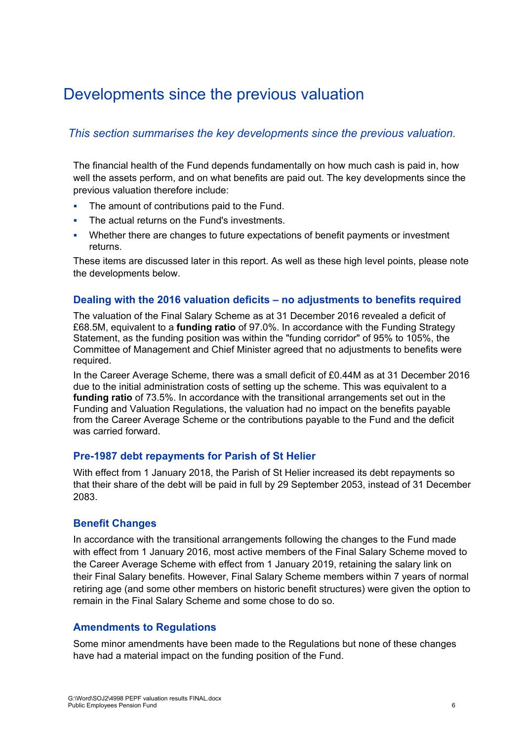# Developments since the previous valuation

*This section summarises the key developments since the previous valuation.*

The financial health of the Fund depends fundamentally on how much cash is paid in, how well the assets perform, and on what benefits are paid out. The key developments since the previous valuation therefore include:

- The amount of contributions paid to the Fund.
- The actual returns on the Fund's investments.
- Whether there are changes to future expectations of benefit payments or investment returns.

These items are discussed later in this report. As well as these high level points, please note the developments below.

### Dealing with the 2016 valuation deficits – no adjustments to benefits required

The valuation of the Final Salary Scheme as at 31 December 2016 revealed a deficit of £68.5M, equivalent to a **funding ratio** of 97.0%. In accordance with the Funding Strategy Statement, as the funding position was within the "funding corridor" of 95% to 105%, the Committee of Management and Chief Minister agreed that no adjustments to benefits were required.

In the Career Average Scheme, there was a small deficit of £0.44M as at 31 December 2016 due to the initial administration costs of setting up the scheme. This was equivalent to a **funding ratio** of 73.5%. In accordance with the transitional arrangements set out in the Funding and Valuation Regulations, the valuation had no impact on the benefits payable from the Career Average Scheme or the contributions payable to the Fund and the deficit was carried forward.

### Pre-1987 debt repayments for Parish of St Helier

With effect from 1 January 2018, the Parish of St Helier increased its debt repayments so that their share of the debt will be paid in full by 29 September 2053, instead of 31 December 2083.

### Benefit Changes

In accordance with the transitional arrangements following the changes to the Fund made with effect from 1 January 2016, most active members of the Final Salary Scheme moved to the Career Average Scheme with effect from 1 January 2019, retaining the salary link on their Final Salary benefits. However, Final Salary Scheme members within 7 years of normal retiring age (and some other members on historic benefit structures) were given the option to remain in the Final Salary Scheme and some chose to do so.

### Amendments to Regulations

Some minor amendments have been made to the Regulations but none of these changes have had a material impact on the funding position of the Fund.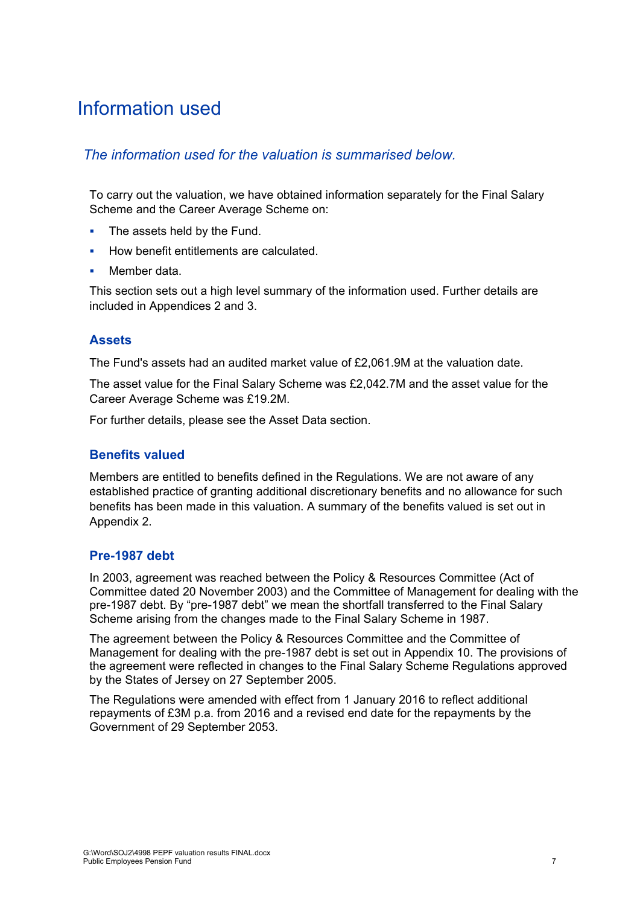# Information used

*The information used for the valuation is summarised below.*

To carry out the valuation, we have obtained information separately for the Final Salary Scheme and the Career Average Scheme on:

- The assets held by the Fund.
- How benefit entitlements are calculated.
- Member data.

This section sets out a high level summary of the information used. Further details are included in Appendices 2 and 3.

### Assets

The Fund's assets had an audited market value of £2,061.9M at the valuation date.

The asset value for the Final Salary Scheme was £2,042.7M and the asset value for the Career Average Scheme was £19.2M.

For further details, please see the Asset Data section.

### Benefits valued

Members are entitled to benefits defined in the Regulations. We are not aware of any established practice of granting additional discretionary benefits and no allowance for such benefits has been made in this valuation. A summary of the benefits valued is set out in Appendix 2.

### Pre-1987 debt

In 2003, agreement was reached between the Policy & Resources Committee (Act of Committee dated 20 November 2003) and the Committee of Management for dealing with the pre-1987 debt. By "pre-1987 debt" we mean the shortfall transferred to the Final Salary Scheme arising from the changes made to the Final Salary Scheme in 1987.

The agreement between the Policy & Resources Committee and the Committee of Management for dealing with the pre-1987 debt is set out in Appendix 10. The provisions of the agreement were reflected in changes to the Final Salary Scheme Regulations approved by the States of Jersey on 27 September 2005.

The Regulations were amended with effect from 1 January 2016 to reflect additional repayments of £3M p.a. from 2016 and a revised end date for the repayments by the Government of 29 September 2053.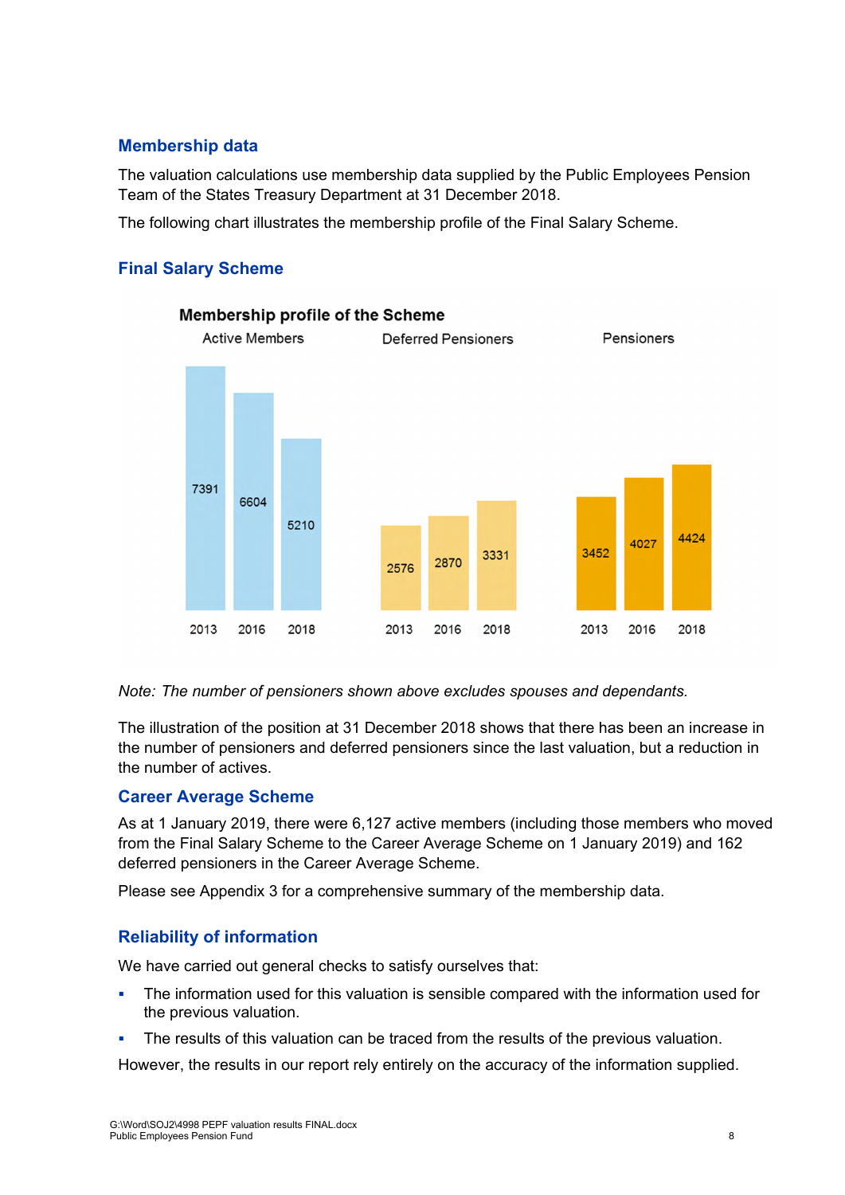## Membership data

The valuation calculations use membership data supplied by the Public Employees Pension Team of the States Treasury Department at 31 December 2018.

The following chart illustrates the membership profile of the Final Salary Scheme.

### Final Salary Scheme

**Membership profile of the Scheme**

| | 2013 | 2016 | 2018 |
|---|---|---|---|
| Active Members | 7391 | 6604 | 5210 |
| Deferred Pensioners | 2576 | 2870 | 3331 |
| Pensioners | 3452 | 4027 | 4424 |

*Note: The number of pensioners shown above excludes spouses and dependants.*

The illustration of the position at 31 December 2018 shows that there has been an increase in the number of pensioners and deferred pensioners since the last valuation, but a reduction in the number of actives.

### Career Average Scheme

As at 1 January 2019, there were 6,127 active members (including those members who moved from the Final Salary Scheme to the Career Average Scheme on 1 January 2019) and 162 deferred pensioners in the Career Average Scheme.

Please see Appendix 3 for a comprehensive summary of the membership data.

## Reliability of information

We have carried out general checks to satisfy ourselves that:

- The information used for this valuation is sensible compared with the information used for the previous valuation.
- The results of this valuation can be traced from the results of the previous valuation.

However, the results in our report rely entirely on the accuracy of the information supplied.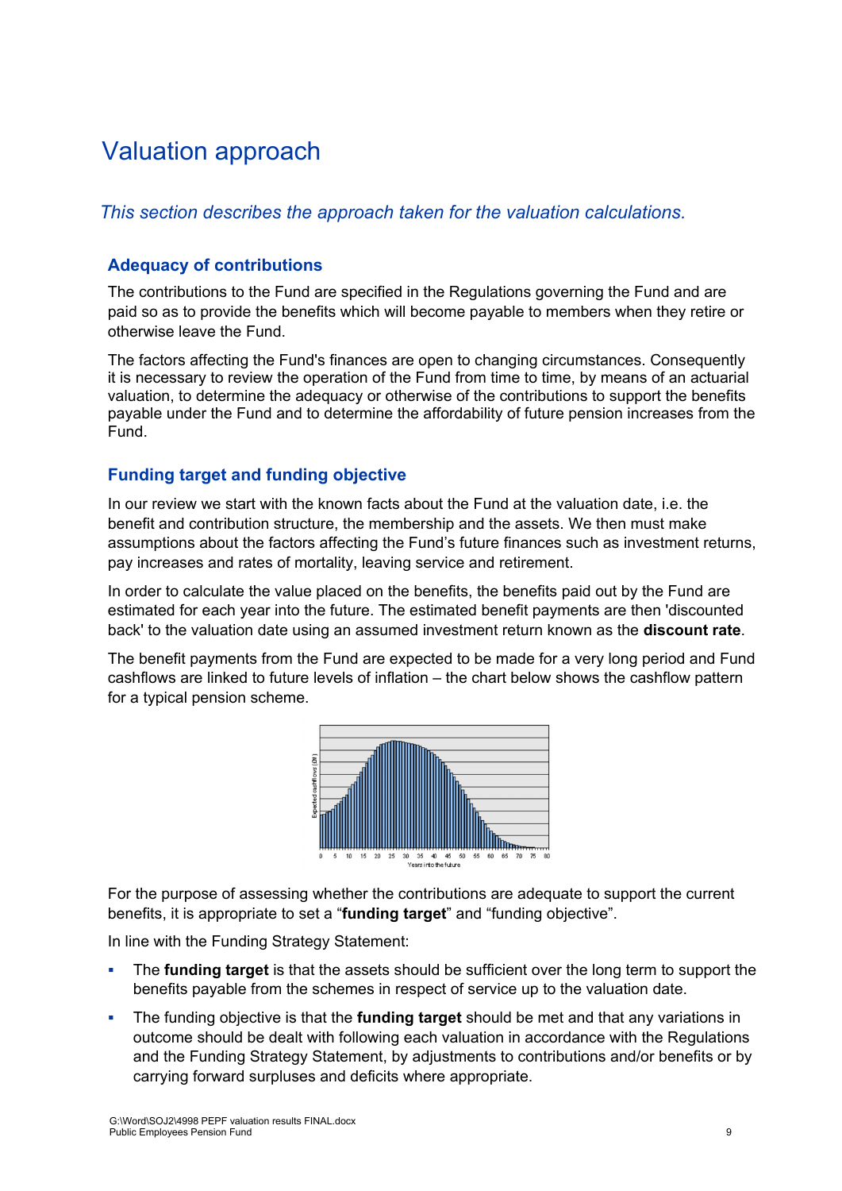# Valuation approach

*This section describes the approach taken for the valuation calculations.*

## Adequacy of contributions

The contributions to the Fund are specified in the Regulations governing the Fund and are paid so as to provide the benefits which will become payable to members when they retire or otherwise leave the Fund.

The factors affecting the Fund's finances are open to changing circumstances. Consequently it is necessary to review the operation of the Fund from time to time, by means of an actuarial valuation, to determine the adequacy or otherwise of the contributions to support the benefits payable under the Fund and to determine the affordability of future pension increases from the Fund.

## Funding target and funding objective

In our review we start with the known facts about the Fund at the valuation date, i.e. the benefit and contribution structure, the membership and the assets. We then must make assumptions about the factors affecting the Fund's future finances such as investment returns, pay increases and rates of mortality, leaving service and retirement.

In order to calculate the value placed on the benefits, the benefits paid out by the Fund are estimated for each year into the future. The estimated benefit payments are then 'discounted back' to the valuation date using an assumed investment return known as the **discount rate**.

The benefit payments from the Fund are expected to be made for a very long period and Fund cashflows are linked to future levels of inflation – the chart below shows the cashflow pattern for a typical pension scheme.

For the purpose of assessing whether the contributions are adequate to support the current benefits, it is appropriate to set a "**funding target**" and "funding objective".

In line with the Funding Strategy Statement:

- The **funding target** is that the assets should be sufficient over the long term to support the benefits payable from the schemes in respect of service up to the valuation date.
- The funding objective is that the **funding target** should be met and that any variations in outcome should be dealt with following each valuation in accordance with the Regulations and the Funding Strategy Statement, by adjustments to contributions and/or benefits or by carrying forward surpluses and deficits where appropriate.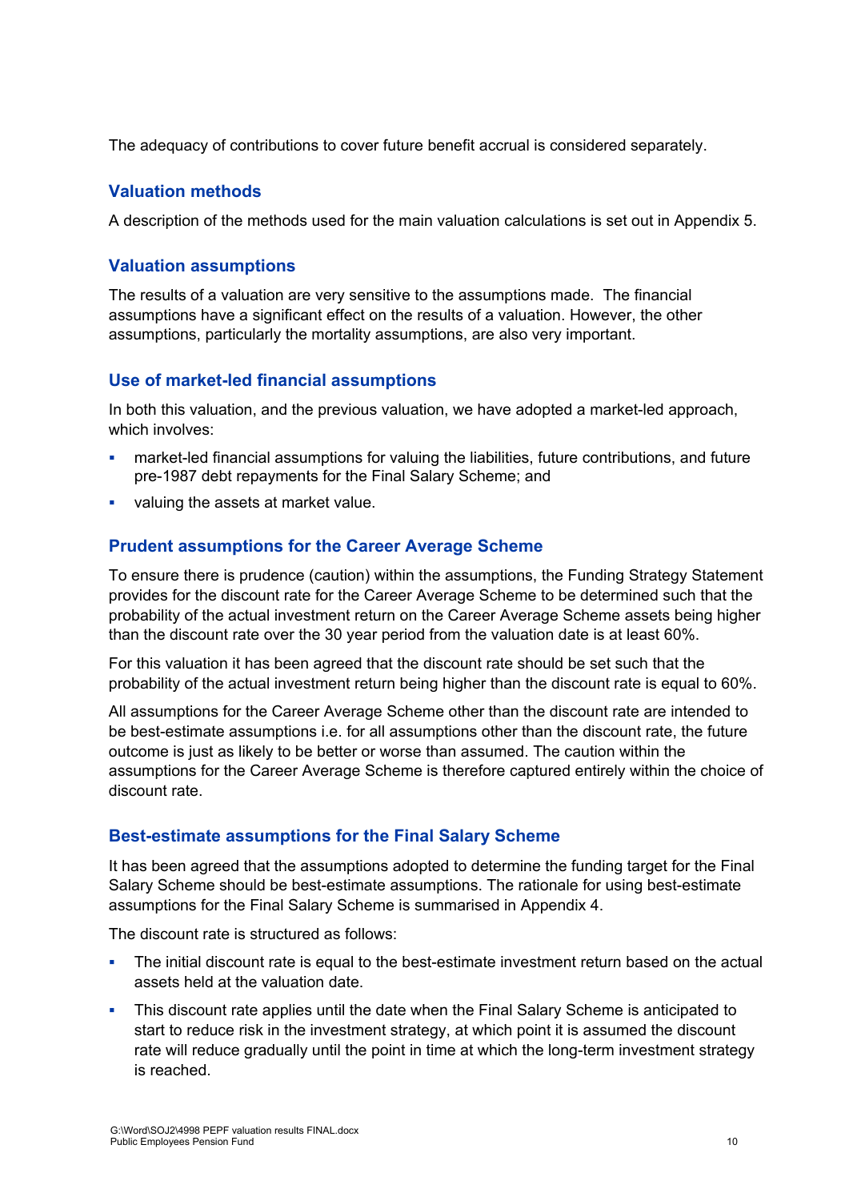The adequacy of contributions to cover future benefit accrual is considered separately.

### Valuation methods

A description of the methods used for the main valuation calculations is set out in Appendix 5.

### Valuation assumptions

The results of a valuation are very sensitive to the assumptions made. The financial assumptions have a significant effect on the results of a valuation. However, the other assumptions, particularly the mortality assumptions, are also very important.

### Use of market-led financial assumptions

In both this valuation, and the previous valuation, we have adopted a market-led approach, which involves:

- market-led financial assumptions for valuing the liabilities, future contributions, and future pre-1987 debt repayments for the Final Salary Scheme; and
- valuing the assets at market value.

### Prudent assumptions for the Career Average Scheme

To ensure there is prudence (caution) within the assumptions, the Funding Strategy Statement provides for the discount rate for the Career Average Scheme to be determined such that the probability of the actual investment return on the Career Average Scheme assets being higher than the discount rate over the 30 year period from the valuation date is at least 60%.

For this valuation it has been agreed that the discount rate should be set such that the probability of the actual investment return being higher than the discount rate is equal to 60%.

All assumptions for the Career Average Scheme other than the discount rate are intended to be best-estimate assumptions i.e. for all assumptions other than the discount rate, the future outcome is just as likely to be better or worse than assumed. The caution within the assumptions for the Career Average Scheme is therefore captured entirely within the choice of discount rate.

### Best-estimate assumptions for the Final Salary Scheme

It has been agreed that the assumptions adopted to determine the funding target for the Final Salary Scheme should be best-estimate assumptions. The rationale for using best-estimate assumptions for the Final Salary Scheme is summarised in Appendix 4.

The discount rate is structured as follows:

- The initial discount rate is equal to the best-estimate investment return based on the actual assets held at the valuation date.
- This discount rate applies until the date when the Final Salary Scheme is anticipated to start to reduce risk in the investment strategy, at which point it is assumed the discount rate will reduce gradually until the point in time at which the long-term investment strategy is reached.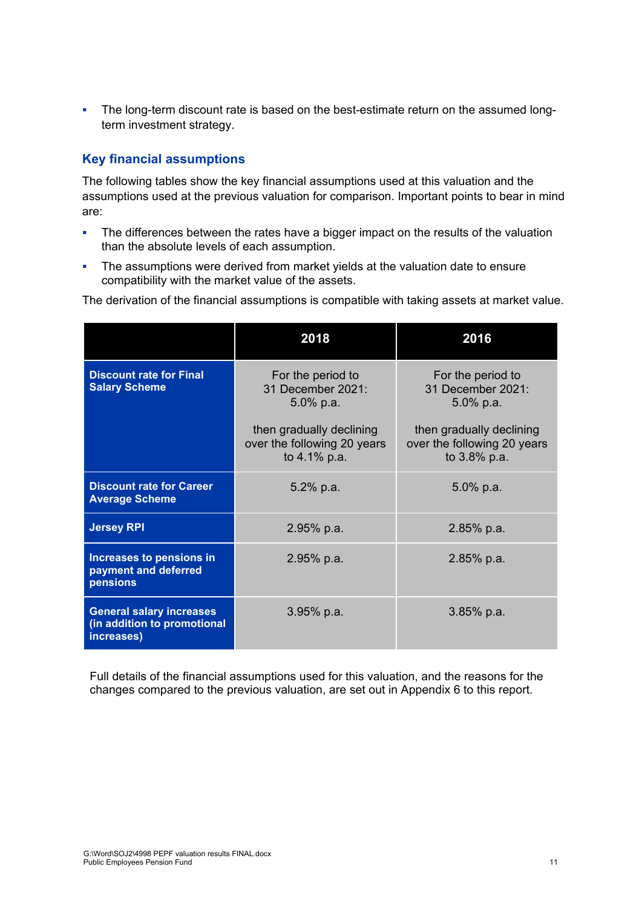- The long-term discount rate is based on the best-estimate return on the assumed long-term investment strategy.

## Key financial assumptions

The following tables show the key financial assumptions used at this valuation and the assumptions used at the previous valuation for comparison. Important points to bear in mind are:

- The differences between the rates have a bigger impact on the results of the valuation than the absolute levels of each assumption.
- The assumptions were derived from market yields at the valuation date to ensure compatibility with the market value of the assets.

The derivation of the financial assumptions is compatible with taking assets at market value.

| | 2018 | 2016 |
|---|---|---|
| **Discount rate for Final Salary Scheme** | For the period to 31 December 2021: 5.0% p.a.<br><br>then gradually declining over the following 20 years to 4.1% p.a. | For the period to 31 December 2021: 5.0% p.a.<br><br>then gradually declining over the following 20 years to 3.8% p.a. |
| **Discount rate for Career Average Scheme** | 5.2% p.a. | 5.0% p.a. |
| **Jersey RPI** | 2.95% p.a. | 2.85% p.a. |
| **Increases to pensions in payment and deferred pensions** | 2.95% p.a. | 2.85% p.a. |
| **General salary increases (in addition to promotional increases)** | 3.95% p.a. | 3.85% p.a. |

Full details of the financial assumptions used for this valuation, and the reasons for the changes compared to the previous valuation, are set out in Appendix 6 to this report.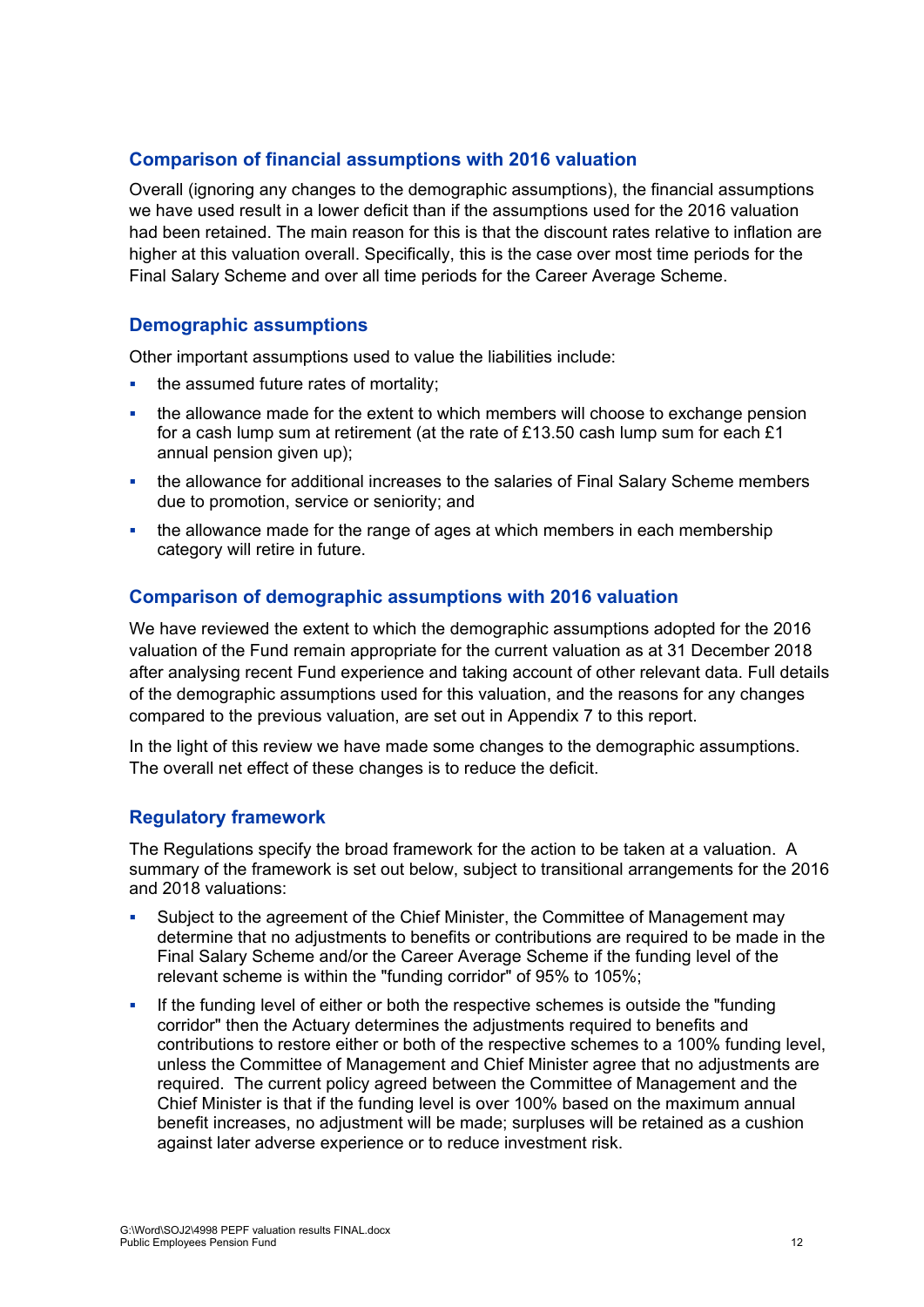### Comparison of financial assumptions with 2016 valuation

Overall (ignoring any changes to the demographic assumptions), the financial assumptions we have used result in a lower deficit than if the assumptions used for the 2016 valuation had been retained. The main reason for this is that the discount rates relative to inflation are higher at this valuation overall. Specifically, this is the case over most time periods for the Final Salary Scheme and over all time periods for the Career Average Scheme.

### Demographic assumptions

Other important assumptions used to value the liabilities include:

- the assumed future rates of mortality;
- the allowance made for the extent to which members will choose to exchange pension for a cash lump sum at retirement (at the rate of £13.50 cash lump sum for each £1 annual pension given up);
- the allowance for additional increases to the salaries of Final Salary Scheme members due to promotion, service or seniority; and
- the allowance made for the range of ages at which members in each membership category will retire in future.

### Comparison of demographic assumptions with 2016 valuation

We have reviewed the extent to which the demographic assumptions adopted for the 2016 valuation of the Fund remain appropriate for the current valuation as at 31 December 2018 after analysing recent Fund experience and taking account of other relevant data. Full details of the demographic assumptions used for this valuation, and the reasons for any changes compared to the previous valuation, are set out in Appendix 7 to this report.

In the light of this review we have made some changes to the demographic assumptions. The overall net effect of these changes is to reduce the deficit.

### Regulatory framework

The Regulations specify the broad framework for the action to be taken at a valuation. A summary of the framework is set out below, subject to transitional arrangements for the 2016 and 2018 valuations:

- Subject to the agreement of the Chief Minister, the Committee of Management may determine that no adjustments to benefits or contributions are required to be made in the Final Salary Scheme and/or the Career Average Scheme if the funding level of the relevant scheme is within the "funding corridor" of 95% to 105%;
- If the funding level of either or both the respective schemes is outside the "funding corridor" then the Actuary determines the adjustments required to benefits and contributions to restore either or both of the respective schemes to a 100% funding level, unless the Committee of Management and Chief Minister agree that no adjustments are required. The current policy agreed between the Committee of Management and the Chief Minister is that if the funding level is over 100% based on the maximum annual benefit increases, no adjustment will be made; surpluses will be retained as a cushion against later adverse experience or to reduce investment risk.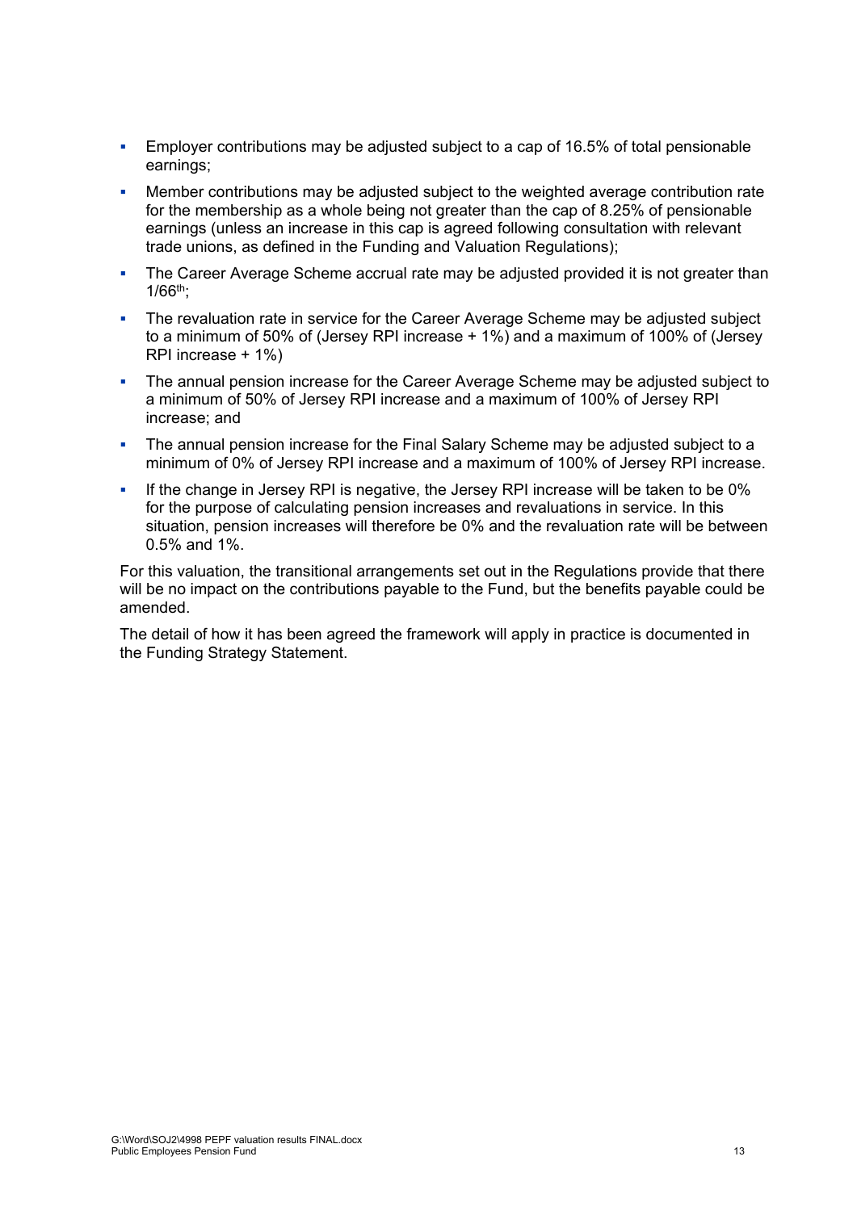- Employer contributions may be adjusted subject to a cap of 16.5% of total pensionable earnings;
- Member contributions may be adjusted subject to the weighted average contribution rate for the membership as a whole being not greater than the cap of 8.25% of pensionable earnings (unless an increase in this cap is agreed following consultation with relevant trade unions, as defined in the Funding and Valuation Regulations);
- The Career Average Scheme accrual rate may be adjusted provided it is not greater than $1/66^{th}$;
- The revaluation rate in service for the Career Average Scheme may be adjusted subject to a minimum of 50% of (Jersey RPI increase + 1%) and a maximum of 100% of (Jersey RPI increase + 1%)
- The annual pension increase for the Career Average Scheme may be adjusted subject to a minimum of 50% of Jersey RPI increase and a maximum of 100% of Jersey RPI increase; and
- The annual pension increase for the Final Salary Scheme may be adjusted subject to a minimum of 0% of Jersey RPI increase and a maximum of 100% of Jersey RPI increase.
- If the change in Jersey RPI is negative, the Jersey RPI increase will be taken to be 0% for the purpose of calculating pension increases and revaluations in service. In this situation, pension increases will therefore be 0% and the revaluation rate will be between 0.5% and 1%.

For this valuation, the transitional arrangements set out in the Regulations provide that there will be no impact on the contributions payable to the Fund, but the benefits payable could be amended.

The detail of how it has been agreed the framework will apply in practice is documented in the Funding Strategy Statement.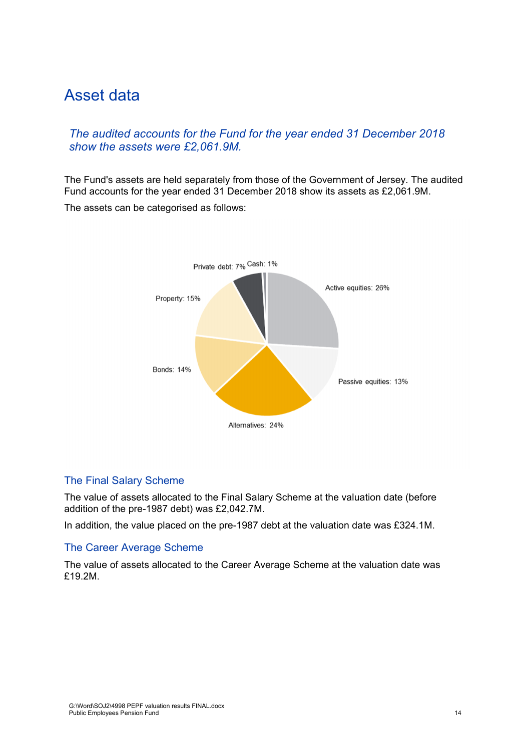# Asset data

*The audited accounts for the Fund for the year ended 31 December 2018 show the assets were £2,061.9M.*

The Fund's assets are held separately from those of the Government of Jersey. The audited Fund accounts for the year ended 31 December 2018 show its assets as £2,061.9M.

The assets can be categorised as follows:

Private debt: 7%
Cash: 1%
Active equities: 26%
Property: 15%
Bonds: 14%
Passive equities: 13%
Alternatives: 24%

## The Final Salary Scheme

The value of assets allocated to the Final Salary Scheme at the valuation date (before addition of the pre-1987 debt) was £2,042.7M.

In addition, the value placed on the pre-1987 debt at the valuation date was £324.1M.

## The Career Average Scheme

The value of assets allocated to the Career Average Scheme at the valuation date was £19.2M.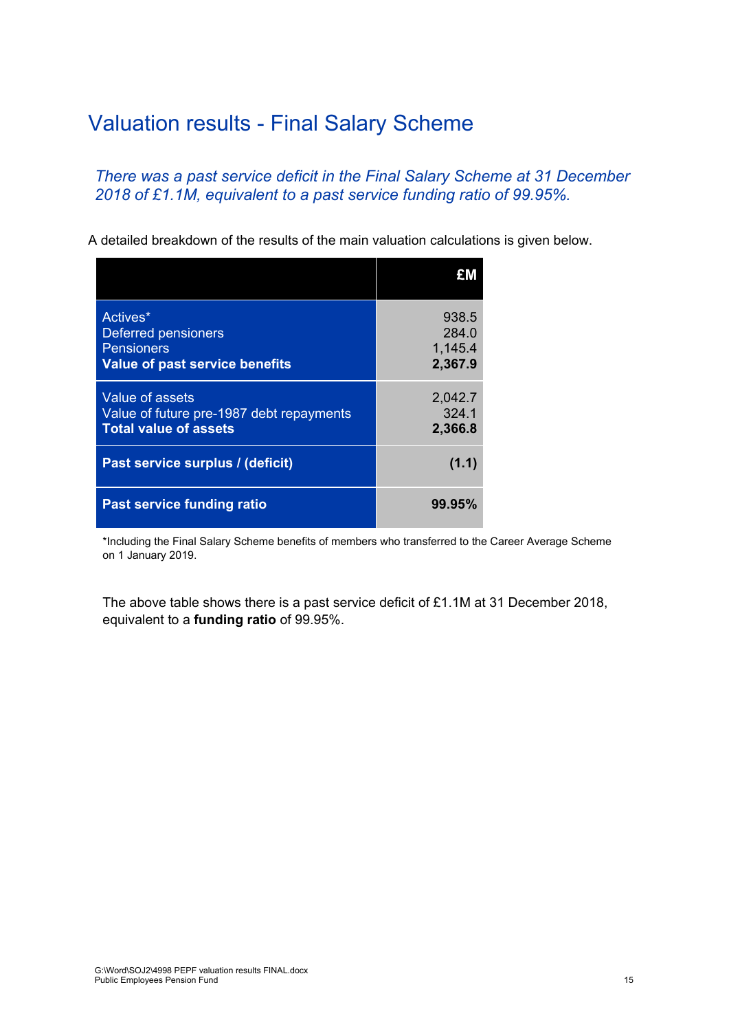# Valuation results - Final Salary Scheme

*There was a past service deficit in the Final Salary Scheme at 31 December 2018 of £1.1M, equivalent to a past service funding ratio of 99.95%.*

A detailed breakdown of the results of the main valuation calculations is given below.

| | £M |
|---|---:|
| Actives* | 938.5 |
| Deferred pensioners | 284.0 |
| Pensioners | 1,145.4 |
| **Value of past service benefits** | **2,367.9** |
| Value of assets | 2,042.7 |
| Value of future pre-1987 debt repayments | 324.1 |
| **Total value of assets** | **2,366.8** |
| **Past service surplus / (deficit)** | **(1.1)** |
| **Past service funding ratio** | **99.95%** |

*Including the Final Salary Scheme benefits of members who transferred to the Career Average Scheme on 1 January 2019.

The above table shows there is a past service deficit of £1.1M at 31 December 2018, equivalent to a **funding ratio** of 99.95%.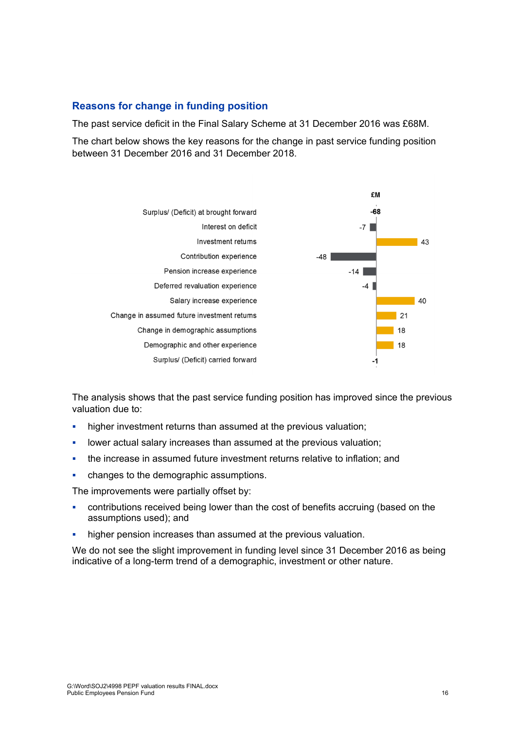## Reasons for change in funding position

The past service deficit in the Final Salary Scheme at 31 December 2016 was £68M.

The chart below shows the key reasons for the change in past service funding position between 31 December 2016 and 31 December 2018.

| | £M |
|---|---|
| Surplus/ (Deficit) at brought forward | -68 |
| Interest on deficit | -7 |
| Investment returns | 43 |
| Contribution experience | -48 |
| Pension increase experience | -14 |
| Deferred revaluation experience | -4 |
| Salary increase experience | 40 |
| Change in assumed future investment returns | 21 |
| Change in demographic assumptions | 18 |
| Demographic and other experience | 18 |
| Surplus/ (Deficit) carried forward | -1 |

The analysis shows that the past service funding position has improved since the previous valuation due to:

- higher investment returns than assumed at the previous valuation;
- lower actual salary increases than assumed at the previous valuation;
- the increase in assumed future investment returns relative to inflation; and
- changes to the demographic assumptions.

The improvements were partially offset by:

- contributions received being lower than the cost of benefits accruing (based on the assumptions used); and
- higher pension increases than assumed at the previous valuation.

We do not see the slight improvement in funding level since 31 December 2016 as being indicative of a long-term trend of a demographic, investment or other nature.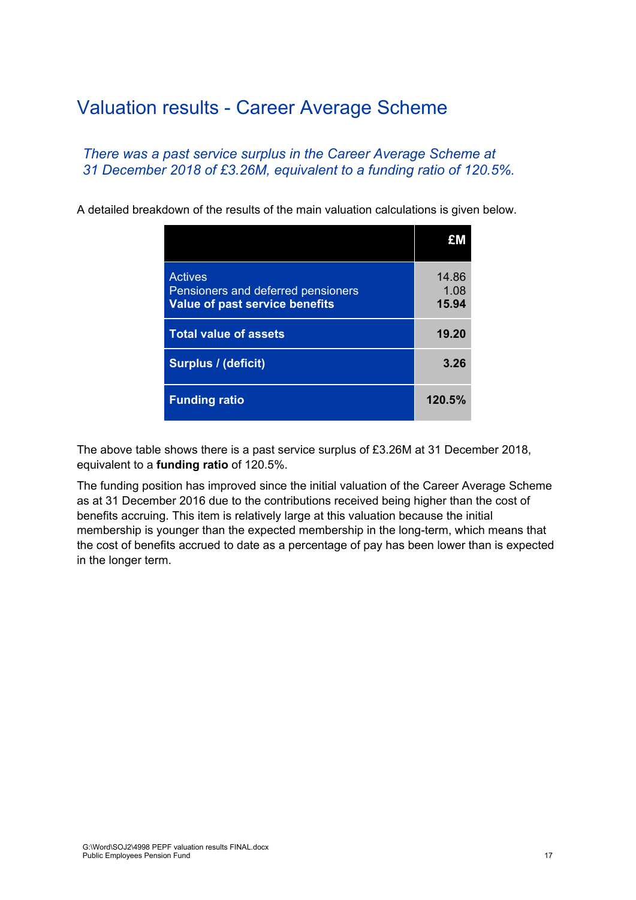# Valuation results - Career Average Scheme

*There was a past service surplus in the Career Average Scheme at 31 December 2018 of £3.26M, equivalent to a funding ratio of 120.5%.*

A detailed breakdown of the results of the main valuation calculations is given below.

| | £M |
|---|---|
| Actives | 14.86 |
| Pensioners and deferred pensioners | 1.08 |
| **Value of past service benefits** | **15.94** |
| **Total value of assets** | **19.20** |
| **Surplus / (deficit)** | **3.26** |
| **Funding ratio** | **120.5%** |

The above table shows there is a past service surplus of £3.26M at 31 December 2018, equivalent to a **funding ratio** of 120.5%.

The funding position has improved since the initial valuation of the Career Average Scheme as at 31 December 2016 due to the contributions received being higher than the cost of benefits accruing. This item is relatively large at this valuation because the initial membership is younger than the expected membership in the long-term, which means that the cost of benefits accrued to date as a percentage of pay has been lower than is expected in the longer term.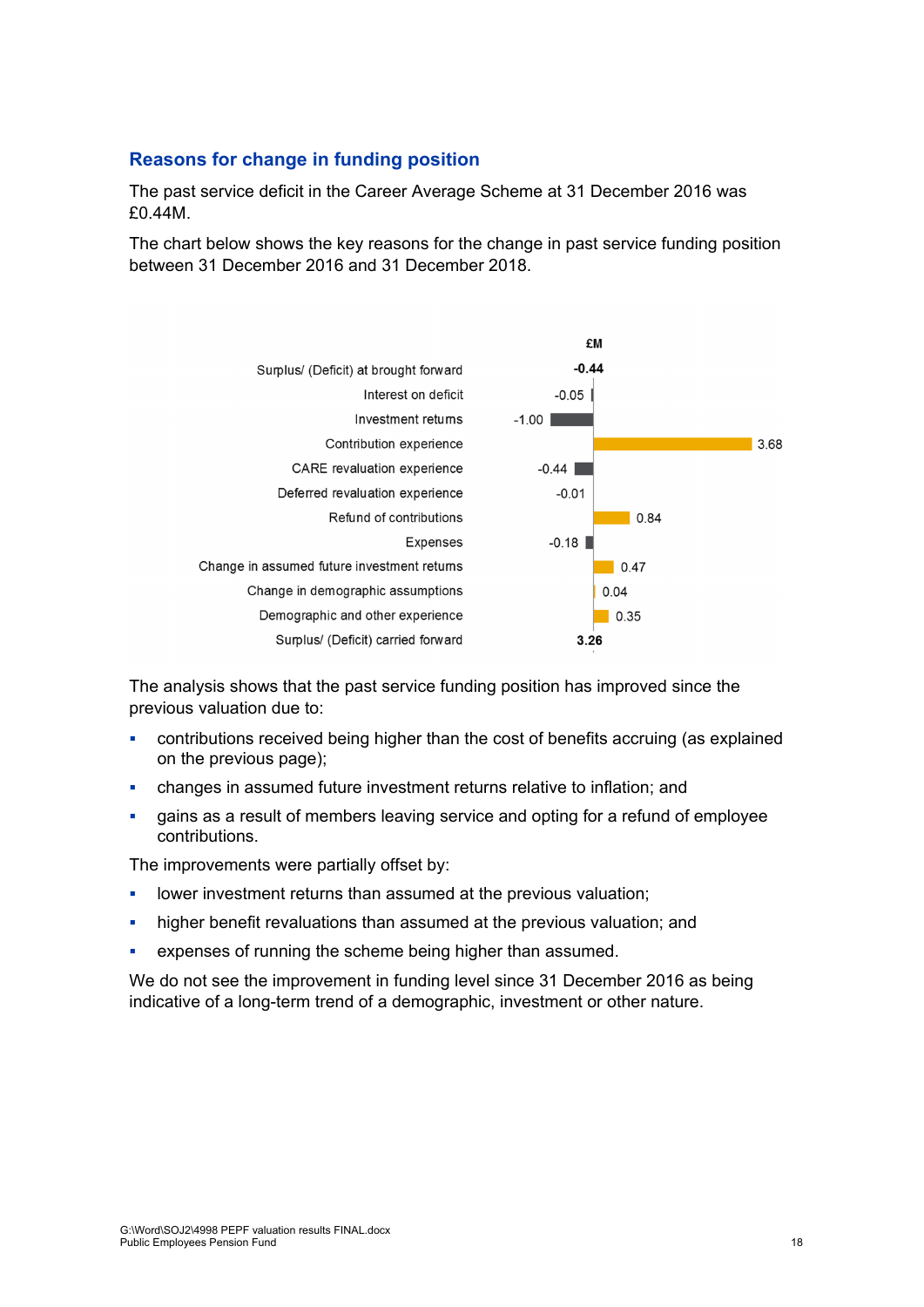## Reasons for change in funding position

The past service deficit in the Career Average Scheme at 31 December 2016 was £0.44M.

The chart below shows the key reasons for the change in past service funding position between 31 December 2016 and 31 December 2018.

| | £M |
|---|---|
| Surplus/ (Deficit) at brought forward | **-0.44** |
| Interest on deficit | -0.05 |
| Investment returns | -1.00 |
| Contribution experience | 3.68 |
| CARE revaluation experience | -0.44 |
| Deferred revaluation experience | -0.01 |
| Refund of contributions | 0.84 |
| Expenses | -0.18 |
| Change in assumed future investment returns | 0.47 |
| Change in demographic assumptions | 0.04 |
| Demographic and other experience | 0.35 |
| Surplus/ (Deficit) carried forward | **3.26** |

The analysis shows that the past service funding position has improved since the previous valuation due to:

- contributions received being higher than the cost of benefits accruing (as explained on the previous page);
- changes in assumed future investment returns relative to inflation; and
- gains as a result of members leaving service and opting for a refund of employee contributions.

The improvements were partially offset by:

- lower investment returns than assumed at the previous valuation;
- higher benefit revaluations than assumed at the previous valuation; and
- expenses of running the scheme being higher than assumed.

We do not see the improvement in funding level since 31 December 2016 as being indicative of a long-term trend of a demographic, investment or other nature.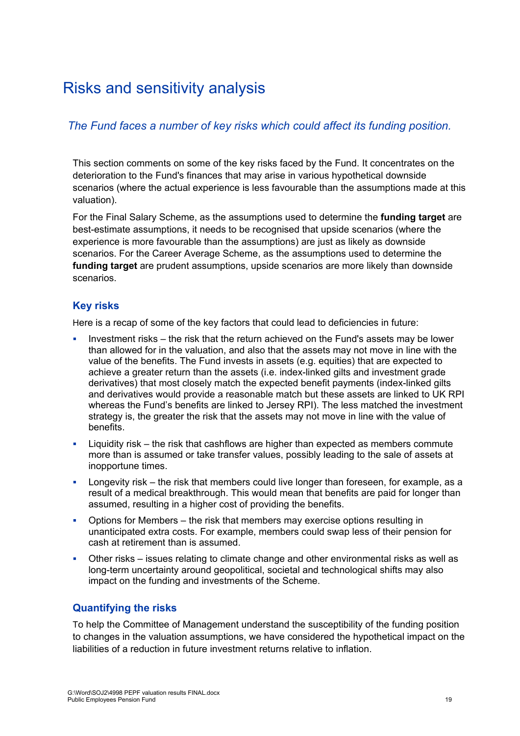# Risks and sensitivity analysis

*The Fund faces a number of key risks which could affect its funding position.*

This section comments on some of the key risks faced by the Fund. It concentrates on the deterioration to the Fund's finances that may arise in various hypothetical downside scenarios (where the actual experience is less favourable than the assumptions made at this valuation).

For the Final Salary Scheme, as the assumptions used to determine the **funding target** are best-estimate assumptions, it needs to be recognised that upside scenarios (where the experience is more favourable than the assumptions) are just as likely as downside scenarios. For the Career Average Scheme, as the assumptions used to determine the **funding target** are prudent assumptions, upside scenarios are more likely than downside scenarios.

## Key risks

Here is a recap of some of the key factors that could lead to deficiencies in future:

- Investment risks – the risk that the return achieved on the Fund's assets may be lower than allowed for in the valuation, and also that the assets may not move in line with the value of the benefits. The Fund invests in assets (e.g. equities) that are expected to achieve a greater return than the assets (i.e. index-linked gilts and investment grade derivatives) that most closely match the expected benefit payments (index-linked gilts and derivatives would provide a reasonable match but these assets are linked to UK RPI whereas the Fund's benefits are linked to Jersey RPI). The less matched the investment strategy is, the greater the risk that the assets may not move in line with the value of benefits.
- Liquidity risk – the risk that cashflows are higher than expected as members commute more than is assumed or take transfer values, possibly leading to the sale of assets at inopportune times.
- Longevity risk – the risk that members could live longer than foreseen, for example, as a result of a medical breakthrough. This would mean that benefits are paid for longer than assumed, resulting in a higher cost of providing the benefits.
- Options for Members – the risk that members may exercise options resulting in unanticipated extra costs. For example, members could swap less of their pension for cash at retirement than is assumed.
- Other risks – issues relating to climate change and other environmental risks as well as long-term uncertainty around geopolitical, societal and technological shifts may also impact on the funding and investments of the Scheme.

## Quantifying the risks

To help the Committee of Management understand the susceptibility of the funding position to changes in the valuation assumptions, we have considered the hypothetical impact on the liabilities of a reduction in future investment returns relative to inflation.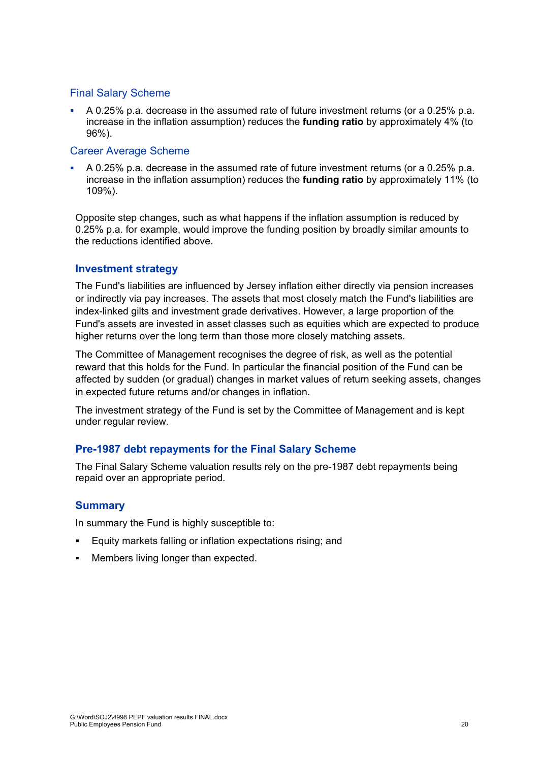### Final Salary Scheme

- A 0.25% p.a. decrease in the assumed rate of future investment returns (or a 0.25% p.a. increase in the inflation assumption) reduces the **funding ratio** by approximately 4% (to 96%).

### Career Average Scheme

- A 0.25% p.a. decrease in the assumed rate of future investment returns (or a 0.25% p.a. increase in the inflation assumption) reduces the **funding ratio** by approximately 11% (to 109%).

Opposite step changes, such as what happens if the inflation assumption is reduced by 0.25% p.a. for example, would improve the funding position by broadly similar amounts to the reductions identified above.

## Investment strategy

The Fund's liabilities are influenced by Jersey inflation either directly via pension increases or indirectly via pay increases. The assets that most closely match the Fund's liabilities are index-linked gilts and investment grade derivatives. However, a large proportion of the Fund's assets are invested in asset classes such as equities which are expected to produce higher returns over the long term than those more closely matching assets.

The Committee of Management recognises the degree of risk, as well as the potential reward that this holds for the Fund. In particular the financial position of the Fund can be affected by sudden (or gradual) changes in market values of return seeking assets, changes in expected future returns and/or changes in inflation.

The investment strategy of the Fund is set by the Committee of Management and is kept under regular review.

## Pre-1987 debt repayments for the Final Salary Scheme

The Final Salary Scheme valuation results rely on the pre-1987 debt repayments being repaid over an appropriate period.

## Summary

In summary the Fund is highly susceptible to:

- Equity markets falling or inflation expectations rising; and
- Members living longer than expected.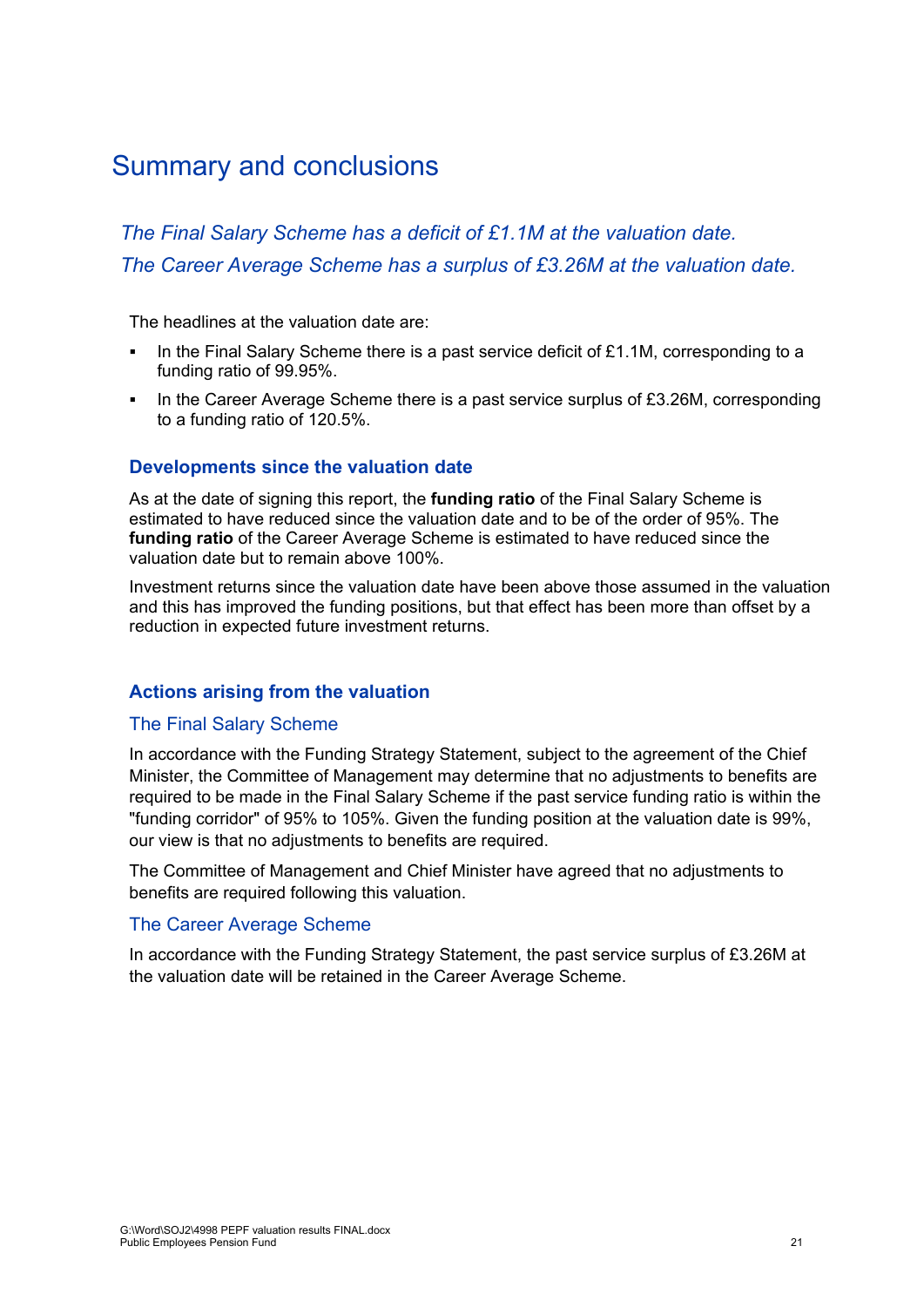// Summary and conclusions

*The Final Salary Scheme has a deficit of £1.1M at the valuation date.*
*The Career Average Scheme has a surplus of £3.26M at the valuation date.*

The headlines at the valuation date are:

- In the Final Salary Scheme there is a past service deficit of £1.1M, corresponding to a funding ratio of 99.95%.
- In the Career Average Scheme there is a past service surplus of £3.26M, corresponding to a funding ratio of 120.5%.

### Developments since the valuation date

As at the date of signing this report, the **funding ratio** of the Final Salary Scheme is estimated to have reduced since the valuation date and to be of the order of 95%. The **funding ratio** of the Career Average Scheme is estimated to have reduced since the valuation date but to remain above 100%.

Investment returns since the valuation date have been above those assumed in the valuation and this has improved the funding positions, but that effect has been more than offset by a reduction in expected future investment returns.

### Actions arising from the valuation

#### The Final Salary Scheme

In accordance with the Funding Strategy Statement, subject to the agreement of the Chief Minister, the Committee of Management may determine that no adjustments to benefits are required to be made in the Final Salary Scheme if the past service funding ratio is within the "funding corridor" of 95% to 105%. Given the funding position at the valuation date is 99%, our view is that no adjustments to benefits are required.

The Committee of Management and Chief Minister have agreed that no adjustments to benefits are required following this valuation.

#### The Career Average Scheme

In accordance with the Funding Strategy Statement, the past service surplus of £3.26M at the valuation date will be retained in the Career Average Scheme.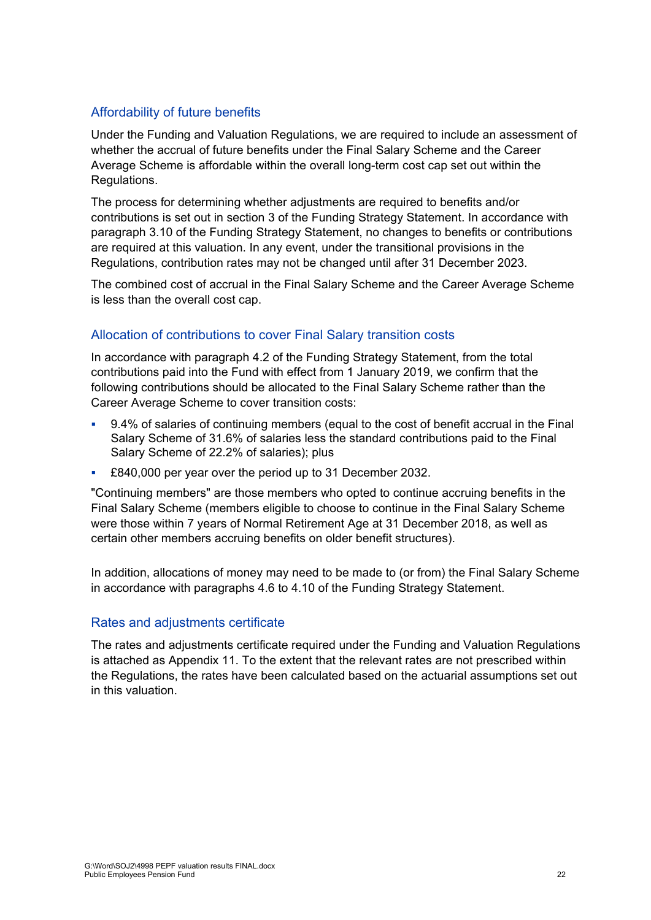## Affordability of future benefits

Under the Funding and Valuation Regulations, we are required to include an assessment of whether the accrual of future benefits under the Final Salary Scheme and the Career Average Scheme is affordable within the overall long-term cost cap set out within the Regulations.

The process for determining whether adjustments are required to benefits and/or contributions is set out in section 3 of the Funding Strategy Statement. In accordance with paragraph 3.10 of the Funding Strategy Statement, no changes to benefits or contributions are required at this valuation. In any event, under the transitional provisions in the Regulations, contribution rates may not be changed until after 31 December 2023.

The combined cost of accrual in the Final Salary Scheme and the Career Average Scheme is less than the overall cost cap.

## Allocation of contributions to cover Final Salary transition costs

In accordance with paragraph 4.2 of the Funding Strategy Statement, from the total contributions paid into the Fund with effect from 1 January 2019, we confirm that the following contributions should be allocated to the Final Salary Scheme rather than the Career Average Scheme to cover transition costs:

- 9.4% of salaries of continuing members (equal to the cost of benefit accrual in the Final Salary Scheme of 31.6% of salaries less the standard contributions paid to the Final Salary Scheme of 22.2% of salaries); plus
- £840,000 per year over the period up to 31 December 2032.

"Continuing members" are those members who opted to continue accruing benefits in the Final Salary Scheme (members eligible to choose to continue in the Final Salary Scheme were those within 7 years of Normal Retirement Age at 31 December 2018, as well as certain other members accruing benefits on older benefit structures).

In addition, allocations of money may need to be made to (or from) the Final Salary Scheme in accordance with paragraphs 4.6 to 4.10 of the Funding Strategy Statement.

## Rates and adjustments certificate

The rates and adjustments certificate required under the Funding and Valuation Regulations is attached as Appendix 11. To the extent that the relevant rates are not prescribed within the Regulations, the rates have been calculated based on the actuarial assumptions set out in this valuation.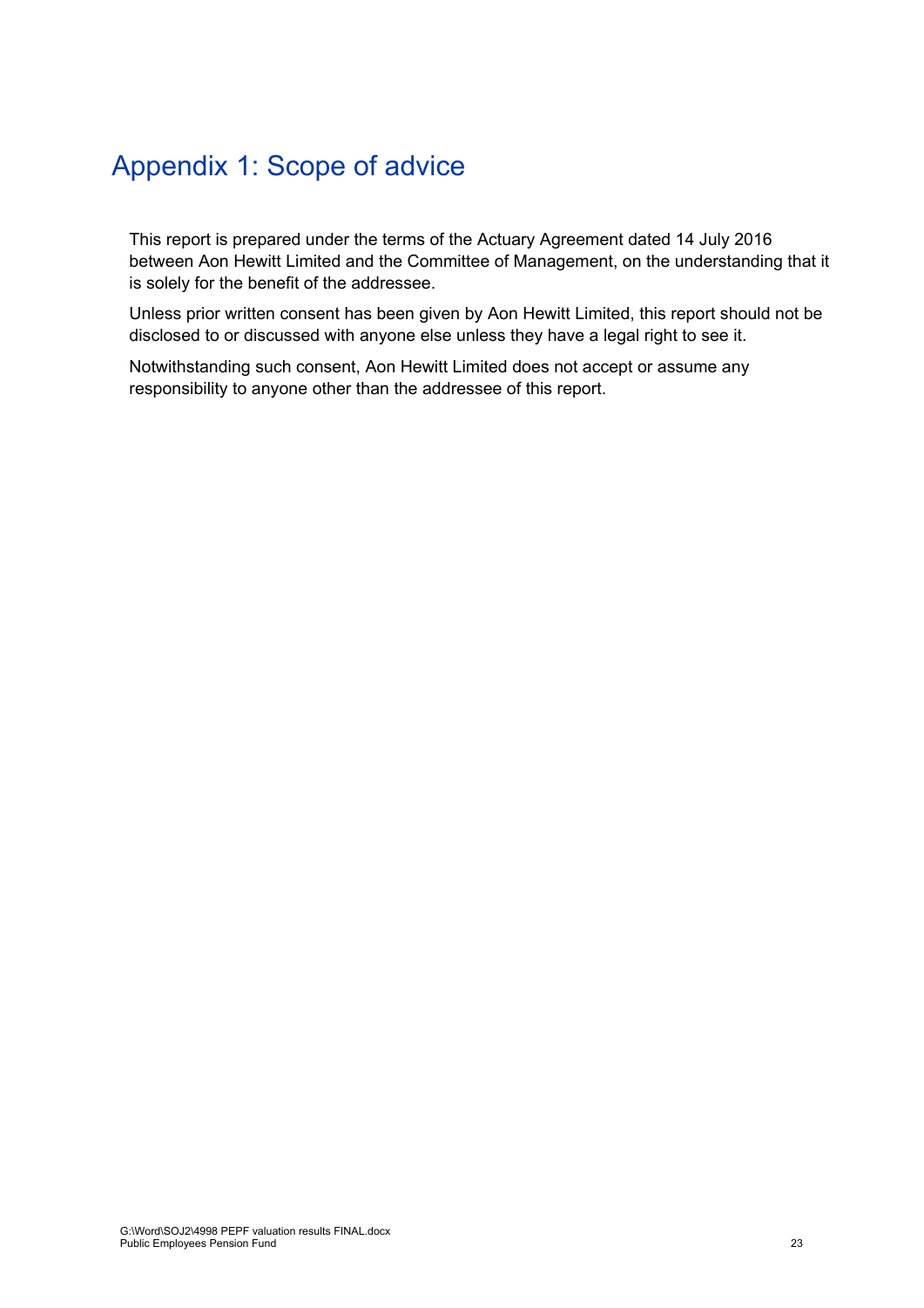# Appendix 1: Scope of advice

This report is prepared under the terms of the Actuary Agreement dated 14 July 2016 between Aon Hewitt Limited and the Committee of Management, on the understanding that it is solely for the benefit of the addressee.

Unless prior written consent has been given by Aon Hewitt Limited, this report should not be disclosed to or discussed with anyone else unless they have a legal right to see it.

Notwithstanding such consent, Aon Hewitt Limited does not accept or assume any responsibility to anyone other than the addressee of this report.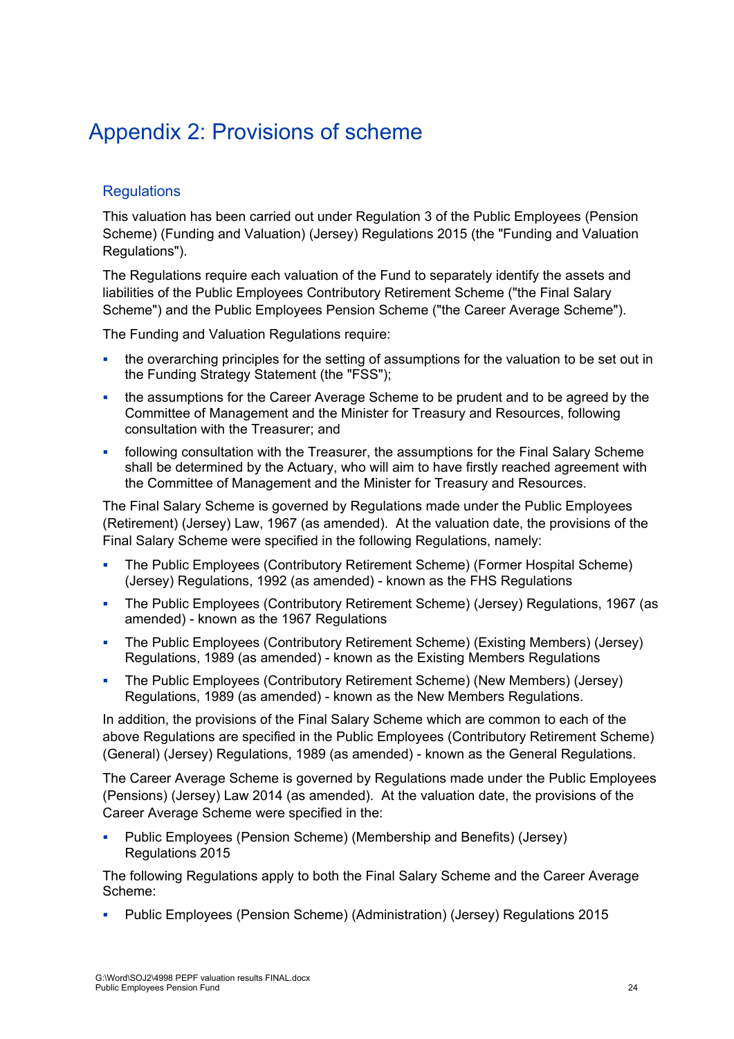# Appendix 2: Provisions of scheme

## Regulations

This valuation has been carried out under Regulation 3 of the Public Employees (Pension Scheme) (Funding and Valuation) (Jersey) Regulations 2015 (the "Funding and Valuation Regulations").

The Regulations require each valuation of the Fund to separately identify the assets and liabilities of the Public Employees Contributory Retirement Scheme ("the Final Salary Scheme") and the Public Employees Pension Scheme ("the Career Average Scheme").

The Funding and Valuation Regulations require:

- the overarching principles for the setting of assumptions for the valuation to be set out in the Funding Strategy Statement (the "FSS");
- the assumptions for the Career Average Scheme to be prudent and to be agreed by the Committee of Management and the Minister for Treasury and Resources, following consultation with the Treasurer; and
- following consultation with the Treasurer, the assumptions for the Final Salary Scheme shall be determined by the Actuary, who will aim to have firstly reached agreement with the Committee of Management and the Minister for Treasury and Resources.

The Final Salary Scheme is governed by Regulations made under the Public Employees (Retirement) (Jersey) Law, 1967 (as amended). At the valuation date, the provisions of the Final Salary Scheme were specified in the following Regulations, namely:

- The Public Employees (Contributory Retirement Scheme) (Former Hospital Scheme) (Jersey) Regulations, 1992 (as amended) - known as the FHS Regulations
- The Public Employees (Contributory Retirement Scheme) (Jersey) Regulations, 1967 (as amended) - known as the 1967 Regulations
- The Public Employees (Contributory Retirement Scheme) (Existing Members) (Jersey) Regulations, 1989 (as amended) - known as the Existing Members Regulations
- The Public Employees (Contributory Retirement Scheme) (New Members) (Jersey) Regulations, 1989 (as amended) - known as the New Members Regulations.

In addition, the provisions of the Final Salary Scheme which are common to each of the above Regulations are specified in the Public Employees (Contributory Retirement Scheme) (General) (Jersey) Regulations, 1989 (as amended) - known as the General Regulations.

The Career Average Scheme is governed by Regulations made under the Public Employees (Pensions) (Jersey) Law 2014 (as amended). At the valuation date, the provisions of the Career Average Scheme were specified in the:

- Public Employees (Pension Scheme) (Membership and Benefits) (Jersey) Regulations 2015

The following Regulations apply to both the Final Salary Scheme and the Career Average Scheme:

- Public Employees (Pension Scheme) (Administration) (Jersey) Regulations 2015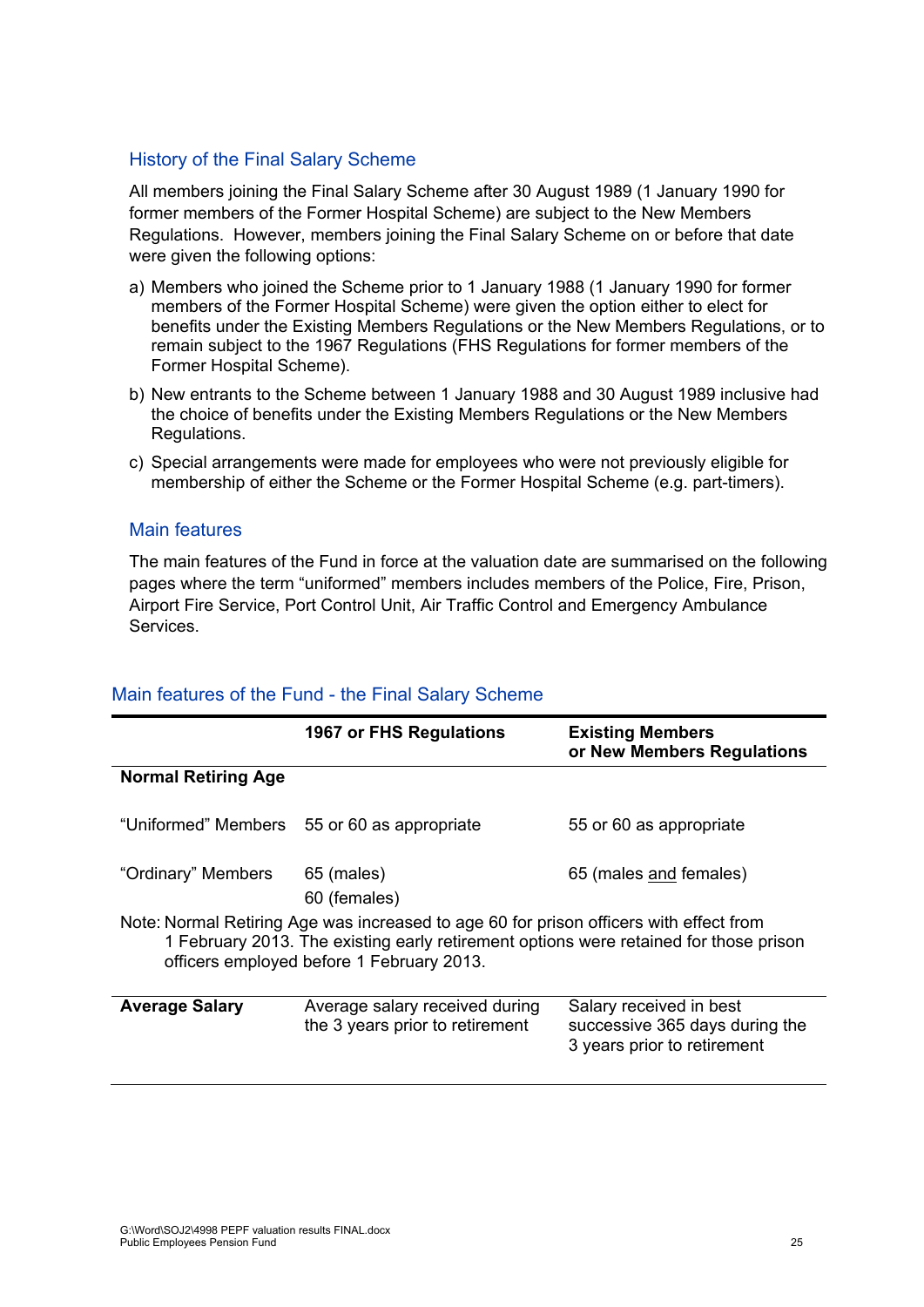## History of the Final Salary Scheme

All members joining the Final Salary Scheme after 30 August 1989 (1 January 1990 for former members of the Former Hospital Scheme) are subject to the New Members Regulations. However, members joining the Final Salary Scheme on or before that date were given the following options:

a) Members who joined the Scheme prior to 1 January 1988 (1 January 1990 for former members of the Former Hospital Scheme) were given the option either to elect for benefits under the Existing Members Regulations or the New Members Regulations, or to remain subject to the 1967 Regulations (FHS Regulations for former members of the Former Hospital Scheme).

b) New entrants to the Scheme between 1 January 1988 and 30 August 1989 inclusive had the choice of benefits under the Existing Members Regulations or the New Members Regulations.

c) Special arrangements were made for employees who were not previously eligible for membership of either the Scheme or the Former Hospital Scheme (e.g. part-timers).

## Main features

The main features of the Fund in force at the valuation date are summarised on the following pages where the term "uniformed" members includes members of the Police, Fire, Prison, Airport Fire Service, Port Control Unit, Air Traffic Control and Emergency Ambulance Services.

## Main features of the Fund - the Final Salary Scheme

| | **1967 or FHS Regulations** | **Existing Members or New Members Regulations** |
|---|---|---|
| **Normal Retiring Age** | | |
| "Uniformed" Members | 55 or 60 as appropriate | 55 or 60 as appropriate |
| "Ordinary" Members | 65 (males)<br>60 (females) | 65 (males and females) |
| Note: Normal Retiring Age was increased to age 60 for prison officers with effect from 1 February 2013. The existing early retirement options were retained for those prison officers employed before 1 February 2013. | | |
| **Average Salary** | Average salary received during the 3 years prior to retirement | Salary received in best successive 365 days during the 3 years prior to retirement |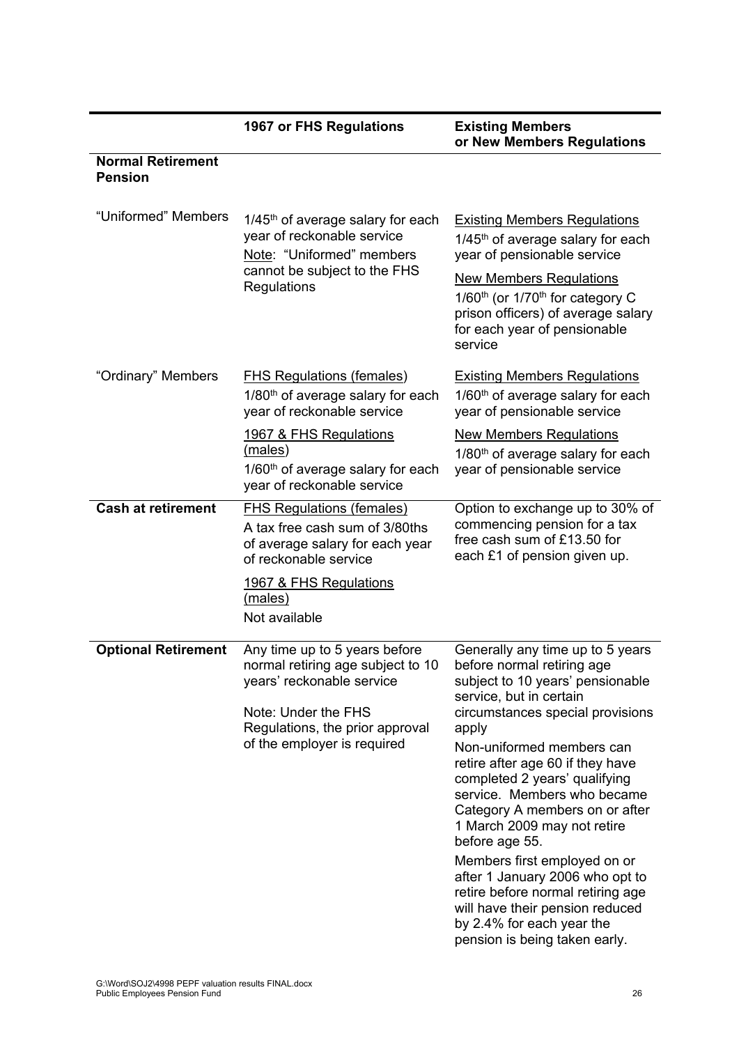| | 1967 or FHS Regulations | Existing Members or New Members Regulations |
|---|---|---|
| **Normal Retirement Pension** | | |
| "Uniformed" Members | 1/45th of average salary for each year of reckonable service<br>Note: "Uniformed" members cannot be subject to the FHS Regulations | Existing Members Regulations<br>1/45th of average salary for each year of pensionable service<br>New Members Regulations<br>1/60th (or 1/70th for category C prison officers) of average salary for each year of pensionable service |
| "Ordinary" Members | FHS Regulations (females)<br>1/80th of average salary for each year of reckonable service<br>1967 & FHS Regulations (males)<br>1/60th of average salary for each year of reckonable service | Existing Members Regulations<br>1/60th of average salary for each year of pensionable service<br>New Members Regulations<br>1/80th of average salary for each year of pensionable service |
| **Cash at retirement** | FHS Regulations (females)<br>A tax free cash sum of 3/80ths of average salary for each year of reckonable service<br>1967 & FHS Regulations (males)<br>Not available | Option to exchange up to 30% of commencing pension for a tax free cash sum of £13.50 for each £1 of pension given up. |
| **Optional Retirement** | Any time up to 5 years before normal retiring age subject to 10 years' reckonable service<br>Note: Under the FHS Regulations, the prior approval of the employer is required | Generally any time up to 5 years before normal retiring age subject to 10 years' pensionable service, but in certain circumstances special provisions apply<br>Non-uniformed members can retire after age 60 if they have completed 2 years' qualifying service. Members who became Category A members on or after 1 March 2009 may not retire before age 55.<br>Members first employed on or after 1 January 2006 who opt to retire before normal retiring age will have their pension reduced by 2.4% for each year the pension is being taken early. |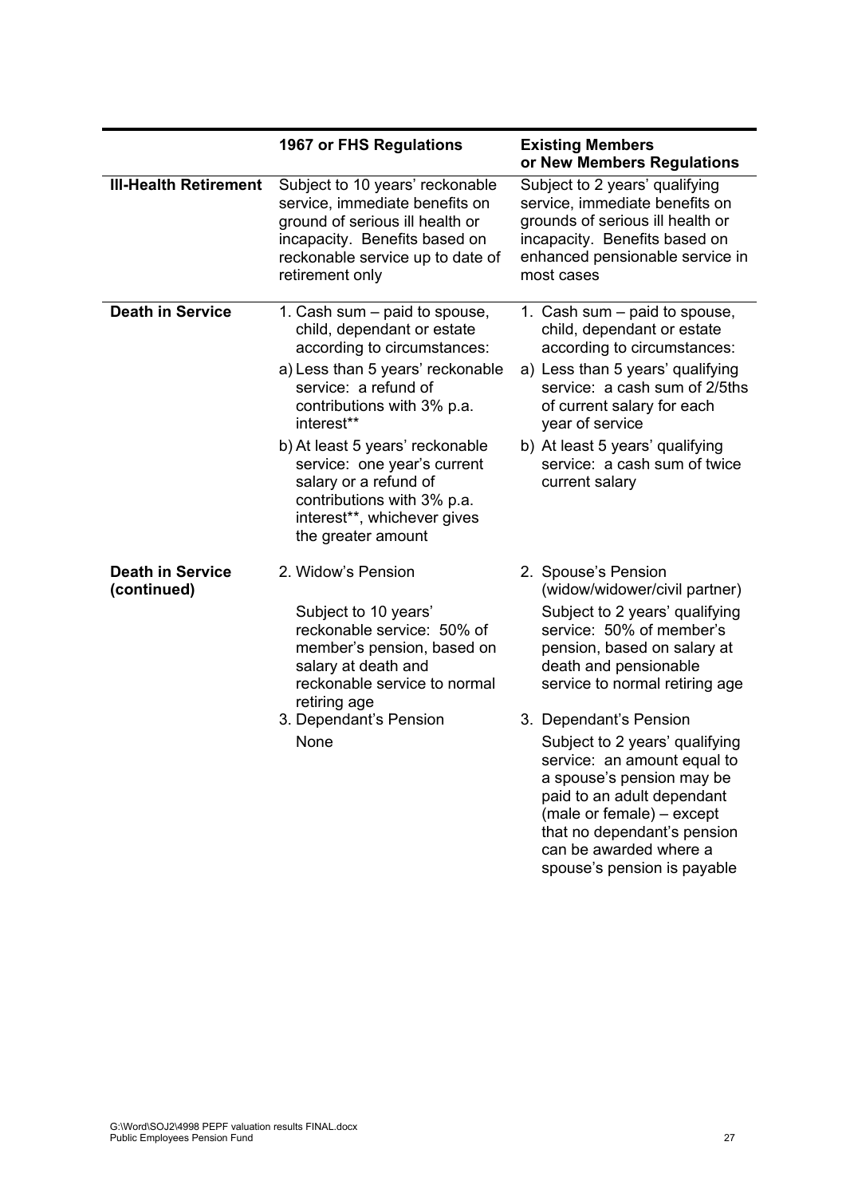| | 1967 or FHS Regulations | Existing Members or New Members Regulations |
|---|---|---|
| **Ill-Health Retirement** | Subject to 10 years' reckonable service, immediate benefits on ground of serious ill health or incapacity. Benefits based on reckonable service up to date of retirement only | Subject to 2 years' qualifying service, immediate benefits on grounds of serious ill health or incapacity. Benefits based on enhanced pensionable service in most cases |
| **Death in Service** | 1. Cash sum – paid to spouse, child, dependant or estate according to circumstances:<br>a) Less than 5 years' reckonable service: a refund of contributions with 3% p.a. interest**<br>b) At least 5 years' reckonable service: one year's current salary or a refund of contributions with 3% p.a. interest**, whichever gives the greater amount | 1. Cash sum – paid to spouse, child, dependant or estate according to circumstances:<br>a) Less than 5 years' qualifying service: a cash sum of 2/5ths of current salary for each year of service<br>b) At least 5 years' qualifying service: a cash sum of twice current salary |
| **Death in Service (continued)** | 2. Widow's Pension<br>Subject to 10 years' reckonable service: 50% of member's pension, based on salary at death and reckonable service to normal retiring age<br>3. Dependant's Pension<br>None | 2. Spouse's Pension (widow/widower/civil partner)<br>Subject to 2 years' qualifying service: 50% of member's pension, based on salary at death and pensionable service to normal retiring age<br>3. Dependant's Pension<br>Subject to 2 years' qualifying service: an amount equal to a spouse's pension may be paid to an adult dependant (male or female) – except that no dependant's pension can be awarded where a spouse's pension is payable |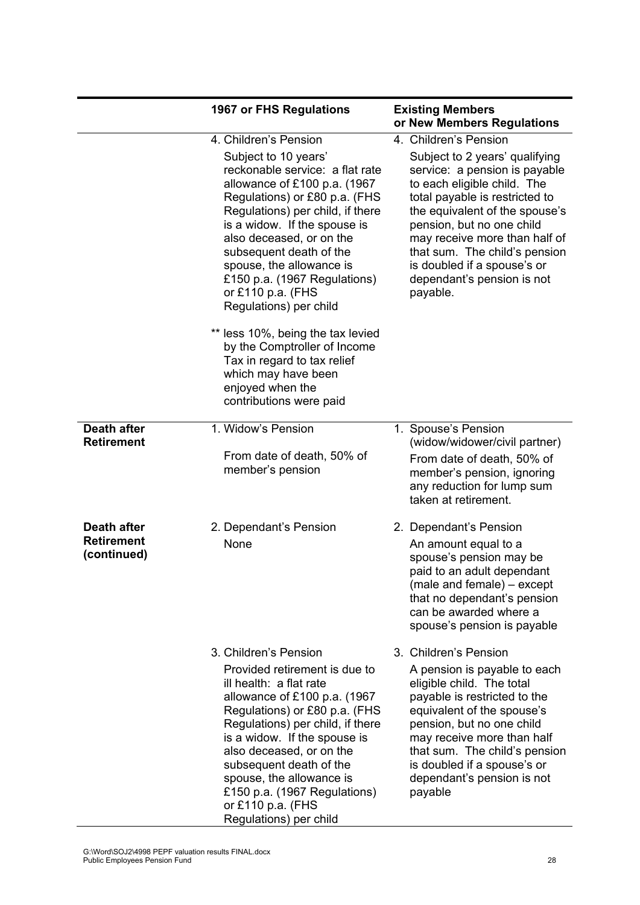| | 1967 or FHS Regulations | Existing Members or New Members Regulations |
|---|---|---|
| | 4. Children's Pension<br><br>Subject to 10 years' reckonable service: a flat rate allowance of £100 p.a. (1967 Regulations) or £80 p.a. (FHS Regulations) per child, if there is a widow. If the spouse is also deceased, or on the subsequent death of the spouse, the allowance is £150 p.a. (1967 Regulations) or £110 p.a. (FHS Regulations) per child<br><br>** less 10%, being the tax levied by the Comptroller of Income Tax in regard to tax relief which may have been enjoyed when the contributions were paid | 4. Children's Pension<br><br>Subject to 2 years' qualifying service: a pension is payable to each eligible child. The total payable is restricted to the equivalent of the spouse's pension, but no one child may receive more than half of that sum. The child's pension is doubled if a spouse's or dependant's pension is not payable. |
| **Death after Retirement** | 1. Widow's Pension<br><br>From date of death, 50% of member's pension | 1. Spouse's Pension (widow/widower/civil partner)<br><br>From date of death, 50% of member's pension, ignoring any reduction for lump sum taken at retirement. |
| **Death after Retirement (continued)** | 2. Dependant's Pension<br><br>None | 2. Dependant's Pension<br><br>An amount equal to a spouse's pension may be paid to an adult dependant (male and female) – except that no dependant's pension can be awarded where a spouse's pension is payable |
| | 3. Children's Pension<br><br>Provided retirement is due to ill health: a flat rate allowance of £100 p.a. (1967 Regulations) or £80 p.a. (FHS Regulations) per child, if there is a widow. If the spouse is also deceased, or on the subsequent death of the spouse, the allowance is £150 p.a. (1967 Regulations) or £110 p.a. (FHS Regulations) per child | 3. Children's Pension<br><br>A pension is payable to each eligible child. The total payable is restricted to the equivalent of the spouse's pension, but no one child may receive more than half that sum. The child's pension is doubled if a spouse's or dependant's pension is not payable |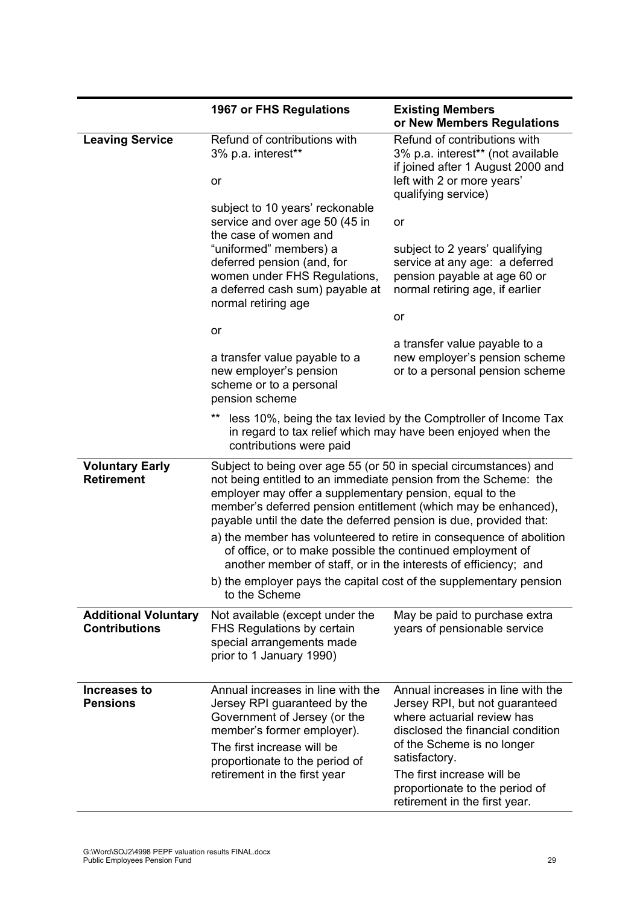| | 1967 or FHS Regulations | Existing Members or New Members Regulations |
|---|---|---|
| **Leaving Service** | Refund of contributions with 3% p.a. interest**<br><br>or<br><br>subject to 10 years' reckonable service and over age 50 (45 in the case of women and "uniformed" members) a deferred pension (and, for women under FHS Regulations, a deferred cash sum) payable at normal retiring age<br><br>or<br><br>a transfer value payable to a new employer's pension scheme or to a personal pension scheme | Refund of contributions with 3% p.a. interest** (not available if joined after 1 August 2000 and left with 2 or more years' qualifying service)<br><br>or<br><br>subject to 2 years' qualifying service at any age: a deferred pension payable at age 60 or normal retiring age, if earlier<br><br>or<br><br>a transfer value payable to a new employer's pension scheme or to a personal pension scheme |
| | ** less 10%, being the tax levied by the Comptroller of Income Tax in regard to tax relief which may have been enjoyed when the contributions were paid | |
| **Voluntary Early Retirement** | Subject to being over age 55 (or 50 in special circumstances) and not being entitled to an immediate pension from the Scheme: the employer may offer a supplementary pension, equal to the member's deferred pension entitlement (which may be enhanced), payable until the date the deferred pension is due, provided that:<br><br>a) the member has volunteered to retire in consequence of abolition of office, or to make possible the continued employment of another member of staff, or in the interests of efficiency; and<br><br>b) the employer pays the capital cost of the supplementary pension to the Scheme | |
| **Additional Voluntary Contributions** | Not available (except under the FHS Regulations by certain special arrangements made prior to 1 January 1990) | May be paid to purchase extra years of pensionable service |
| **Increases to Pensions** | Annual increases in line with the Jersey RPI guaranteed by the Government of Jersey (or the member's former employer).<br><br>The first increase will be proportionate to the period of retirement in the first year | Annual increases in line with the Jersey RPI, but not guaranteed where actuarial review has disclosed the financial condition of the Scheme is no longer satisfactory.<br><br>The first increase will be proportionate to the period of retirement in the first year. |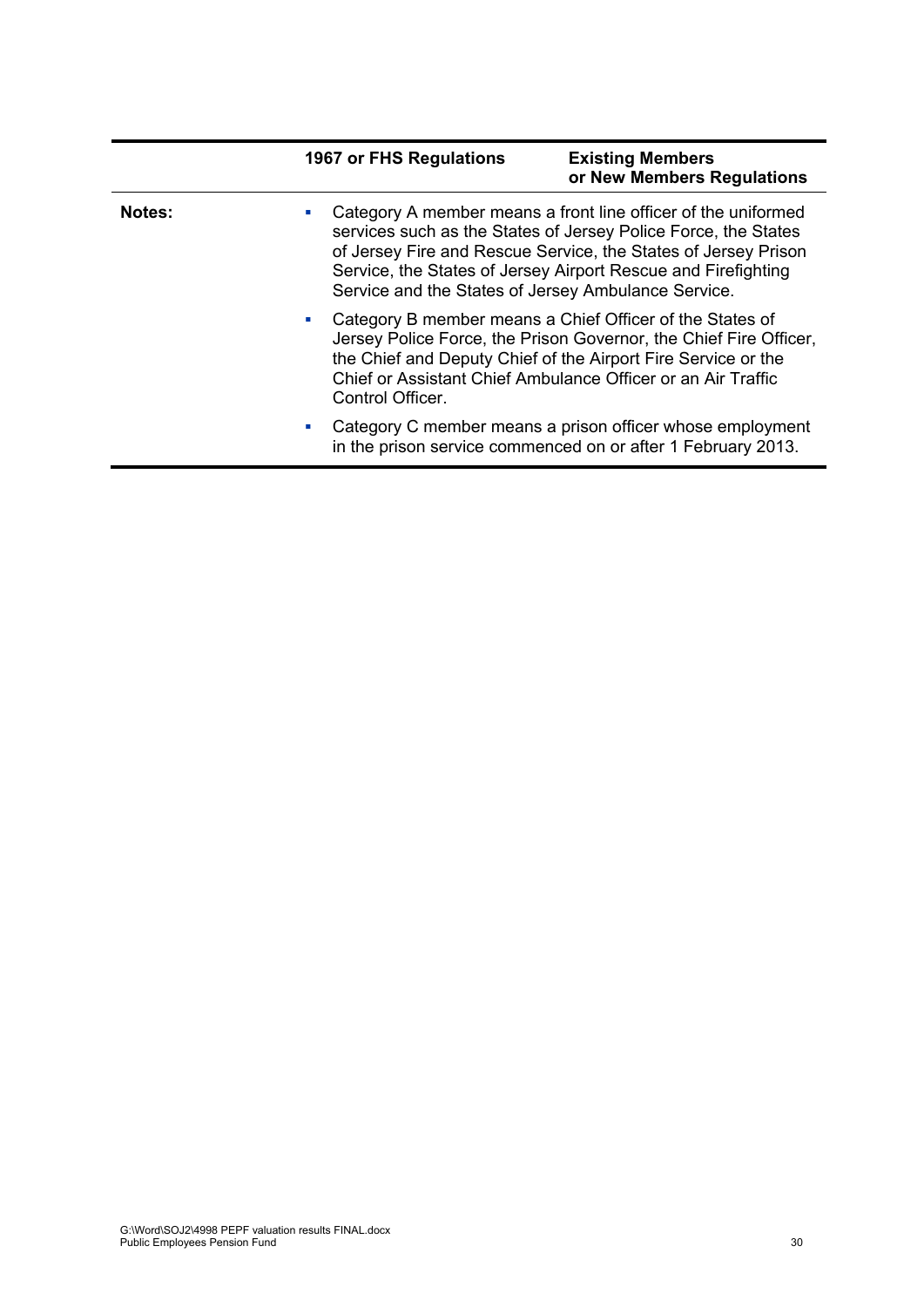| | 1967 or FHS Regulations | Existing Members or New Members Regulations |
|---|---|---|
| **Notes:** | ▪ Category A member means a front line officer of the uniformed services such as the States of Jersey Police Force, the States of Jersey Fire and Rescue Service, the States of Jersey Prison Service, the States of Jersey Airport Rescue and Firefighting Service and the States of Jersey Ambulance Service.<br>▪ Category B member means a Chief Officer of the States of Jersey Police Force, the Prison Governor, the Chief Fire Officer, the Chief and Deputy Chief of the Airport Fire Service or the Chief or Assistant Chief Ambulance Officer or an Air Traffic Control Officer.<br>▪ Category C member means a prison officer whose employment in the prison service commenced on or after 1 February 2013. | |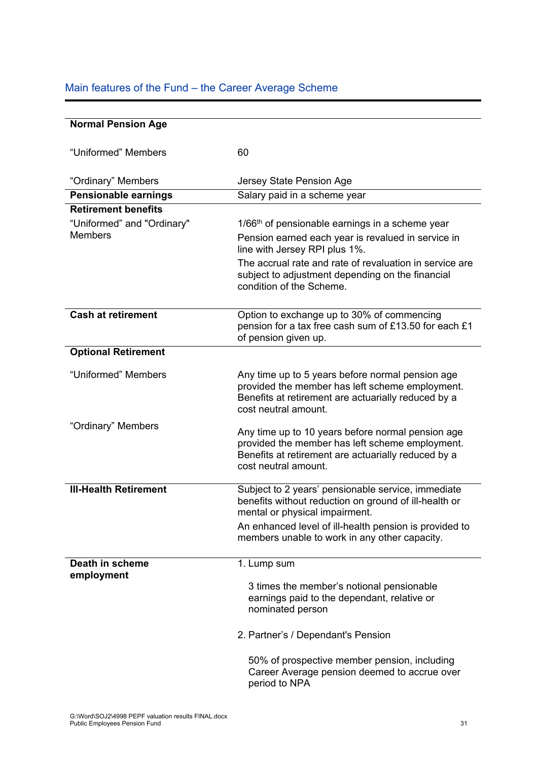## Main features of the Fund – the Career Average Scheme

| | |
|---|---|
| **Normal Pension Age** | |
| "Uniformed" Members | 60 |
| "Ordinary" Members | Jersey State Pension Age |
| **Pensionable earnings** | Salary paid in a scheme year |
| **Retirement benefits** | |
| "Uniformed" and "Ordinary" Members | 1/66th of pensionable earnings in a scheme year<br>Pension earned each year is revalued in service in line with Jersey RPI plus 1%.<br>The accrual rate and rate of revaluation in service are subject to adjustment depending on the financial condition of the Scheme. |
| **Cash at retirement** | Option to exchange up to 30% of commencing pension for a tax free cash sum of £13.50 for each £1 of pension given up. |
| **Optional Retirement** | |
| "Uniformed" Members | Any time up to 5 years before normal pension age provided the member has left scheme employment. Benefits at retirement are actuarially reduced by a cost neutral amount. |
| "Ordinary" Members | Any time up to 10 years before normal pension age provided the member has left scheme employment. Benefits at retirement are actuarially reduced by a cost neutral amount. |
| **Ill-Health Retirement** | Subject to 2 years' pensionable service, immediate benefits without reduction on ground of ill-health or mental or physical impairment.<br>An enhanced level of ill-health pension is provided to members unable to work in any other capacity. |
| **Death in scheme employment** | 1. Lump sum<br>3 times the member's notional pensionable earnings paid to the dependant, relative or nominated person<br>2. Partner's / Dependant's Pension<br>50% of prospective member pension, including Career Average pension deemed to accrue over period to NPA |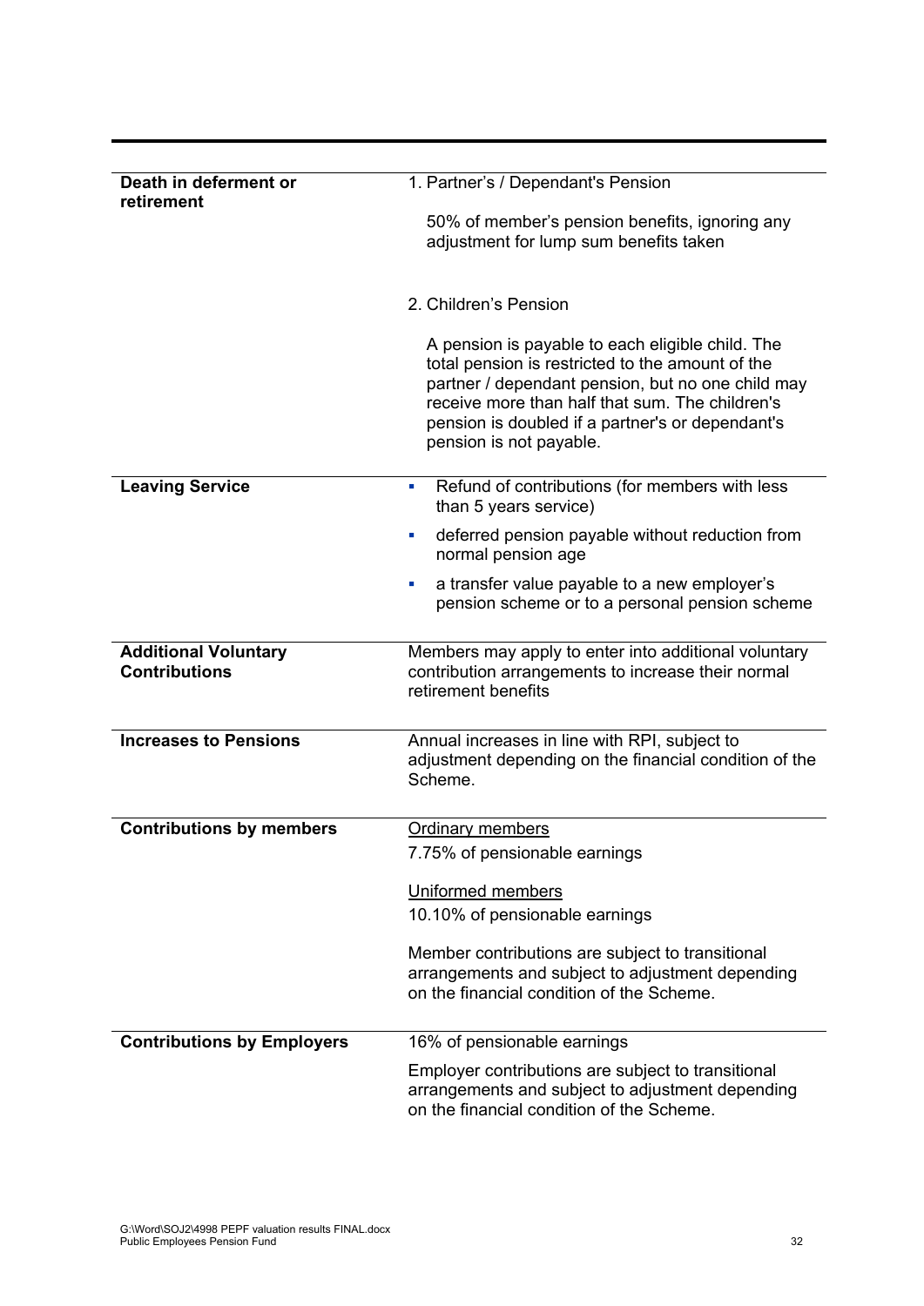| | |
|---|---|
| **Death in deferment or retirement** | 1. Partner's / Dependant's Pension<br><br>50% of member's pension benefits, ignoring any adjustment for lump sum benefits taken<br><br>2. Children's Pension<br><br>A pension is payable to each eligible child. The total pension is restricted to the amount of the partner / dependant pension, but no one child may receive more than half that sum. The children's pension is doubled if a partner's or dependant's pension is not payable. |
| **Leaving Service** | ▪ Refund of contributions (for members with less than 5 years service)<br>▪ deferred pension payable without reduction from normal pension age<br>▪ a transfer value payable to a new employer's pension scheme or to a personal pension scheme |
| **Additional Voluntary Contributions** | Members may apply to enter into additional voluntary contribution arrangements to increase their normal retirement benefits |
| **Increases to Pensions** | Annual increases in line with RPI, subject to adjustment depending on the financial condition of the Scheme. |
| **Contributions by members** | <u>Ordinary members</u><br>7.75% of pensionable earnings<br><br><u>Uniformed members</u><br>10.10% of pensionable earnings<br><br>Member contributions are subject to transitional arrangements and subject to adjustment depending on the financial condition of the Scheme. |
| **Contributions by Employers** | 16% of pensionable earnings<br><br>Employer contributions are subject to transitional arrangements and subject to adjustment depending on the financial condition of the Scheme. |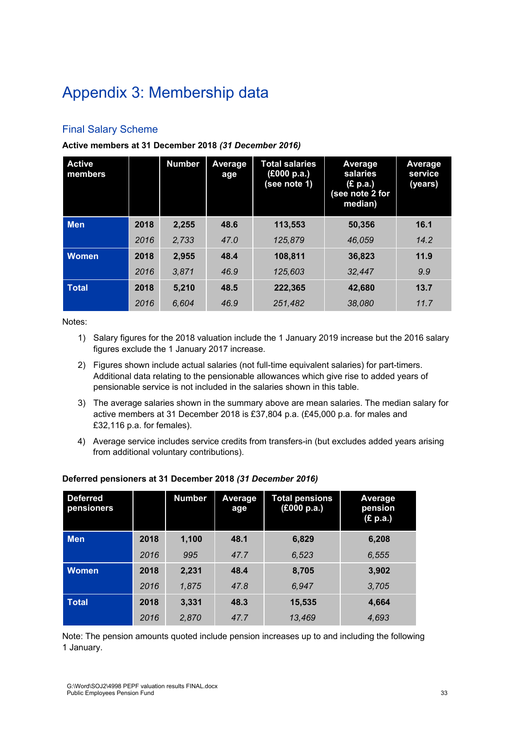# Appendix 3: Membership data

## Final Salary Scheme

**Active members at 31 December 2018 *(31 December 2016)***

| Active members | | Number | Average age | Total salaries (£000 p.a.) (see note 1) | Average salaries (£ p.a.) (see note 2 for median) | Average service (years) |
|---|---|---|---|---|---|---|
| **Men** | **2018** | **2,255** | **48.6** | **113,553** | **50,356** | **16.1** |
| | *2016* | *2,733* | *47.0* | *125,879* | *46,059* | *14.2* |
| **Women** | **2018** | **2,955** | **48.4** | **108,811** | **36,823** | **11.9** |
| | *2016* | *3,871* | *46.9* | *125,603* | *32,447* | *9.9* |
| **Total** | **2018** | **5,210** | **48.5** | **222,365** | **42,680** | **13.7** |
| | *2016* | *6,604* | *46.9* | *251,482* | *38,080* | *11.7* |

Notes:

1) Salary figures for the 2018 valuation include the 1 January 2019 increase but the 2016 salary figures exclude the 1 January 2017 increase.
2) Figures shown include actual salaries (not full-time equivalent salaries) for part-timers. Additional data relating to the pensionable allowances which give rise to added years of pensionable service is not included in the salaries shown in this table.
3) The average salaries shown in the summary above are mean salaries. The median salary for active members at 31 December 2018 is £37,804 p.a. (£45,000 p.a. for males and £32,116 p.a. for females).
4) Average service includes service credits from transfers-in (but excludes added years arising from additional voluntary contributions).

**Deferred pensioners at 31 December 2018 *(31 December 2016)***

| Deferred pensioners | | Number | Average age | Total pensions (£000 p.a.) | Average pension (£ p.a.) |
|---|---|---|---|---|---|
| **Men** | **2018** | **1,100** | **48.1** | **6,829** | **6,208** |
| | *2016* | *995* | *47.7* | *6,523* | *6,555* |
| **Women** | **2018** | **2,231** | **48.4** | **8,705** | **3,902** |
| | *2016* | *1,875* | *47.8* | *6,947* | *3,705* |
| **Total** | **2018** | **3,331** | **48.3** | **15,535** | **4,664** |
| | *2016* | *2,870* | *47.7* | *13,469* | *4,693* |

Note: The pension amounts quoted include pension increases up to and including the following 1 January.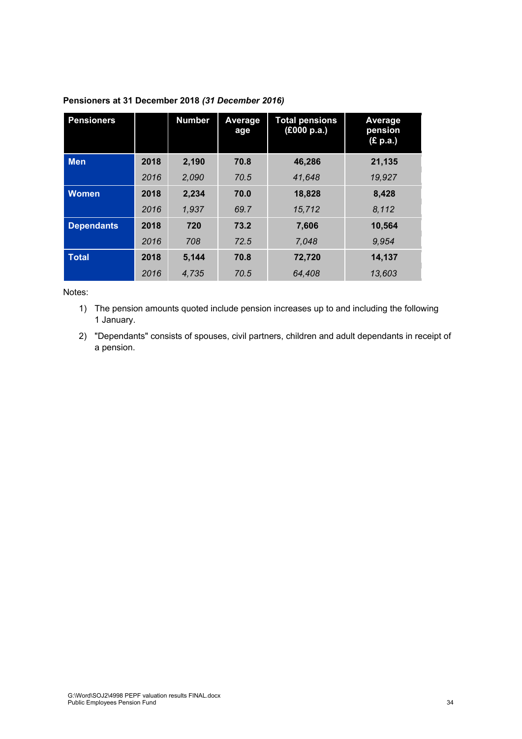**Pensioners at 31 December 2018** ***(31 December 2016)***

| Pensioners | | Number | Average age | Total pensions (£000 p.a.) | Average pension (£ p.a.) |
|---|---|---|---|---|---|
| **Men** | **2018** | **2,190** | **70.8** | **46,286** | **21,135** |
| | *2016* | *2,090* | *70.5* | *41,648* | *19,927* |
| **Women** | **2018** | **2,234** | **70.0** | **18,828** | **8,428** |
| | *2016* | *1,937* | *69.7* | *15,712* | *8,112* |
| **Dependants** | **2018** | **720** | **73.2** | **7,606** | **10,564** |
| | *2016* | *708* | *72.5* | *7,048* | *9,954* |
| **Total** | **2018** | **5,144** | **70.8** | **72,720** | **14,137** |
| | *2016* | *4,735* | *70.5* | *64,408* | *13,603* |

Notes:

1) The pension amounts quoted include pension increases up to and including the following 1 January.
2) "Dependants" consists of spouses, civil partners, children and adult dependants in receipt of a pension.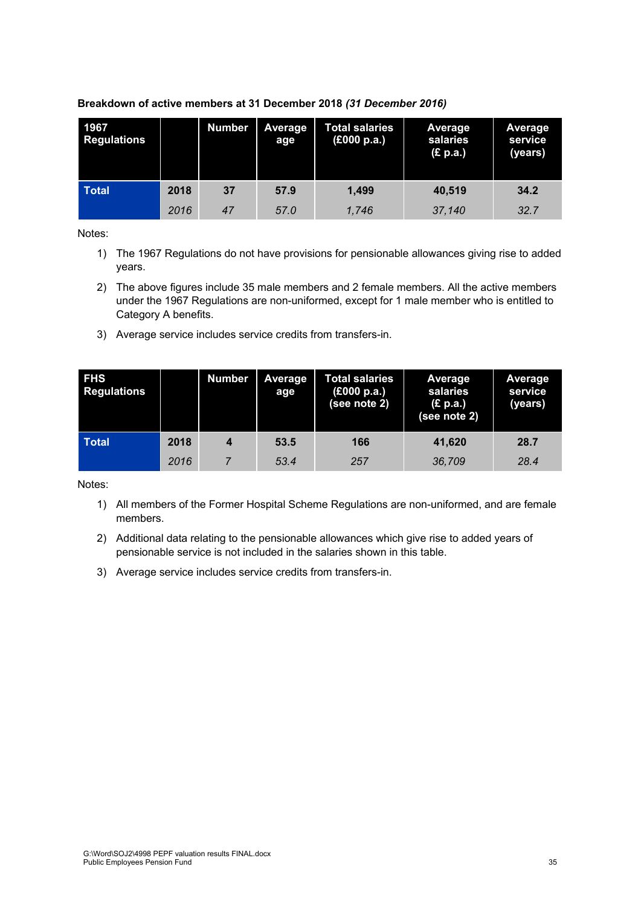**Breakdown of active members at 31 December 2018** ***(31 December 2016)***

| 1967 Regulations | | Number | Average age | Total salaries (£000 p.a.) | Average salaries (£ p.a.) | Average service (years) |
|---|---|---|---|---|---|---|
| **Total** | **2018** | **37** | **57.9** | **1,499** | **40,519** | **34.2** |
| | *2016* | *47* | *57.0* | *1,746* | *37,140* | *32.7* |

Notes:

1) The 1967 Regulations do not have provisions for pensionable allowances giving rise to added years.
2) The above figures include 35 male members and 2 female members. All the active members under the 1967 Regulations are non-uniformed, except for 1 male member who is entitled to Category A benefits.
3) Average service includes service credits from transfers-in.

| FHS Regulations | | Number | Average age | Total salaries (£000 p.a.) (see note 2) | Average salaries (£ p.a.) (see note 2) | Average service (years) |
|---|---|---|---|---|---|---|
| **Total** | **2018** | **4** | **53.5** | **166** | **41,620** | **28.7** |
| | *2016* | *7* | *53.4* | *257* | *36,709* | *28.4* |

Notes:

1) All members of the Former Hospital Scheme Regulations are non-uniformed, and are female members.
2) Additional data relating to the pensionable allowances which give rise to added years of pensionable service is not included in the salaries shown in this table.
3) Average service includes service credits from transfers-in.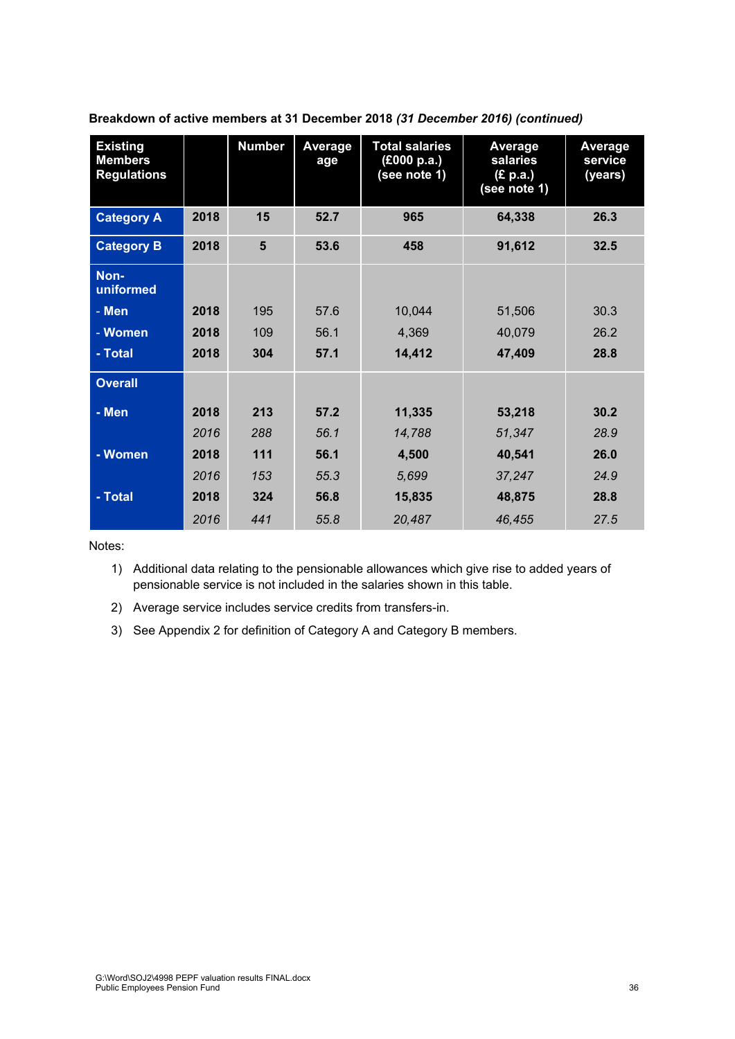**Breakdown of active members at 31 December 2018 *(31 December 2016) (continued)***

| Existing Members Regulations | | Number | Average age | Total salaries (£000 p.a.) (see note 1) | Average salaries (£ p.a.) (see note 1) | Average service (years) |
|---|---|---|---|---|---|---|
| **Category A** | **2018** | **15** | **52.7** | **965** | **64,338** | **26.3** |
| **Category B** | **2018** | **5** | **53.6** | **458** | **91,612** | **32.5** |
| **Non-uniformed** | | | | | | |
| **- Men** | **2018** | 195 | 57.6 | 10,044 | 51,506 | 30.3 |
| **- Women** | **2018** | 109 | 56.1 | 4,369 | 40,079 | 26.2 |
| **- Total** | **2018** | **304** | **57.1** | **14,412** | **47,409** | **28.8** |
| **Overall** | | | | | | |
| **- Men** | **2018** | **213** | **57.2** | **11,335** | **53,218** | **30.2** |
| | *2016* | *288* | *56.1* | *14,788* | *51,347* | *28.9* |
| **- Women** | **2018** | **111** | **56.1** | **4,500** | **40,541** | **26.0** |
| | *2016* | *153* | *55.3* | *5,699* | *37,247* | *24.9* |
| **- Total** | **2018** | **324** | **56.8** | **15,835** | **48,875** | **28.8** |
| | *2016* | *441* | *55.8* | *20,487* | *46,455* | *27.5* |

Notes:

1) Additional data relating to the pensionable allowances which give rise to added years of pensionable service is not included in the salaries shown in this table.
2) Average service includes service credits from transfers-in.
3) See Appendix 2 for definition of Category A and Category B members.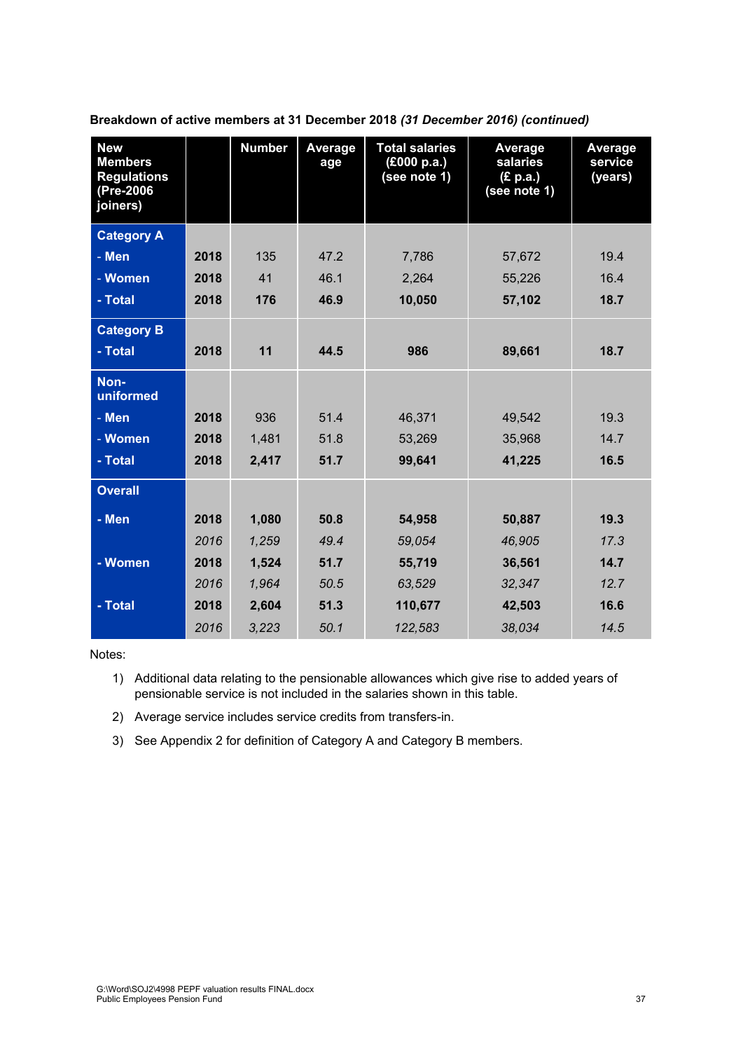**Breakdown of active members at 31 December 2018 *(31 December 2016) (continued)***

| New Members Regulations (Pre-2006 joiners) | | Number | Average age | Total salaries (£000 p.a.) (see note 1) | Average salaries (£ p.a.) (see note 1) | Average service (years) |
|---|---|---|---|---|---|---|
| **Category A** | | | | | | |
| **- Men** | **2018** | 135 | 47.2 | 7,786 | 57,672 | 19.4 |
| **- Women** | **2018** | 41 | 46.1 | 2,264 | 55,226 | 16.4 |
| **- Total** | **2018** | **176** | **46.9** | **10,050** | **57,102** | **18.7** |
| **Category B** | | | | | | |
| **- Total** | **2018** | **11** | **44.5** | **986** | **89,661** | **18.7** |
| **Non-uniformed** | | | | | | |
| **- Men** | **2018** | 936 | 51.4 | 46,371 | 49,542 | 19.3 |
| **- Women** | **2018** | 1,481 | 51.8 | 53,269 | 35,968 | 14.7 |
| **- Total** | **2018** | **2,417** | **51.7** | **99,641** | **41,225** | **16.5** |
| **Overall** | | | | | | |
| **- Men** | **2018** | **1,080** | **50.8** | **54,958** | **50,887** | **19.3** |
| | *2016* | *1,259* | *49.4* | *59,054* | *46,905* | *17.3* |
| **- Women** | **2018** | **1,524** | **51.7** | **55,719** | **36,561** | **14.7** |
| | *2016* | *1,964* | *50.5* | *63,529* | *32,347* | *12.7* |
| **- Total** | **2018** | **2,604** | **51.3** | **110,677** | **42,503** | **16.6** |
| | *2016* | *3,223* | *50.1* | *122,583* | *38,034* | *14.5* |

Notes:

1) Additional data relating to the pensionable allowances which give rise to added years of pensionable service is not included in the salaries shown in this table.
2) Average service includes service credits from transfers-in.
3) See Appendix 2 for definition of Category A and Category B members.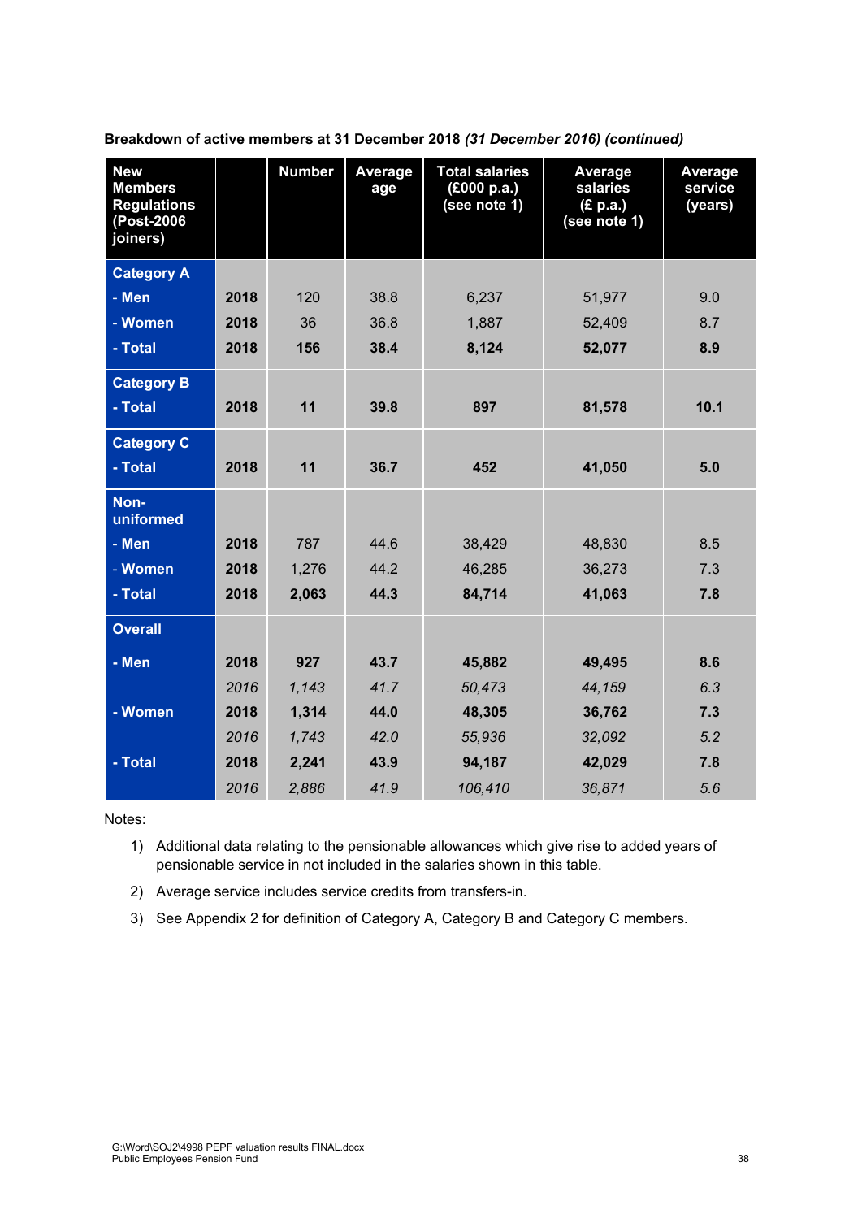**Breakdown of active members at 31 December 2018** ***(31 December 2016) (continued)***

| New Members Regulations (Post-2006 joiners) | | Number | Average age | Total salaries (£000 p.a.) (see note 1) | Average salaries (£ p.a.) (see note 1) | Average service (years) |
|---|---|---|---|---|---|---|
| **Category A** | | | | | | |
| **- Men** | **2018** | 120 | 38.8 | 6,237 | 51,977 | 9.0 |
| **- Women** | **2018** | 36 | 36.8 | 1,887 | 52,409 | 8.7 |
| **- Total** | **2018** | **156** | **38.4** | **8,124** | **52,077** | **8.9** |
| **Category B** | | | | | | |
| **- Total** | **2018** | **11** | **39.8** | **897** | **81,578** | **10.1** |
| **Category C** | | | | | | |
| **- Total** | **2018** | **11** | **36.7** | **452** | **41,050** | **5.0** |
| **Non-uniformed** | | | | | | |
| **- Men** | **2018** | 787 | 44.6 | 38,429 | 48,830 | 8.5 |
| **- Women** | **2018** | 1,276 | 44.2 | 46,285 | 36,273 | 7.3 |
| **- Total** | **2018** | **2,063** | **44.3** | **84,714** | **41,063** | **7.8** |
| **Overall** | | | | | | |
| **- Men** | **2018** | **927** | **43.7** | **45,882** | **49,495** | **8.6** |
| | *2016* | *1,143* | *41.7* | *50,473* | *44,159* | *6.3* |
| **- Women** | **2018** | **1,314** | **44.0** | **48,305** | **36,762** | **7.3** |
| | *2016* | *1,743* | *42.0* | *55,936* | *32,092* | *5.2* |
| **- Total** | **2018** | **2,241** | **43.9** | **94,187** | **42,029** | **7.8** |
| | *2016* | *2,886* | *41.9* | *106,410* | *36,871* | *5.6* |

Notes:

1) Additional data relating to the pensionable allowances which give rise to added years of pensionable service in not included in the salaries shown in this table.
2) Average service includes service credits from transfers-in.
3) See Appendix 2 for definition of Category A, Category B and Category C members.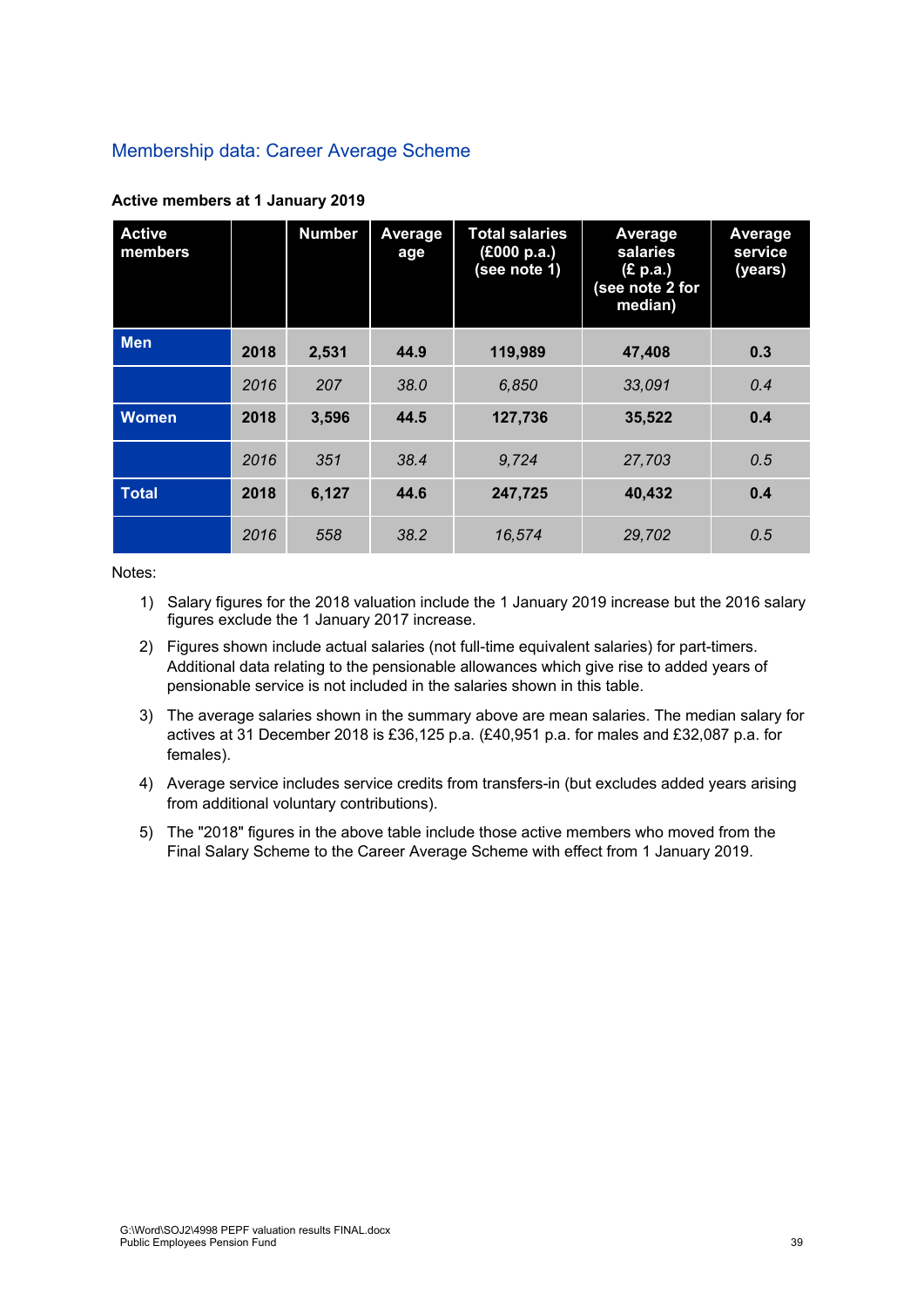## Membership data: Career Average Scheme

**Active members at 1 January 2019**

| Active members | | Number | Average age | Total salaries (£000 p.a.) (see note 1) | Average salaries (£ p.a.) (see note 2 for median) | Average service (years) |
|---|---|---|---|---|---|---|
| **Men** | **2018** | **2,531** | **44.9** | **119,989** | **47,408** | **0.3** |
| | *2016* | *207* | *38.0* | *6,850* | *33,091* | *0.4* |
| **Women** | **2018** | **3,596** | **44.5** | **127,736** | **35,522** | **0.4** |
| | *2016* | *351* | *38.4* | *9,724* | *27,703* | *0.5* |
| **Total** | **2018** | **6,127** | **44.6** | **247,725** | **40,432** | **0.4** |
| | *2016* | *558* | *38.2* | *16,574* | *29,702* | *0.5* |

Notes:

1) Salary figures for the 2018 valuation include the 1 January 2019 increase but the 2016 salary figures exclude the 1 January 2017 increase.
2) Figures shown include actual salaries (not full-time equivalent salaries) for part-timers. Additional data relating to the pensionable allowances which give rise to added years of pensionable service is not included in the salaries shown in this table.
3) The average salaries shown in the summary above are mean salaries. The median salary for actives at 31 December 2018 is £36,125 p.a. (£40,951 p.a. for males and £32,087 p.a. for females).
4) Average service includes service credits from transfers-in (but excludes added years arising from additional voluntary contributions).
5) The "2018" figures in the above table include those active members who moved from the Final Salary Scheme to the Career Average Scheme with effect from 1 January 2019.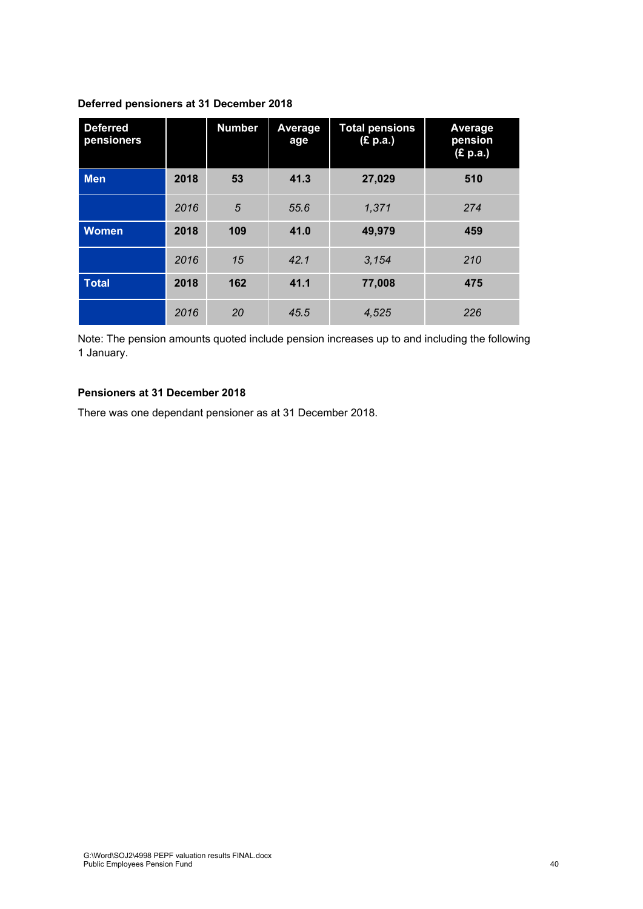**Deferred pensioners at 31 December 2018**

| Deferred pensioners | | Number | Average age | Total pensions (£ p.a.) | Average pension (£ p.a.) |
|---|---|---|---|---|---|
| **Men** | **2018** | **53** | **41.3** | **27,029** | **510** |
| | *2016* | *5* | *55.6* | *1,371* | *274* |
| **Women** | **2018** | **109** | **41.0** | **49,979** | **459** |
| | *2016* | *15* | *42.1* | *3,154* | *210* |
| **Total** | **2018** | **162** | **41.1** | **77,008** | **475** |
| | *2016* | *20* | *45.5* | *4,525* | *226* |

Note: The pension amounts quoted include pension increases up to and including the following 1 January.

**Pensioners at 31 December 2018**

There was one dependant pensioner as at 31 December 2018.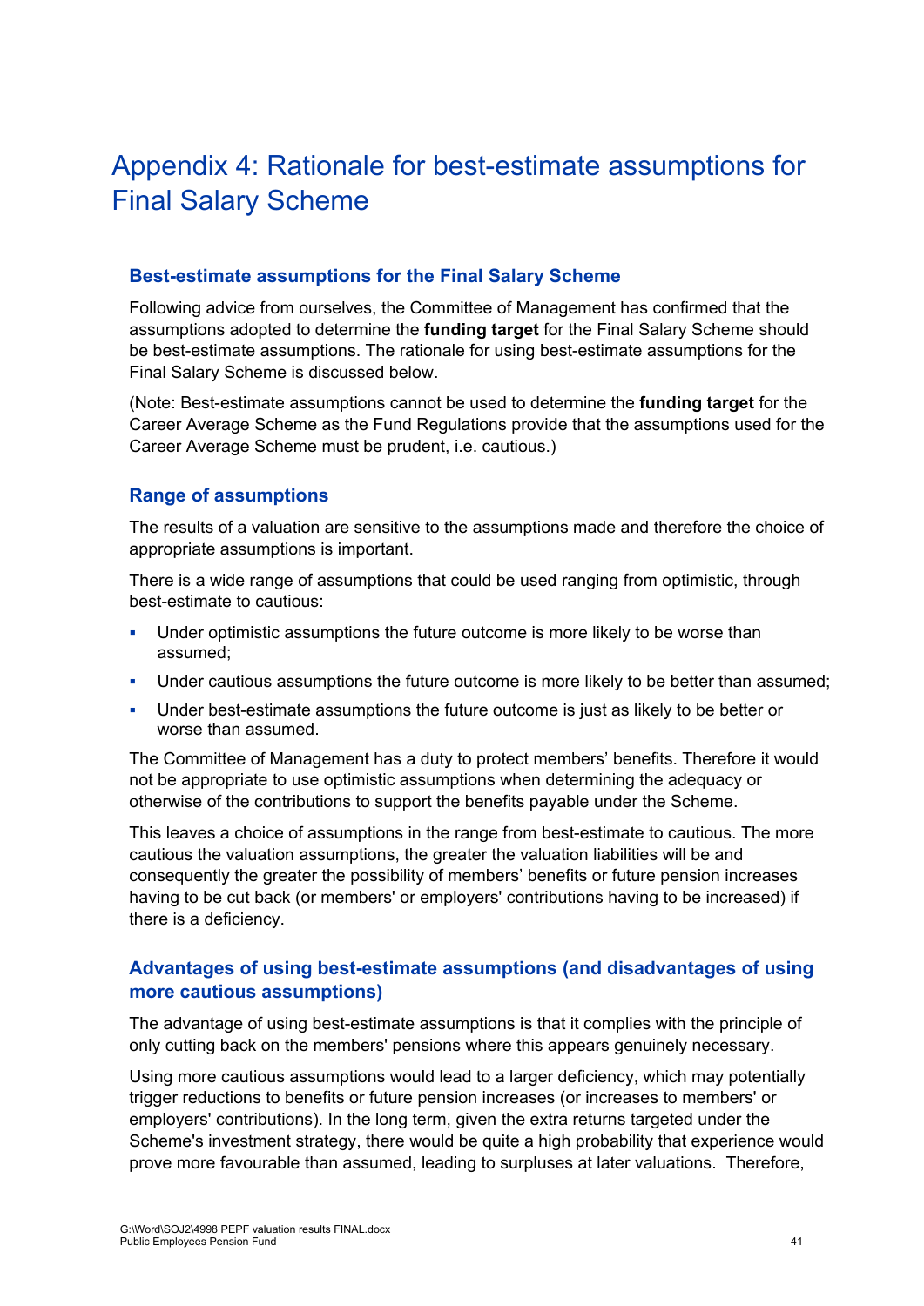# Appendix 4: Rationale for best-estimate assumptions for Final Salary Scheme

## Best-estimate assumptions for the Final Salary Scheme

Following advice from ourselves, the Committee of Management has confirmed that the assumptions adopted to determine the **funding target** for the Final Salary Scheme should be best-estimate assumptions. The rationale for using best-estimate assumptions for the Final Salary Scheme is discussed below.

(Note: Best-estimate assumptions cannot be used to determine the **funding target** for the Career Average Scheme as the Fund Regulations provide that the assumptions used for the Career Average Scheme must be prudent, i.e. cautious.)

## Range of assumptions

The results of a valuation are sensitive to the assumptions made and therefore the choice of appropriate assumptions is important.

There is a wide range of assumptions that could be used ranging from optimistic, through best-estimate to cautious:

- Under optimistic assumptions the future outcome is more likely to be worse than assumed;
- Under cautious assumptions the future outcome is more likely to be better than assumed;
- Under best-estimate assumptions the future outcome is just as likely to be better or worse than assumed.

The Committee of Management has a duty to protect members' benefits. Therefore it would not be appropriate to use optimistic assumptions when determining the adequacy or otherwise of the contributions to support the benefits payable under the Scheme.

This leaves a choice of assumptions in the range from best-estimate to cautious. The more cautious the valuation assumptions, the greater the valuation liabilities will be and consequently the greater the possibility of members' benefits or future pension increases having to be cut back (or members' or employers' contributions having to be increased) if there is a deficiency.

## Advantages of using best-estimate assumptions (and disadvantages of using more cautious assumptions)

The advantage of using best-estimate assumptions is that it complies with the principle of only cutting back on the members' pensions where this appears genuinely necessary.

Using more cautious assumptions would lead to a larger deficiency, which may potentially trigger reductions to benefits or future pension increases (or increases to members' or employers' contributions). In the long term, given the extra returns targeted under the Scheme's investment strategy, there would be quite a high probability that experience would prove more favourable than assumed, leading to surpluses at later valuations. Therefore,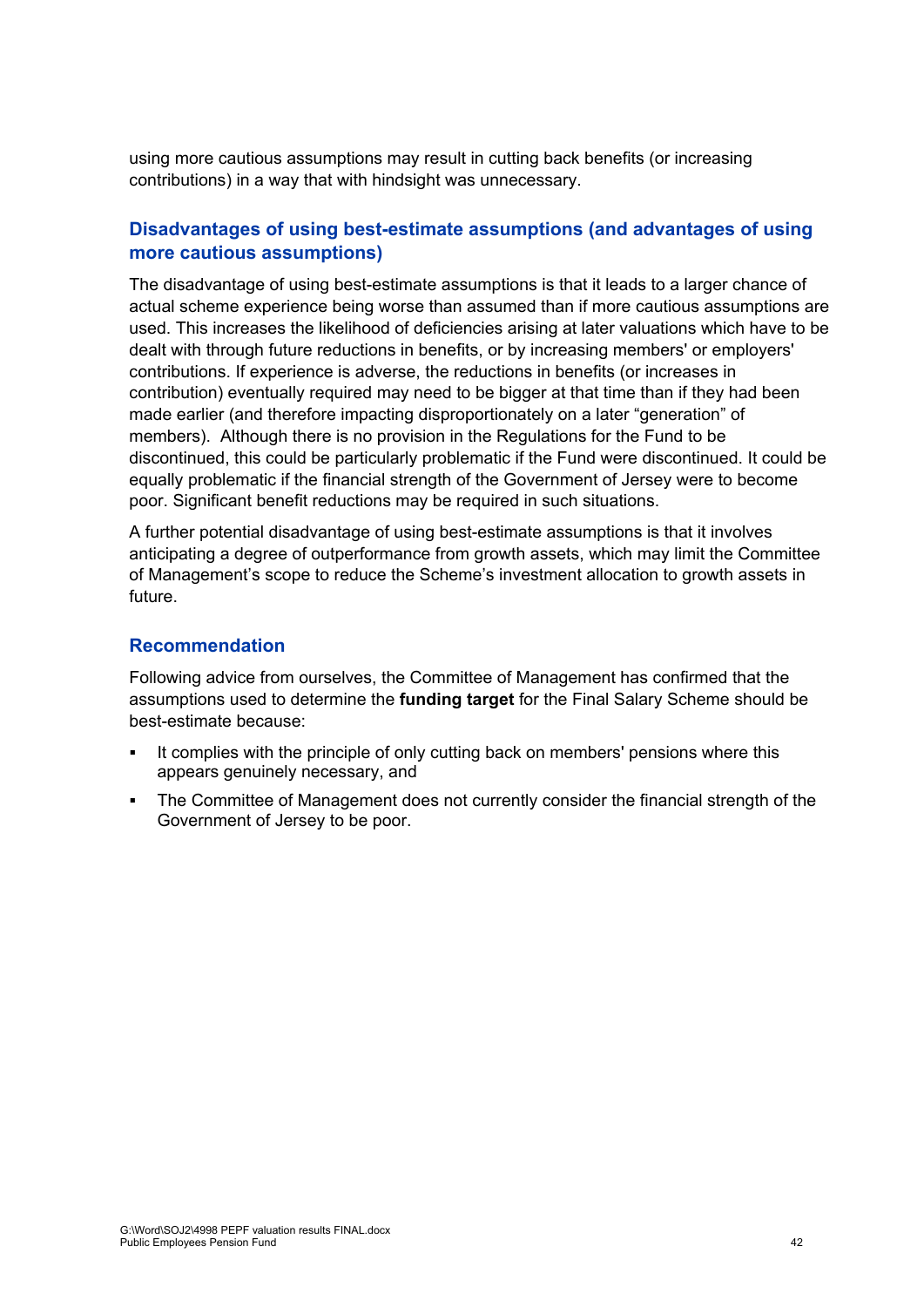using more cautious assumptions may result in cutting back benefits (or increasing contributions) in a way that with hindsight was unnecessary.

### Disadvantages of using best-estimate assumptions (and advantages of using more cautious assumptions)

The disadvantage of using best-estimate assumptions is that it leads to a larger chance of actual scheme experience being worse than assumed than if more cautious assumptions are used. This increases the likelihood of deficiencies arising at later valuations which have to be dealt with through future reductions in benefits, or by increasing members' or employers' contributions. If experience is adverse, the reductions in benefits (or increases in contribution) eventually required may need to be bigger at that time than if they had been made earlier (and therefore impacting disproportionately on a later "generation" of members). Although there is no provision in the Regulations for the Fund to be discontinued, this could be particularly problematic if the Fund were discontinued. It could be equally problematic if the financial strength of the Government of Jersey were to become poor. Significant benefit reductions may be required in such situations.

A further potential disadvantage of using best-estimate assumptions is that it involves anticipating a degree of outperformance from growth assets, which may limit the Committee of Management's scope to reduce the Scheme's investment allocation to growth assets in future.

### Recommendation

Following advice from ourselves, the Committee of Management has confirmed that the assumptions used to determine the **funding target** for the Final Salary Scheme should be best-estimate because:

- It complies with the principle of only cutting back on members' pensions where this appears genuinely necessary, and
- The Committee of Management does not currently consider the financial strength of the Government of Jersey to be poor.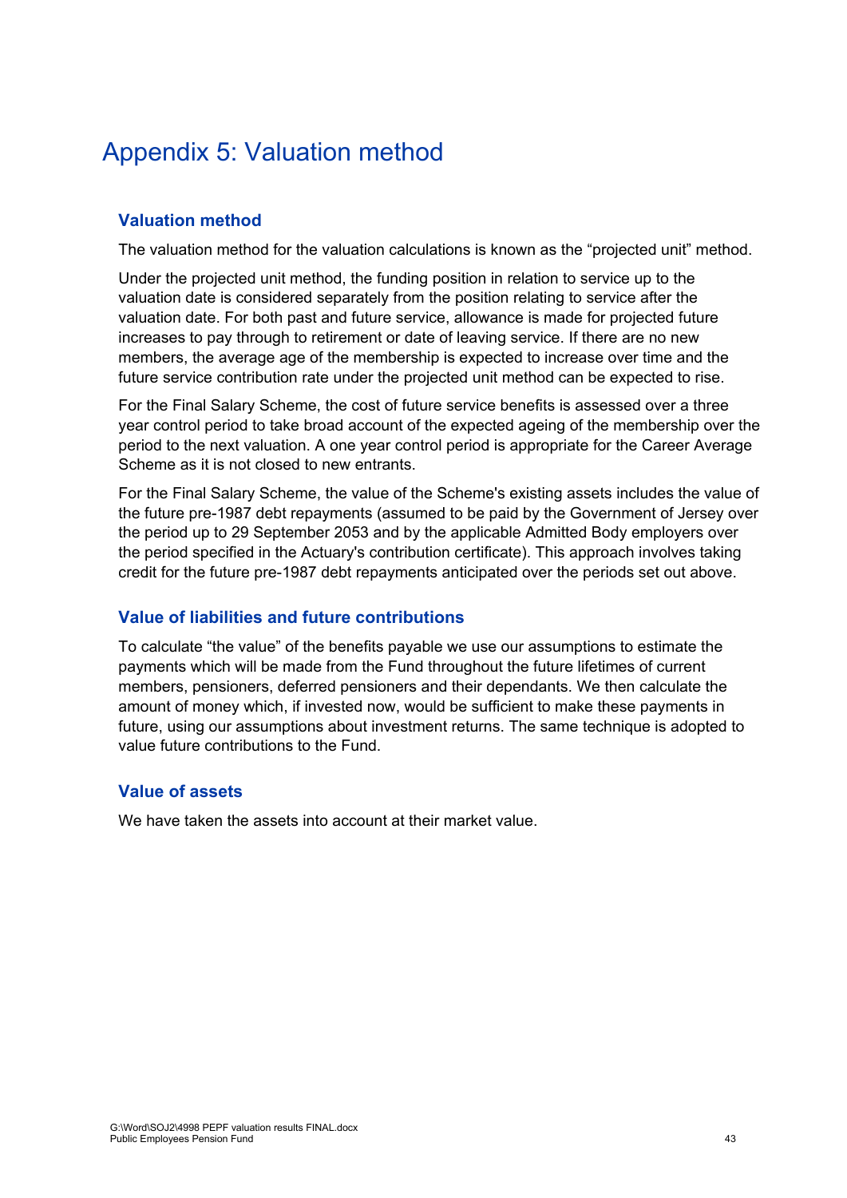# Appendix 5: Valuation method

## Valuation method

The valuation method for the valuation calculations is known as the "projected unit" method.

Under the projected unit method, the funding position in relation to service up to the valuation date is considered separately from the position relating to service after the valuation date. For both past and future service, allowance is made for projected future increases to pay through to retirement or date of leaving service. If there are no new members, the average age of the membership is expected to increase over time and the future service contribution rate under the projected unit method can be expected to rise.

For the Final Salary Scheme, the cost of future service benefits is assessed over a three year control period to take broad account of the expected ageing of the membership over the period to the next valuation. A one year control period is appropriate for the Career Average Scheme as it is not closed to new entrants.

For the Final Salary Scheme, the value of the Scheme's existing assets includes the value of the future pre-1987 debt repayments (assumed to be paid by the Government of Jersey over the period up to 29 September 2053 and by the applicable Admitted Body employers over the period specified in the Actuary's contribution certificate). This approach involves taking credit for the future pre-1987 debt repayments anticipated over the periods set out above.

## Value of liabilities and future contributions

To calculate "the value" of the benefits payable we use our assumptions to estimate the payments which will be made from the Fund throughout the future lifetimes of current members, pensioners, deferred pensioners and their dependants. We then calculate the amount of money which, if invested now, would be sufficient to make these payments in future, using our assumptions about investment returns. The same technique is adopted to value future contributions to the Fund.

## Value of assets

We have taken the assets into account at their market value.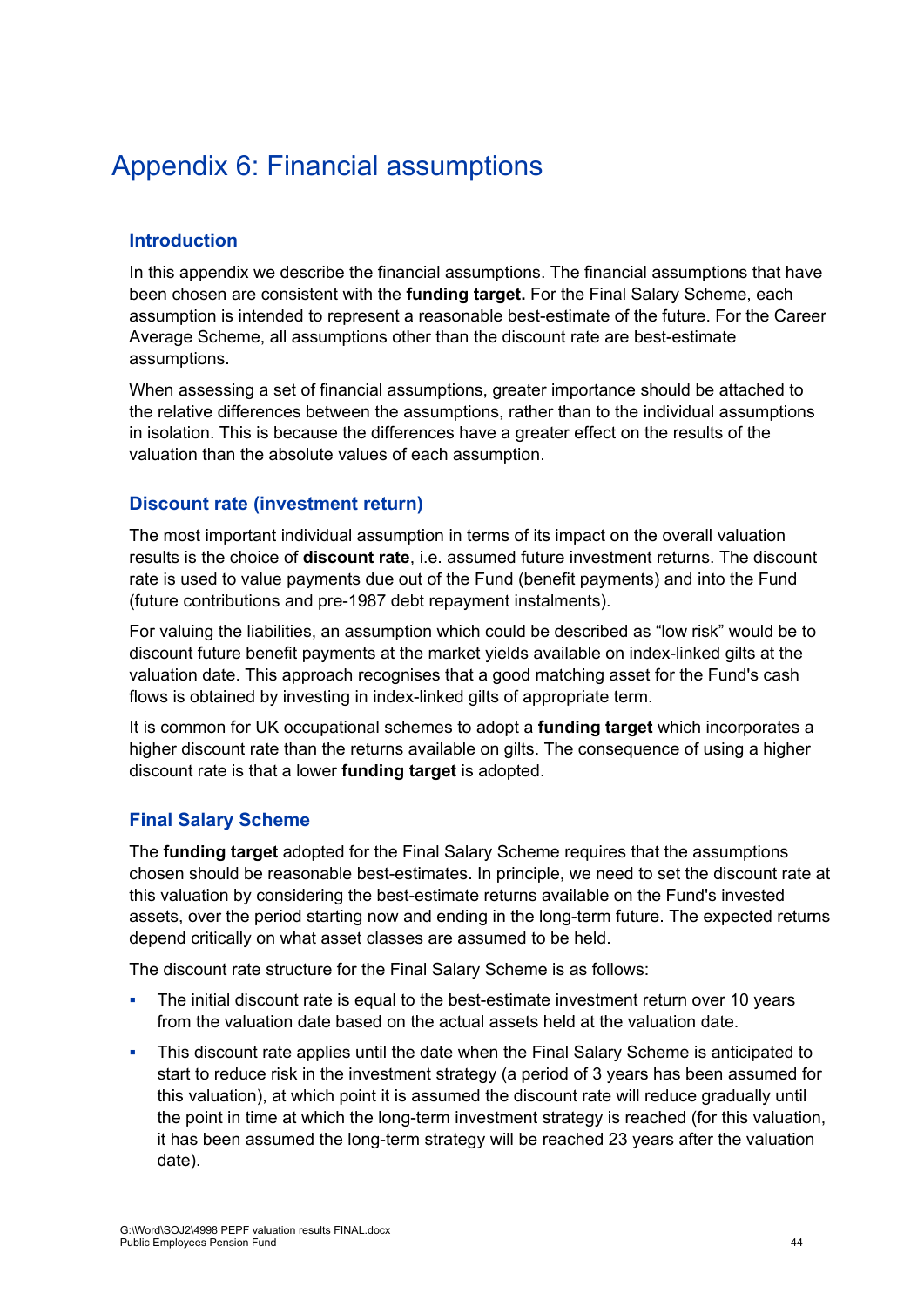# Appendix 6: Financial assumptions

## Introduction

In this appendix we describe the financial assumptions. The financial assumptions that have been chosen are consistent with the **funding target.** For the Final Salary Scheme, each assumption is intended to represent a reasonable best-estimate of the future. For the Career Average Scheme, all assumptions other than the discount rate are best-estimate assumptions.

When assessing a set of financial assumptions, greater importance should be attached to the relative differences between the assumptions, rather than to the individual assumptions in isolation. This is because the differences have a greater effect on the results of the valuation than the absolute values of each assumption.

## Discount rate (investment return)

The most important individual assumption in terms of its impact on the overall valuation results is the choice of **discount rate**, i.e. assumed future investment returns. The discount rate is used to value payments due out of the Fund (benefit payments) and into the Fund (future contributions and pre-1987 debt repayment instalments).

For valuing the liabilities, an assumption which could be described as "low risk" would be to discount future benefit payments at the market yields available on index-linked gilts at the valuation date. This approach recognises that a good matching asset for the Fund's cash flows is obtained by investing in index-linked gilts of appropriate term.

It is common for UK occupational schemes to adopt a **funding target** which incorporates a higher discount rate than the returns available on gilts. The consequence of using a higher discount rate is that a lower **funding target** is adopted.

## Final Salary Scheme

The **funding target** adopted for the Final Salary Scheme requires that the assumptions chosen should be reasonable best-estimates. In principle, we need to set the discount rate at this valuation by considering the best-estimate returns available on the Fund's invested assets, over the period starting now and ending in the long-term future. The expected returns depend critically on what asset classes are assumed to be held.

The discount rate structure for the Final Salary Scheme is as follows:

- The initial discount rate is equal to the best-estimate investment return over 10 years from the valuation date based on the actual assets held at the valuation date.
- This discount rate applies until the date when the Final Salary Scheme is anticipated to start to reduce risk in the investment strategy (a period of 3 years has been assumed for this valuation), at which point it is assumed the discount rate will reduce gradually until the point in time at which the long-term investment strategy is reached (for this valuation, it has been assumed the long-term strategy will be reached 23 years after the valuation date).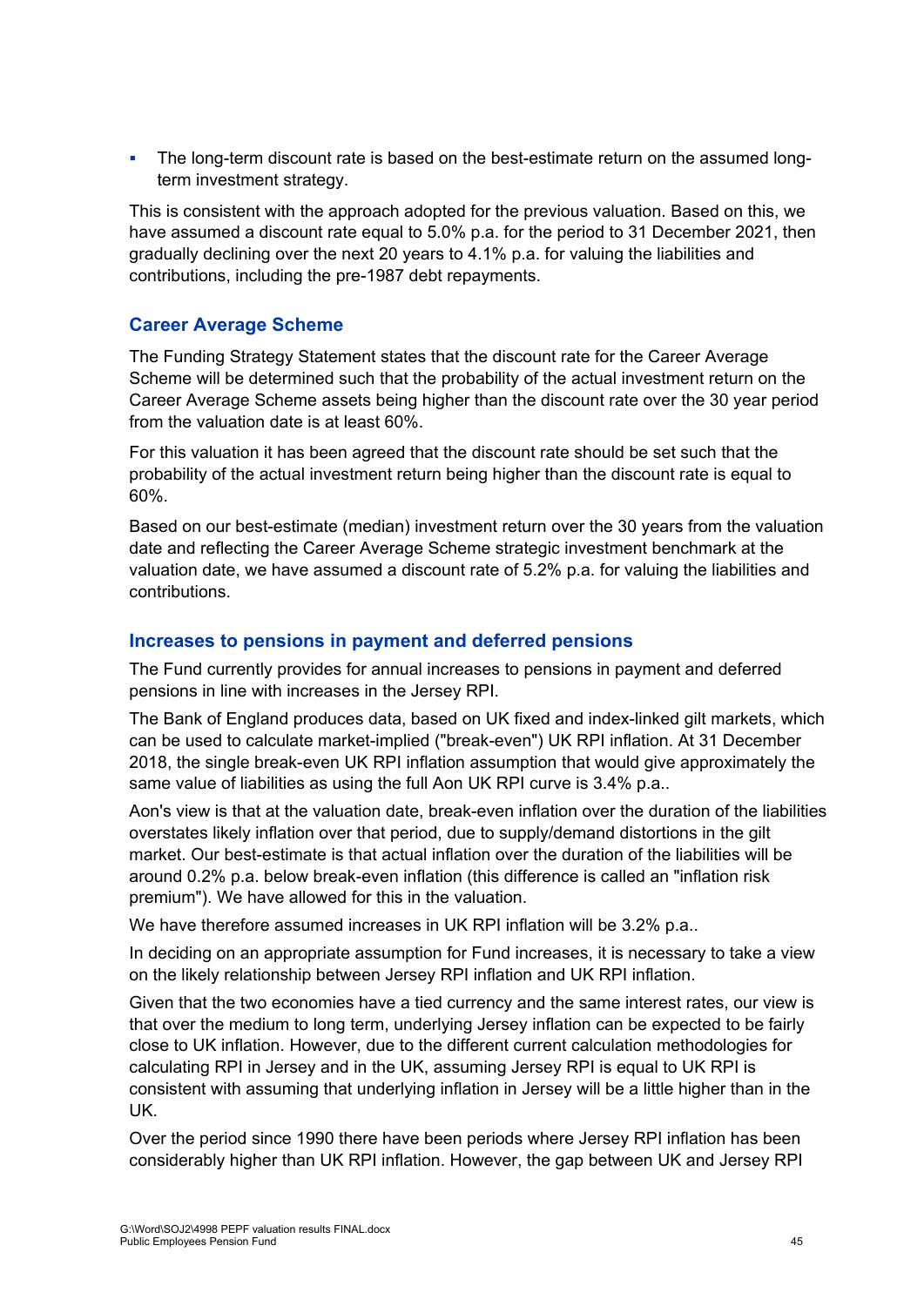- The long-term discount rate is based on the best-estimate return on the assumed long-term investment strategy.

This is consistent with the approach adopted for the previous valuation. Based on this, we have assumed a discount rate equal to 5.0% p.a. for the period to 31 December 2021, then gradually declining over the next 20 years to 4.1% p.a. for valuing the liabilities and contributions, including the pre-1987 debt repayments.

### Career Average Scheme

The Funding Strategy Statement states that the discount rate for the Career Average Scheme will be determined such that the probability of the actual investment return on the Career Average Scheme assets being higher than the discount rate over the 30 year period from the valuation date is at least 60%.

For this valuation it has been agreed that the discount rate should be set such that the probability of the actual investment return being higher than the discount rate is equal to 60%.

Based on our best-estimate (median) investment return over the 30 years from the valuation date and reflecting the Career Average Scheme strategic investment benchmark at the valuation date, we have assumed a discount rate of 5.2% p.a. for valuing the liabilities and contributions.

### Increases to pensions in payment and deferred pensions

The Fund currently provides for annual increases to pensions in payment and deferred pensions in line with increases in the Jersey RPI.

The Bank of England produces data, based on UK fixed and index-linked gilt markets, which can be used to calculate market-implied ("break-even") UK RPI inflation. At 31 December 2018, the single break-even UK RPI inflation assumption that would give approximately the same value of liabilities as using the full Aon UK RPI curve is 3.4% p.a..

Aon's view is that at the valuation date, break-even inflation over the duration of the liabilities overstates likely inflation over that period, due to supply/demand distortions in the gilt market. Our best-estimate is that actual inflation over the duration of the liabilities will be around 0.2% p.a. below break-even inflation (this difference is called an "inflation risk premium"). We have allowed for this in the valuation.

We have therefore assumed increases in UK RPI inflation will be 3.2% p.a..

In deciding on an appropriate assumption for Fund increases, it is necessary to take a view on the likely relationship between Jersey RPI inflation and UK RPI inflation.

Given that the two economies have a tied currency and the same interest rates, our view is that over the medium to long term, underlying Jersey inflation can be expected to be fairly close to UK inflation. However, due to the different current calculation methodologies for calculating RPI in Jersey and in the UK, assuming Jersey RPI is equal to UK RPI is consistent with assuming that underlying inflation in Jersey will be a little higher than in the UK.

Over the period since 1990 there have been periods where Jersey RPI inflation has been considerably higher than UK RPI inflation. However, the gap between UK and Jersey RPI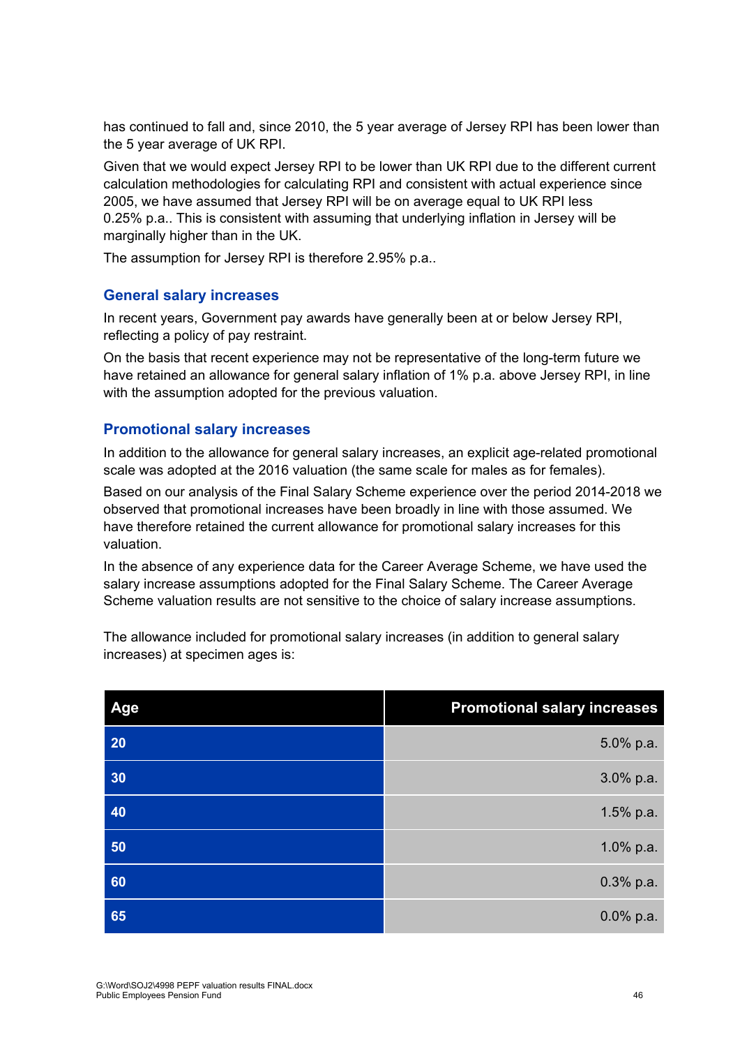has continued to fall and, since 2010, the 5 year average of Jersey RPI has been lower than the 5 year average of UK RPI.

Given that we would expect Jersey RPI to be lower than UK RPI due to the different current calculation methodologies for calculating RPI and consistent with actual experience since 2005, we have assumed that Jersey RPI will be on average equal to UK RPI less 0.25% p.a.. This is consistent with assuming that underlying inflation in Jersey will be marginally higher than in the UK.

The assumption for Jersey RPI is therefore 2.95% p.a..

## General salary increases

In recent years, Government pay awards have generally been at or below Jersey RPI, reflecting a policy of pay restraint.

On the basis that recent experience may not be representative of the long-term future we have retained an allowance for general salary inflation of 1% p.a. above Jersey RPI, in line with the assumption adopted for the previous valuation.

## Promotional salary increases

In addition to the allowance for general salary increases, an explicit age-related promotional scale was adopted at the 2016 valuation (the same scale for males as for females).

Based on our analysis of the Final Salary Scheme experience over the period 2014-2018 we observed that promotional increases have been broadly in line with those assumed. We have therefore retained the current allowance for promotional salary increases for this valuation.

In the absence of any experience data for the Career Average Scheme, we have used the salary increase assumptions adopted for the Final Salary Scheme. The Career Average Scheme valuation results are not sensitive to the choice of salary increase assumptions.

The allowance included for promotional salary increases (in addition to general salary increases) at specimen ages is:

| Age | Promotional salary increases |
|---|---:|
| 20 | 5.0% p.a. |
| 30 | 3.0% p.a. |
| 40 | 1.5% p.a. |
| 50 | 1.0% p.a. |
| 60 | 0.3% p.a. |
| 65 | 0.0% p.a. |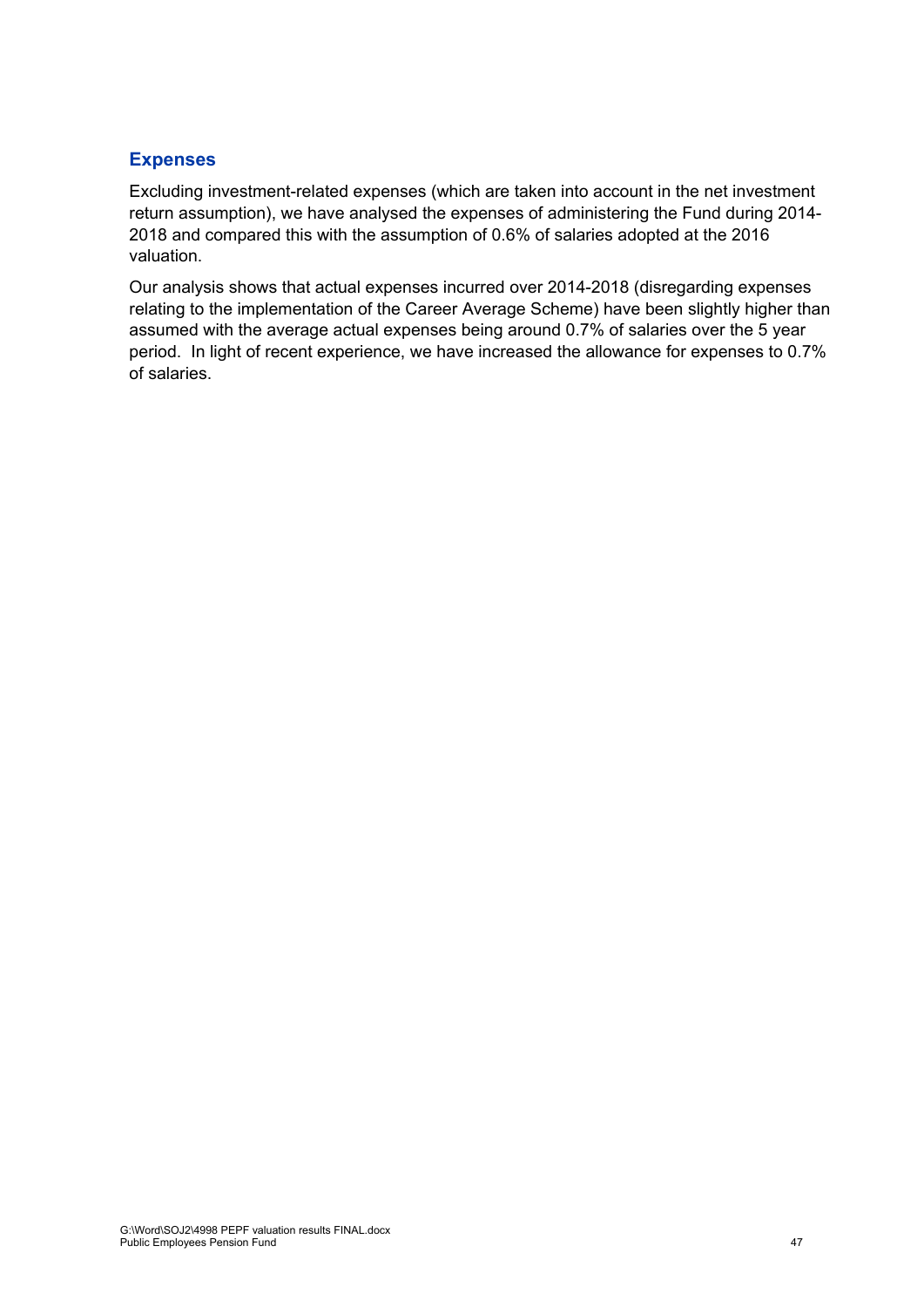## Expenses

Excluding investment-related expenses (which are taken into account in the net investment return assumption), we have analysed the expenses of administering the Fund during 2014-2018 and compared this with the assumption of 0.6% of salaries adopted at the 2016 valuation.

Our analysis shows that actual expenses incurred over 2014-2018 (disregarding expenses relating to the implementation of the Career Average Scheme) have been slightly higher than assumed with the average actual expenses being around 0.7% of salaries over the 5 year period. In light of recent experience, we have increased the allowance for expenses to 0.7% of salaries.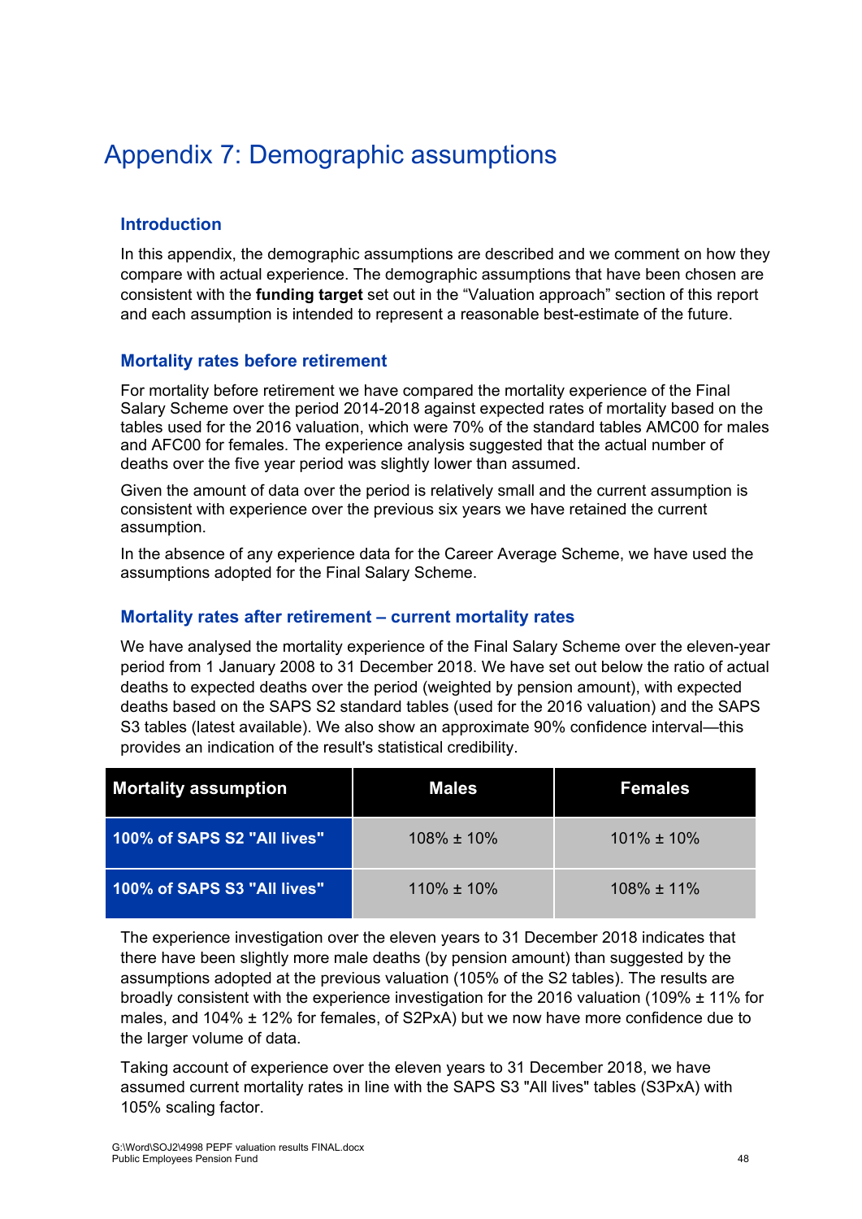# Appendix 7: Demographic assumptions

### Introduction

In this appendix, the demographic assumptions are described and we comment on how they compare with actual experience. The demographic assumptions that have been chosen are consistent with the **funding target** set out in the "Valuation approach" section of this report and each assumption is intended to represent a reasonable best-estimate of the future.

### Mortality rates before retirement

For mortality before retirement we have compared the mortality experience of the Final Salary Scheme over the period 2014-2018 against expected rates of mortality based on the tables used for the 2016 valuation, which were 70% of the standard tables AMC00 for males and AFC00 for females. The experience analysis suggested that the actual number of deaths over the five year period was slightly lower than assumed.

Given the amount of data over the period is relatively small and the current assumption is consistent with experience over the previous six years we have retained the current assumption.

In the absence of any experience data for the Career Average Scheme, we have used the assumptions adopted for the Final Salary Scheme.

### Mortality rates after retirement – current mortality rates

We have analysed the mortality experience of the Final Salary Scheme over the eleven-year period from 1 January 2008 to 31 December 2018. We have set out below the ratio of actual deaths to expected deaths over the period (weighted by pension amount), with expected deaths based on the SAPS S2 standard tables (used for the 2016 valuation) and the SAPS S3 tables (latest available). We also show an approximate 90% confidence interval—this provides an indication of the result's statistical credibility.

| Mortality assumption | Males | Females |
|---|---|---|
| 100% of SAPS S2 "All lives" | 108% ± 10% | 101% ± 10% |
| 100% of SAPS S3 "All lives" | 110% ± 10% | 108% ± 11% |

The experience investigation over the eleven years to 31 December 2018 indicates that there have been slightly more male deaths (by pension amount) than suggested by the assumptions adopted at the previous valuation (105% of the S2 tables). The results are broadly consistent with the experience investigation for the 2016 valuation (109% ± 11% for males, and 104% ± 12% for females, of S2PxA) but we now have more confidence due to the larger volume of data.

Taking account of experience over the eleven years to 31 December 2018, we have assumed current mortality rates in line with the SAPS S3 "All lives" tables (S3PxA) with 105% scaling factor.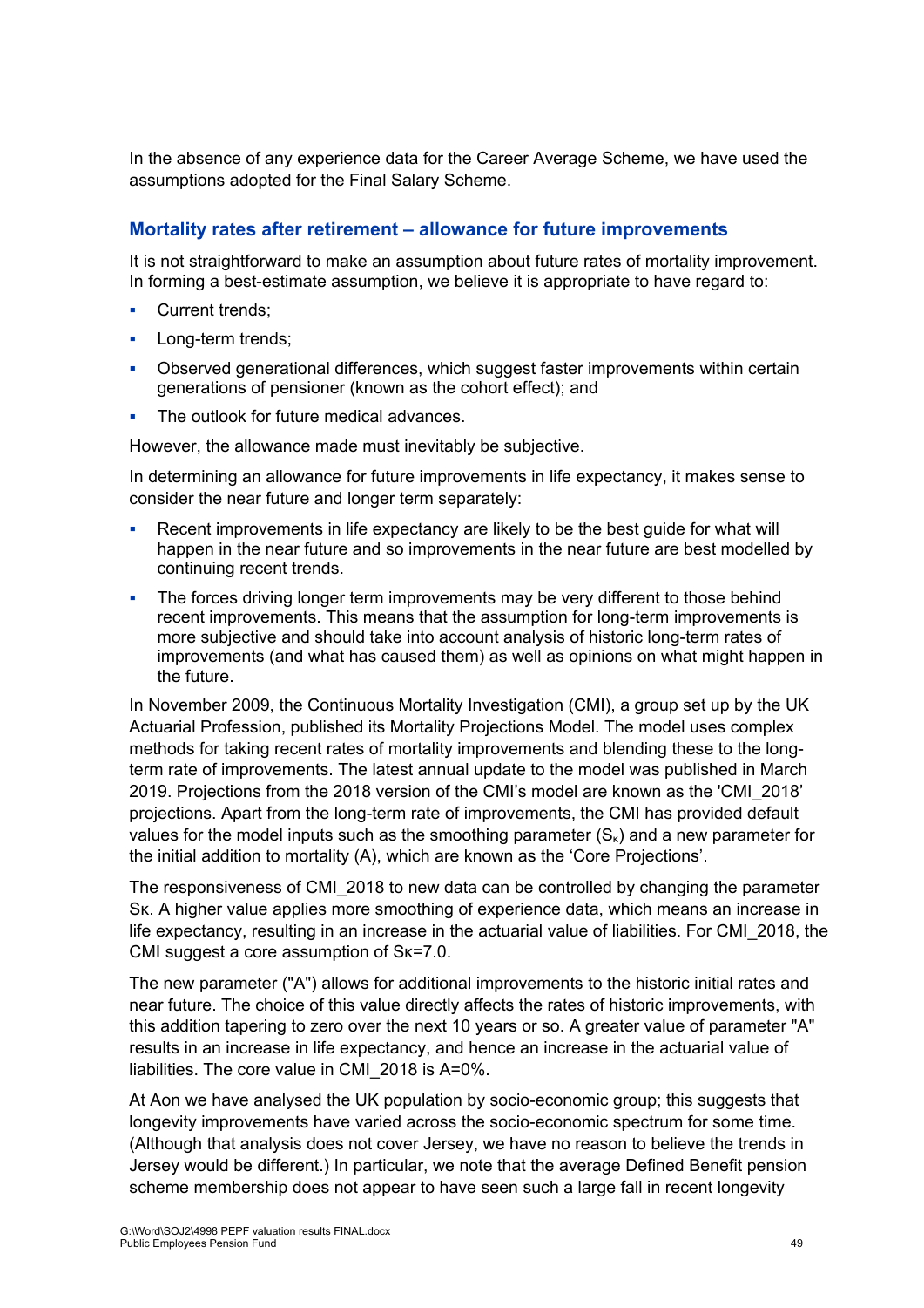In the absence of any experience data for the Career Average Scheme, we have used the assumptions adopted for the Final Salary Scheme.

## Mortality rates after retirement – allowance for future improvements

It is not straightforward to make an assumption about future rates of mortality improvement. In forming a best-estimate assumption, we believe it is appropriate to have regard to:

- Current trends;
- Long-term trends;
- Observed generational differences, which suggest faster improvements within certain generations of pensioner (known as the cohort effect); and
- The outlook for future medical advances.

However, the allowance made must inevitably be subjective.

In determining an allowance for future improvements in life expectancy, it makes sense to consider the near future and longer term separately:

- Recent improvements in life expectancy are likely to be the best guide for what will happen in the near future and so improvements in the near future are best modelled by continuing recent trends.
- The forces driving longer term improvements may be very different to those behind recent improvements. This means that the assumption for long-term improvements is more subjective and should take into account analysis of historic long-term rates of improvements (and what has caused them) as well as opinions on what might happen in the future.

In November 2009, the Continuous Mortality Investigation (CMI), a group set up by the UK Actuarial Profession, published its Mortality Projections Model. The model uses complex methods for taking recent rates of mortality improvements and blending these to the long-term rate of improvements. The latest annual update to the model was published in March 2019. Projections from the 2018 version of the CMI's model are known as the 'CMI_2018' projections. Apart from the long-term rate of improvements, the CMI has provided default values for the model inputs such as the smoothing parameter ($S_\kappa$) and a new parameter for the initial addition to mortality (A), which are known as the 'Core Projections'.

The responsiveness of CMI_2018 to new data can be controlled by changing the parameter $S\kappa$. A higher value applies more smoothing of experience data, which means an increase in life expectancy, resulting in an increase in the actuarial value of liabilities. For CMI_2018, the CMI suggest a core assumption of $S\kappa$=7.0.

The new parameter ("A") allows for additional improvements to the historic initial rates and near future. The choice of this value directly affects the rates of historic improvements, with this addition tapering to zero over the next 10 years or so. A greater value of parameter "A" results in an increase in life expectancy, and hence an increase in the actuarial value of liabilities. The core value in CMI_2018 is A=0%.

At Aon we have analysed the UK population by socio-economic group; this suggests that longevity improvements have varied across the socio-economic spectrum for some time. (Although that analysis does not cover Jersey, we have no reason to believe the trends in Jersey would be different.) In particular, we note that the average Defined Benefit pension scheme membership does not appear to have seen such a large fall in recent longevity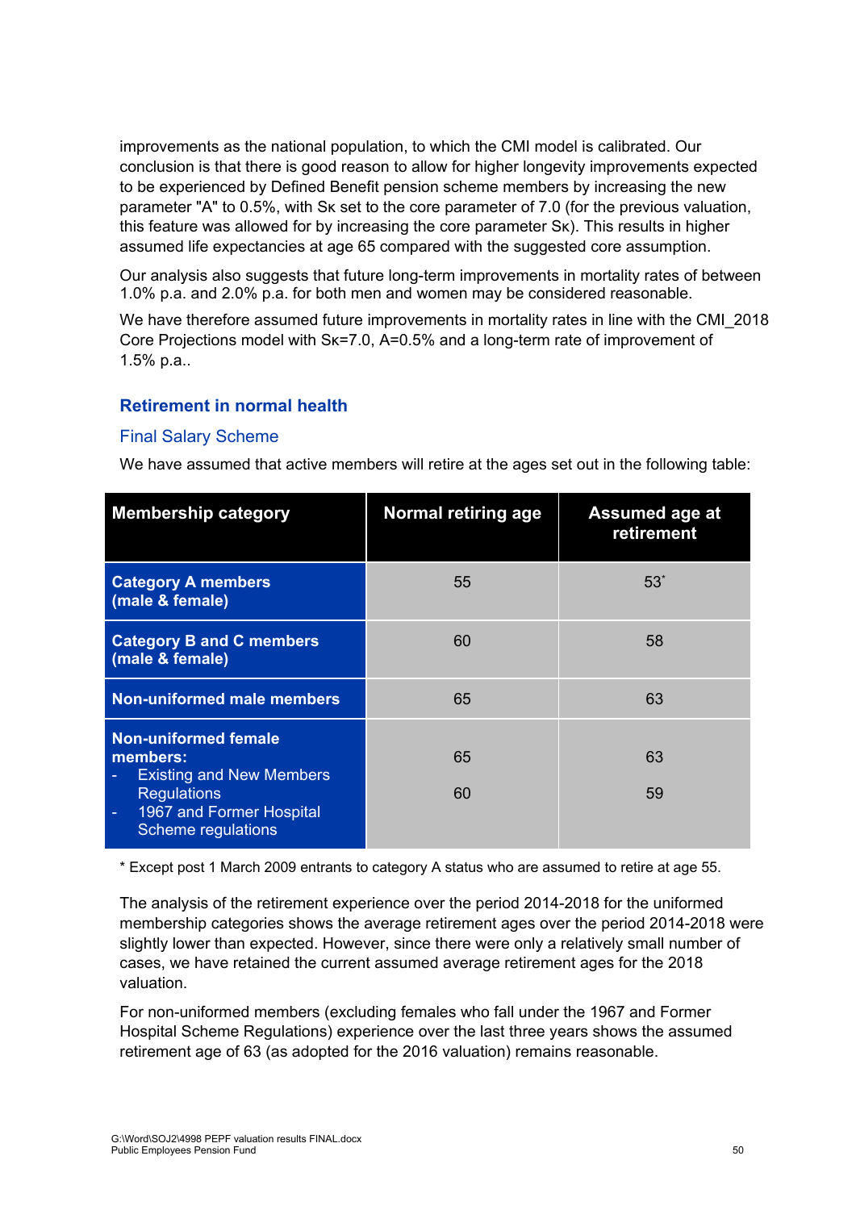improvements as the national population, to which the CMI model is calibrated. Our conclusion is that there is good reason to allow for higher longevity improvements expected to be experienced by Defined Benefit pension scheme members by increasing the new parameter "A" to 0.5%, with $S_K$ set to the core parameter of 7.0 (for the previous valuation, this feature was allowed for by increasing the core parameter $S_K$). This results in higher assumed life expectancies at age 65 compared with the suggested core assumption.

Our analysis also suggests that future long-term improvements in mortality rates of between 1.0% p.a. and 2.0% p.a. for both men and women may be considered reasonable.

We have therefore assumed future improvements in mortality rates in line with the CMI_2018 Core Projections model with $S_K$=7.0, A=0.5% and a long-term rate of improvement of 1.5% p.a..

## Retirement in normal health

### Final Salary Scheme

We have assumed that active members will retire at the ages set out in the following table:

| Membership category | Normal retiring age | Assumed age at retirement |
|---|---|---|
| **Category A members (male & female)** | 55 | 53* |
| **Category B and C members (male & female)** | 60 | 58 |
| **Non-uniformed male members** | 65 | 63 |
| **Non-uniformed female members:** | | |
| - Existing and New Members Regulations | 65 | 63 |
| - 1967 and Former Hospital Scheme regulations | 60 | 59 |

\* Except post 1 March 2009 entrants to category A status who are assumed to retire at age 55.

The analysis of the retirement experience over the period 2014-2018 for the uniformed membership categories shows the average retirement ages over the period 2014-2018 were slightly lower than expected. However, since there were only a relatively small number of cases, we have retained the current assumed average retirement ages for the 2018 valuation.

For non-uniformed members (excluding females who fall under the 1967 and Former Hospital Scheme Regulations) experience over the last three years shows the assumed retirement age of 63 (as adopted for the 2016 valuation) remains reasonable.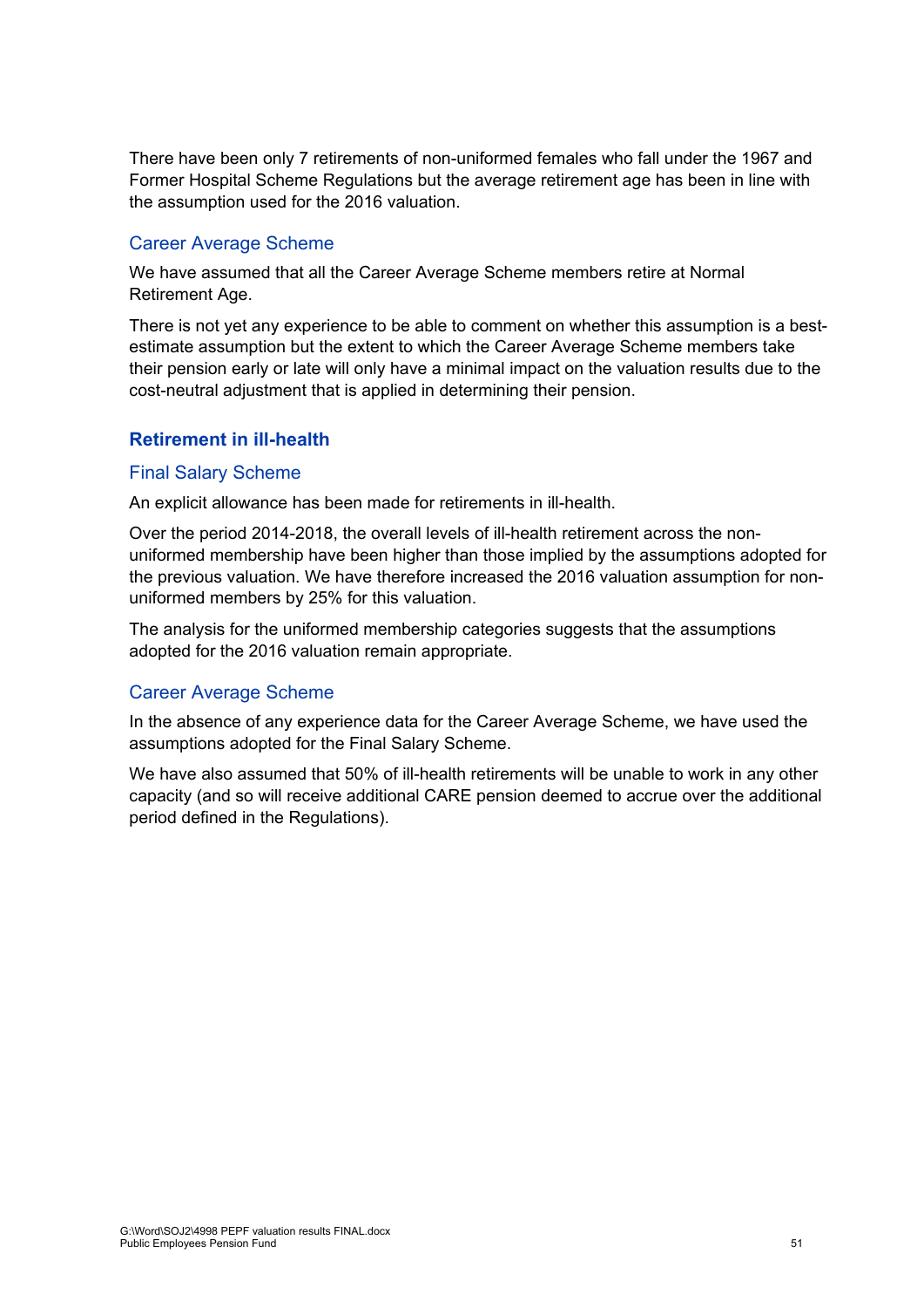There have been only 7 retirements of non-uniformed females who fall under the 1967 and Former Hospital Scheme Regulations but the average retirement age has been in line with the assumption used for the 2016 valuation.

#### Career Average Scheme

We have assumed that all the Career Average Scheme members retire at Normal Retirement Age.

There is not yet any experience to be able to comment on whether this assumption is a best-estimate assumption but the extent to which the Career Average Scheme members take their pension early or late will only have a minimal impact on the valuation results due to the cost-neutral adjustment that is applied in determining their pension.

### Retirement in ill-health

#### Final Salary Scheme

An explicit allowance has been made for retirements in ill-health.

Over the period 2014-2018, the overall levels of ill-health retirement across the non-uniformed membership have been higher than those implied by the assumptions adopted for the previous valuation. We have therefore increased the 2016 valuation assumption for non-uniformed members by 25% for this valuation.

The analysis for the uniformed membership categories suggests that the assumptions adopted for the 2016 valuation remain appropriate.

#### Career Average Scheme

In the absence of any experience data for the Career Average Scheme, we have used the assumptions adopted for the Final Salary Scheme.

We have also assumed that 50% of ill-health retirements will be unable to work in any other capacity (and so will receive additional CARE pension deemed to accrue over the additional period defined in the Regulations).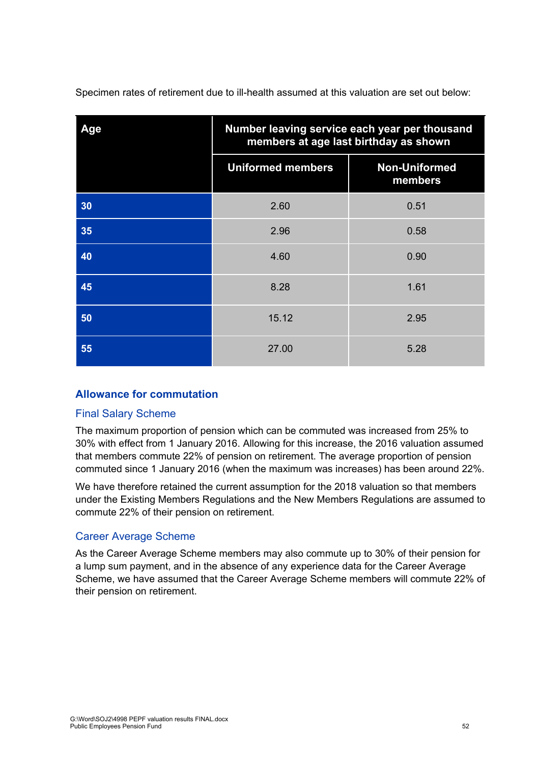Specimen rates of retirement due to ill-health assumed at this valuation are set out below:

| Age | Number leaving service each year per thousand members at age last birthday as shown | |
|---|---|---|
| | Uniformed members | Non-Uniformed members |
| 30 | 2.60 | 0.51 |
| 35 | 2.96 | 0.58 |
| 40 | 4.60 | 0.90 |
| 45 | 8.28 | 1.61 |
| 50 | 15.12 | 2.95 |
| 55 | 27.00 | 5.28 |

## Allowance for commutation

### Final Salary Scheme

The maximum proportion of pension which can be commuted was increased from 25% to 30% with effect from 1 January 2016. Allowing for this increase, the 2016 valuation assumed that members commute 22% of pension on retirement. The average proportion of pension commuted since 1 January 2016 (when the maximum was increases) has been around 22%.

We have therefore retained the current assumption for the 2018 valuation so that members under the Existing Members Regulations and the New Members Regulations are assumed to commute 22% of their pension on retirement.

### Career Average Scheme

As the Career Average Scheme members may also commute up to 30% of their pension for a lump sum payment, and in the absence of any experience data for the Career Average Scheme, we have assumed that the Career Average Scheme members will commute 22% of their pension on retirement.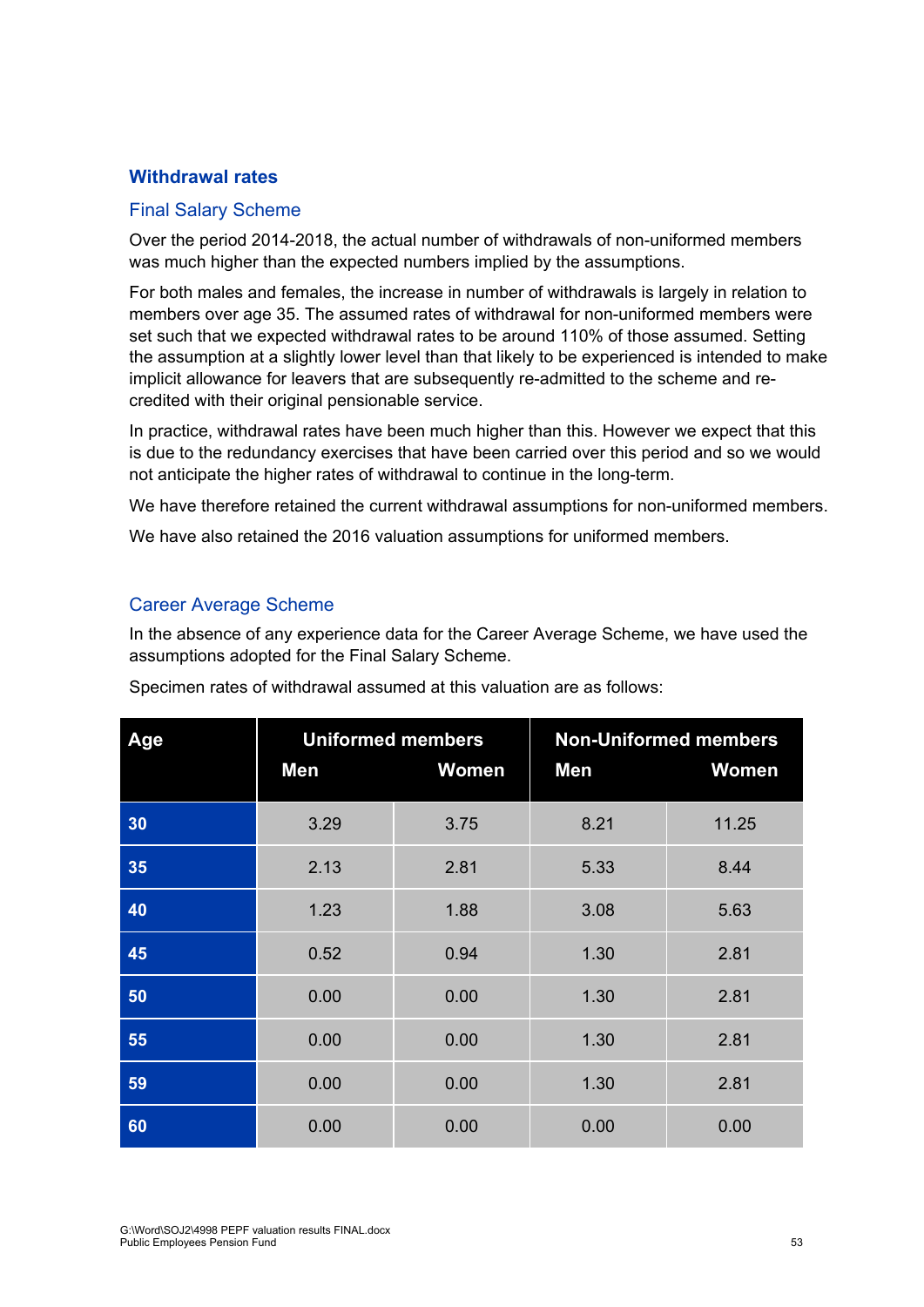## Withdrawal rates

### Final Salary Scheme

Over the period 2014-2018, the actual number of withdrawals of non-uniformed members was much higher than the expected numbers implied by the assumptions.

For both males and females, the increase in number of withdrawals is largely in relation to members over age 35. The assumed rates of withdrawal for non-uniformed members were set such that we expected withdrawal rates to be around 110% of those assumed. Setting the assumption at a slightly lower level than that likely to be experienced is intended to make implicit allowance for leavers that are subsequently re-admitted to the scheme and re-credited with their original pensionable service.

In practice, withdrawal rates have been much higher than this. However we expect that this is due to the redundancy exercises that have been carried over this period and so we would not anticipate the higher rates of withdrawal to continue in the long-term.

We have therefore retained the current withdrawal assumptions for non-uniformed members.

We have also retained the 2016 valuation assumptions for uniformed members.

### Career Average Scheme

In the absence of any experience data for the Career Average Scheme, we have used the assumptions adopted for the Final Salary Scheme.

Specimen rates of withdrawal assumed at this valuation are as follows:

| Age | Uniformed members | | Non-Uniformed members | |
|---|---|---|---|---|
| | Men | Women | Men | Women |
| 30 | 3.29 | 3.75 | 8.21 | 11.25 |
| 35 | 2.13 | 2.81 | 5.33 | 8.44 |
| 40 | 1.23 | 1.88 | 3.08 | 5.63 |
| 45 | 0.52 | 0.94 | 1.30 | 2.81 |
| 50 | 0.00 | 0.00 | 1.30 | 2.81 |
| 55 | 0.00 | 0.00 | 1.30 | 2.81 |
| 59 | 0.00 | 0.00 | 1.30 | 2.81 |
| 60 | 0.00 | 0.00 | 0.00 | 0.00 |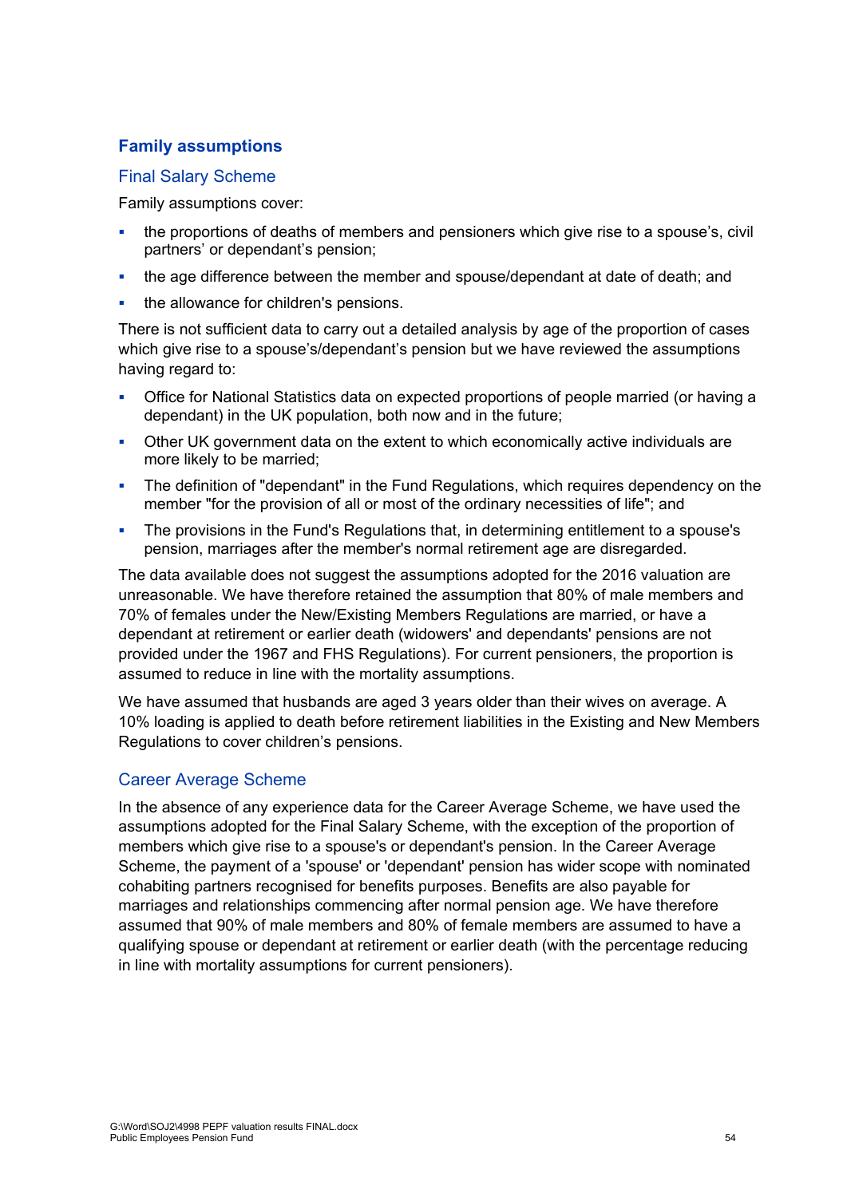## Family assumptions

### Final Salary Scheme

Family assumptions cover:

- the proportions of deaths of members and pensioners which give rise to a spouse's, civil partners' or dependant's pension;
- the age difference between the member and spouse/dependant at date of death; and
- the allowance for children's pensions.

There is not sufficient data to carry out a detailed analysis by age of the proportion of cases which give rise to a spouse's/dependant's pension but we have reviewed the assumptions having regard to:

- Office for National Statistics data on expected proportions of people married (or having a dependant) in the UK population, both now and in the future;
- Other UK government data on the extent to which economically active individuals are more likely to be married;
- The definition of "dependant" in the Fund Regulations, which requires dependency on the member "for the provision of all or most of the ordinary necessities of life"; and
- The provisions in the Fund's Regulations that, in determining entitlement to a spouse's pension, marriages after the member's normal retirement age are disregarded.

The data available does not suggest the assumptions adopted for the 2016 valuation are unreasonable. We have therefore retained the assumption that 80% of male members and 70% of females under the New/Existing Members Regulations are married, or have a dependant at retirement or earlier death (widowers' and dependants' pensions are not provided under the 1967 and FHS Regulations). For current pensioners, the proportion is assumed to reduce in line with the mortality assumptions.

We have assumed that husbands are aged 3 years older than their wives on average. A 10% loading is applied to death before retirement liabilities in the Existing and New Members Regulations to cover children's pensions.

### Career Average Scheme

In the absence of any experience data for the Career Average Scheme, we have used the assumptions adopted for the Final Salary Scheme, with the exception of the proportion of members which give rise to a spouse's or dependant's pension. In the Career Average Scheme, the payment of a 'spouse' or 'dependant' pension has wider scope with nominated cohabiting partners recognised for benefits purposes. Benefits are also payable for marriages and relationships commencing after normal pension age. We have therefore assumed that 90% of male members and 80% of female members are assumed to have a qualifying spouse or dependant at retirement or earlier death (with the percentage reducing in line with mortality assumptions for current pensioners).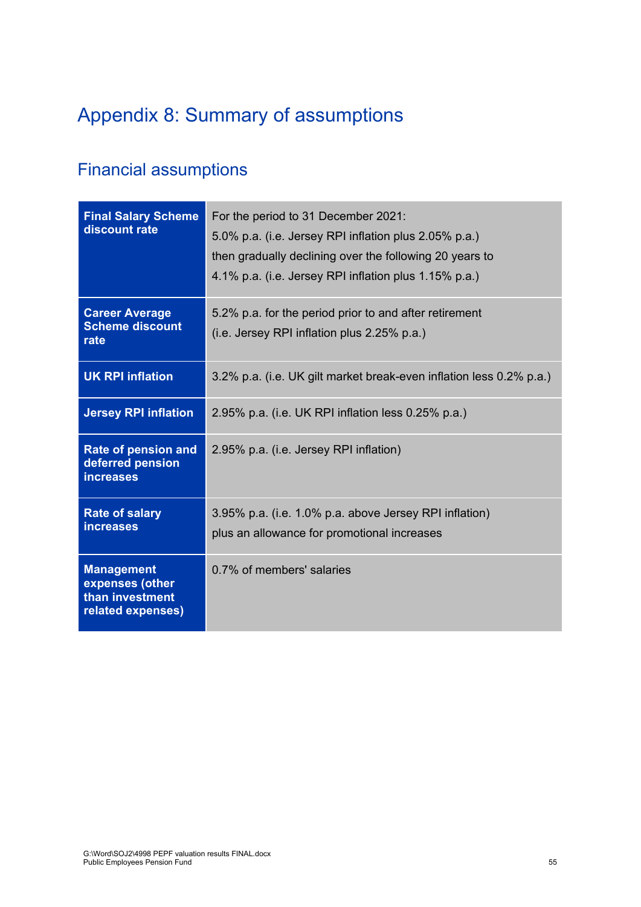# Appendix 8: Summary of assumptions

## Financial assumptions

| | |
|---|---|
| **Final Salary Scheme discount rate** | For the period to 31 December 2021:<br>5.0% p.a. (i.e. Jersey RPI inflation plus 2.05% p.a.)<br>then gradually declining over the following 20 years to<br>4.1% p.a. (i.e. Jersey RPI inflation plus 1.15% p.a.) |
| **Career Average Scheme discount rate** | 5.2% p.a. for the period prior to and after retirement<br>(i.e. Jersey RPI inflation plus 2.25% p.a.) |
| **UK RPI inflation** | 3.2% p.a. (i.e. UK gilt market break-even inflation less 0.2% p.a.) |
| **Jersey RPI inflation** | 2.95% p.a. (i.e. UK RPI inflation less 0.25% p.a.) |
| **Rate of pension and deferred pension increases** | 2.95% p.a. (i.e. Jersey RPI inflation) |
| **Rate of salary increases** | 3.95% p.a. (i.e. 1.0% p.a. above Jersey RPI inflation)<br>plus an allowance for promotional increases |
| **Management expenses (other than investment related expenses)** | 0.7% of members' salaries |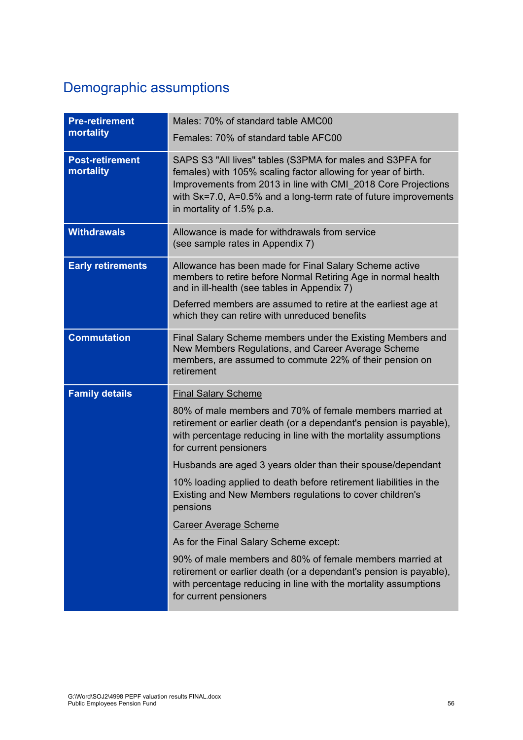## Demographic assumptions

| | |
|---|---|
| **Pre-retirement mortality** | Males: 70% of standard table AMC00<br><br>Females: 70% of standard table AFC00 |
| **Post-retirement mortality** | SAPS S3 "All lives" tables (S3PMA for males and S3PFA for females) with 105% scaling factor allowing for year of birth. Improvements from 2013 in line with CMI_2018 Core Projections with $S_K$=7.0, A=0.5% and a long-term rate of future improvements in mortality of 1.5% p.a. |
| **Withdrawals** | Allowance is made for withdrawals from service (see sample rates in Appendix 7) |
| **Early retirements** | Allowance has been made for Final Salary Scheme active members to retire before Normal Retiring Age in normal health and in ill-health (see tables in Appendix 7)<br><br>Deferred members are assumed to retire at the earliest age at which they can retire with unreduced benefits |
| **Commutation** | Final Salary Scheme members under the Existing Members and New Members Regulations, and Career Average Scheme members, are assumed to commute 22% of their pension on retirement |
| **Family details** | <u>Final Salary Scheme</u><br><br>80% of male members and 70% of female members married at retirement or earlier death (or a dependant's pension is payable), with percentage reducing in line with the mortality assumptions for current pensioners<br><br>Husbands are aged 3 years older than their spouse/dependant<br><br>10% loading applied to death before retirement liabilities in the Existing and New Members regulations to cover children's pensions<br><br><u>Career Average Scheme</u><br><br>As for the Final Salary Scheme except:<br><br>90% of male members and 80% of female members married at retirement or earlier death (or a dependant's pension is payable), with percentage reducing in line with the mortality assumptions for current pensioners |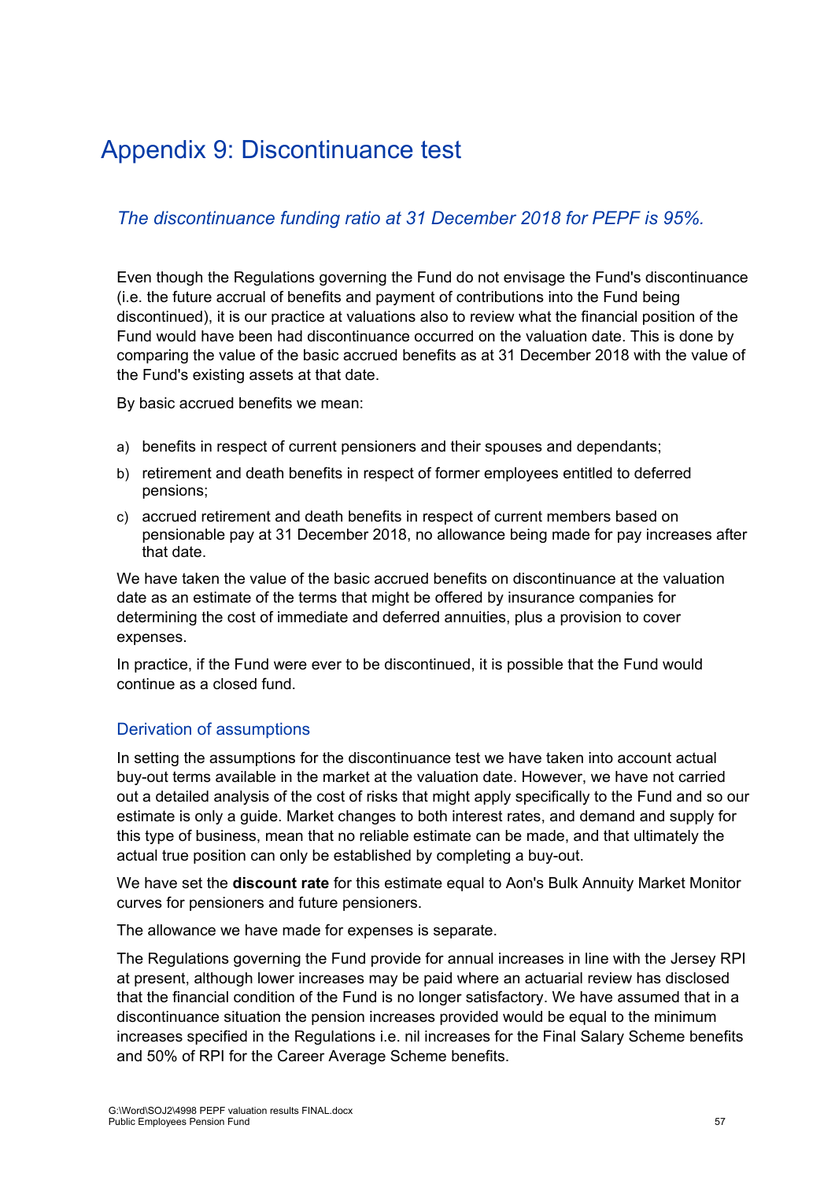# Appendix 9: Discontinuance test

*The discontinuance funding ratio at 31 December 2018 for PEPF is 95%.*

Even though the Regulations governing the Fund do not envisage the Fund's discontinuance (i.e. the future accrual of benefits and payment of contributions into the Fund being discontinued), it is our practice at valuations also to review what the financial position of the Fund would have been had discontinuance occurred on the valuation date. This is done by comparing the value of the basic accrued benefits as at 31 December 2018 with the value of the Fund's existing assets at that date.

By basic accrued benefits we mean:

a) benefits in respect of current pensioners and their spouses and dependants;

b) retirement and death benefits in respect of former employees entitled to deferred pensions;

c) accrued retirement and death benefits in respect of current members based on pensionable pay at 31 December 2018, no allowance being made for pay increases after that date.

We have taken the value of the basic accrued benefits on discontinuance at the valuation date as an estimate of the terms that might be offered by insurance companies for determining the cost of immediate and deferred annuities, plus a provision to cover expenses.

In practice, if the Fund were ever to be discontinued, it is possible that the Fund would continue as a closed fund.

## Derivation of assumptions

In setting the assumptions for the discontinuance test we have taken into account actual buy-out terms available in the market at the valuation date. However, we have not carried out a detailed analysis of the cost of risks that might apply specifically to the Fund and so our estimate is only a guide. Market changes to both interest rates, and demand and supply for this type of business, mean that no reliable estimate can be made, and that ultimately the actual true position can only be established by completing a buy-out.

We have set the **discount rate** for this estimate equal to Aon's Bulk Annuity Market Monitor curves for pensioners and future pensioners.

The allowance we have made for expenses is separate.

The Regulations governing the Fund provide for annual increases in line with the Jersey RPI at present, although lower increases may be paid where an actuarial review has disclosed that the financial condition of the Fund is no longer satisfactory. We have assumed that in a discontinuance situation the pension increases provided would be equal to the minimum increases specified in the Regulations i.e. nil increases for the Final Salary Scheme benefits and 50% of RPI for the Career Average Scheme benefits.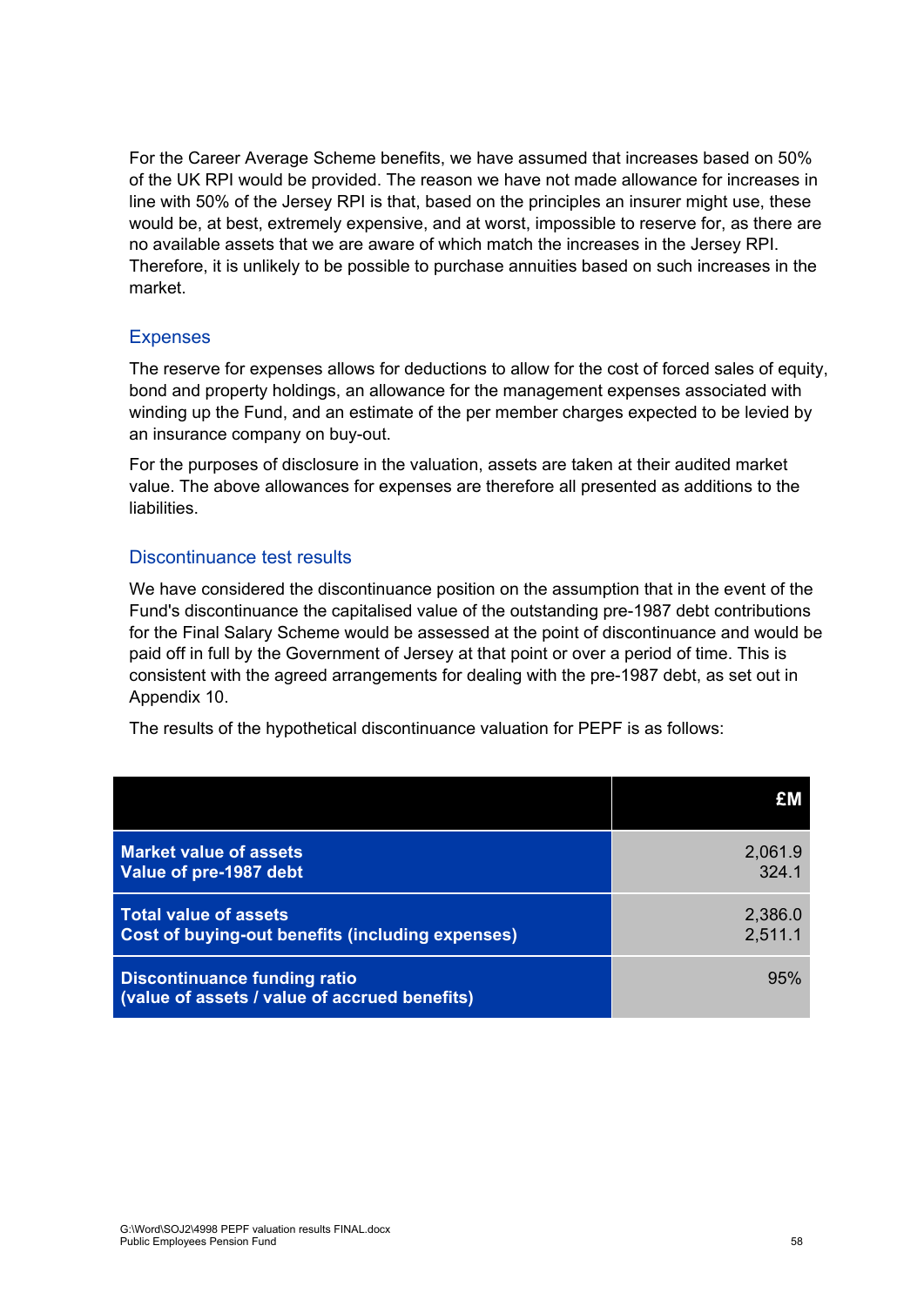For the Career Average Scheme benefits, we have assumed that increases based on 50% of the UK RPI would be provided. The reason we have not made allowance for increases in line with 50% of the Jersey RPI is that, based on the principles an insurer might use, these would be, at best, extremely expensive, and at worst, impossible to reserve for, as there are no available assets that we are aware of which match the increases in the Jersey RPI. Therefore, it is unlikely to be possible to purchase annuities based on such increases in the market.

## Expenses

The reserve for expenses allows for deductions to allow for the cost of forced sales of equity, bond and property holdings, an allowance for the management expenses associated with winding up the Fund, and an estimate of the per member charges expected to be levied by an insurance company on buy-out.

For the purposes of disclosure in the valuation, assets are taken at their audited market value. The above allowances for expenses are therefore all presented as additions to the liabilities.

## Discontinuance test results

We have considered the discontinuance position on the assumption that in the event of the Fund's discontinuance the capitalised value of the outstanding pre-1987 debt contributions for the Final Salary Scheme would be assessed at the point of discontinuance and would be paid off in full by the Government of Jersey at that point or over a period of time. This is consistent with the agreed arrangements for dealing with the pre-1987 debt, as set out in Appendix 10.

The results of the hypothetical discontinuance valuation for PEPF is as follows:

| | £M |
|---|---|
| **Market value of assets** | 2,061.9 |
| **Value of pre-1987 debt** | 324.1 |
| **Total value of assets** | 2,386.0 |
| **Cost of buying-out benefits (including expenses)** | 2,511.1 |
| **Discontinuance funding ratio (value of assets / value of accrued benefits)** | 95% |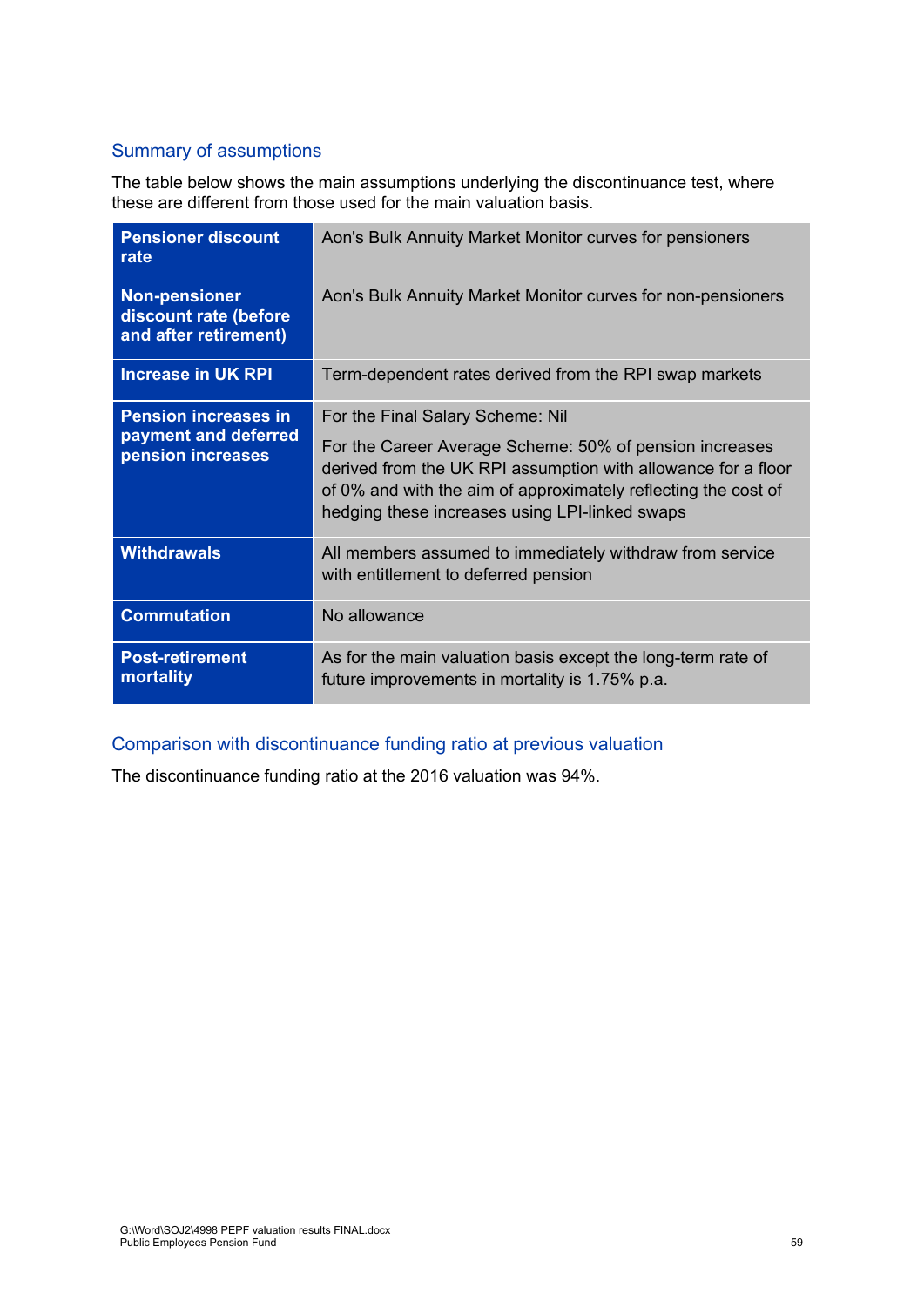## Summary of assumptions

The table below shows the main assumptions underlying the discontinuance test, where these are different from those used for the main valuation basis.

| | |
|---|---|
| **Pensioner discount rate** | Aon's Bulk Annuity Market Monitor curves for pensioners |
| **Non-pensioner discount rate (before and after retirement)** | Aon's Bulk Annuity Market Monitor curves for non-pensioners |
| **Increase in UK RPI** | Term-dependent rates derived from the RPI swap markets |
| **Pension increases in payment and deferred pension increases** | For the Final Salary Scheme: Nil<br><br>For the Career Average Scheme: 50% of pension increases derived from the UK RPI assumption with allowance for a floor of 0% and with the aim of approximately reflecting the cost of hedging these increases using LPI-linked swaps |
| **Withdrawals** | All members assumed to immediately withdraw from service with entitlement to deferred pension |
| **Commutation** | No allowance |
| **Post-retirement mortality** | As for the main valuation basis except the long-term rate of future improvements in mortality is 1.75% p.a. |

## Comparison with discontinuance funding ratio at previous valuation

The discontinuance funding ratio at the 2016 valuation was 94%.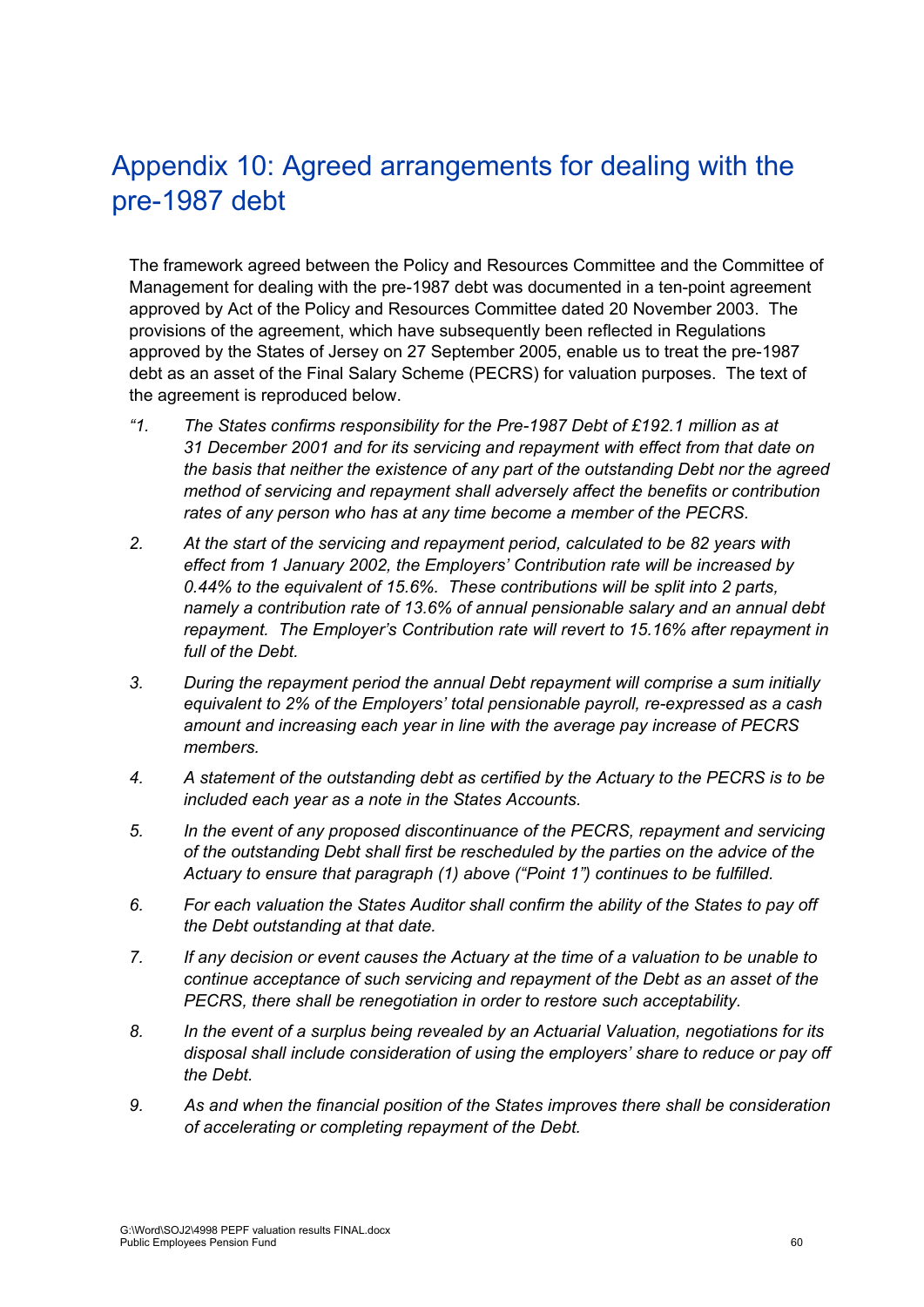# Appendix 10: Agreed arrangements for dealing with the pre-1987 debt

The framework agreed between the Policy and Resources Committee and the Committee of Management for dealing with the pre-1987 debt was documented in a ten-point agreement approved by Act of the Policy and Resources Committee dated 20 November 2003. The provisions of the agreement, which have subsequently been reflected in Regulations approved by the States of Jersey on 27 September 2005, enable us to treat the pre-1987 debt as an asset of the Final Salary Scheme (PECRS) for valuation purposes. The text of the agreement is reproduced below.

*"1. The States confirms responsibility for the Pre-1987 Debt of £192.1 million as at 31 December 2001 and for its servicing and repayment with effect from that date on the basis that neither the existence of any part of the outstanding Debt nor the agreed method of servicing and repayment shall adversely affect the benefits or contribution rates of any person who has at any time become a member of the PECRS.*

*2. At the start of the servicing and repayment period, calculated to be 82 years with effect from 1 January 2002, the Employers' Contribution rate will be increased by 0.44% to the equivalent of 15.6%. These contributions will be split into 2 parts, namely a contribution rate of 13.6% of annual pensionable salary and an annual debt repayment. The Employer's Contribution rate will revert to 15.16% after repayment in full of the Debt.*

*3. During the repayment period the annual Debt repayment will comprise a sum initially equivalent to 2% of the Employers' total pensionable payroll, re-expressed as a cash amount and increasing each year in line with the average pay increase of PECRS members.*

*4. A statement of the outstanding debt as certified by the Actuary to the PECRS is to be included each year as a note in the States Accounts.*

*5. In the event of any proposed discontinuance of the PECRS, repayment and servicing of the outstanding Debt shall first be rescheduled by the parties on the advice of the Actuary to ensure that paragraph (1) above ("Point 1") continues to be fulfilled.*

*6. For each valuation the States Auditor shall confirm the ability of the States to pay off the Debt outstanding at that date.*

*7. If any decision or event causes the Actuary at the time of a valuation to be unable to continue acceptance of such servicing and repayment of the Debt as an asset of the PECRS, there shall be renegotiation in order to restore such acceptability.*

*8. In the event of a surplus being revealed by an Actuarial Valuation, negotiations for its disposal shall include consideration of using the employers' share to reduce or pay off the Debt.*

*9. As and when the financial position of the States improves there shall be consideration of accelerating or completing repayment of the Debt.*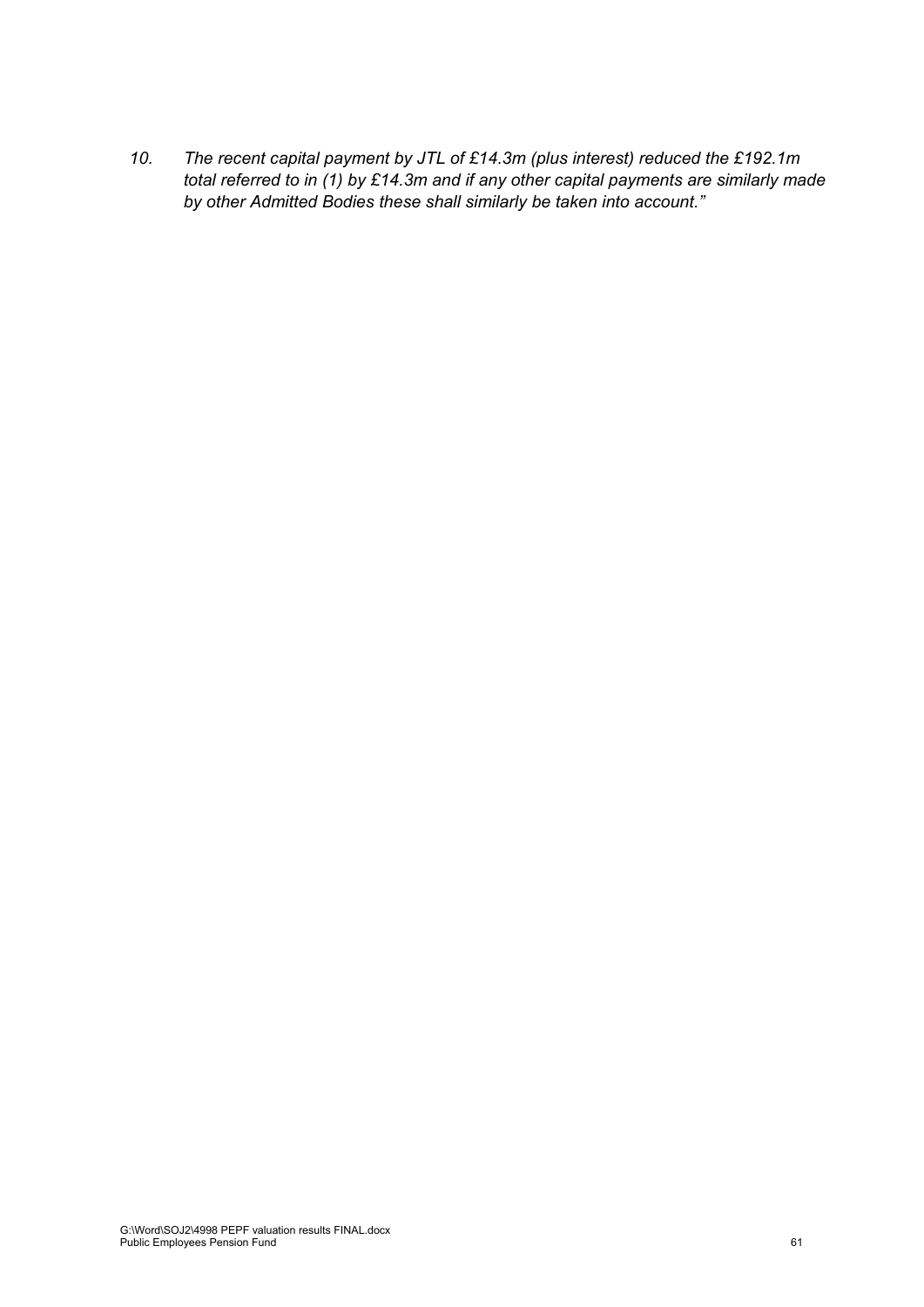*10. The recent capital payment by JTL of £14.3m (plus interest) reduced the £192.1m total referred to in (1) by £14.3m and if any other capital payments are similarly made by other Admitted Bodies these shall similarly be taken into account."*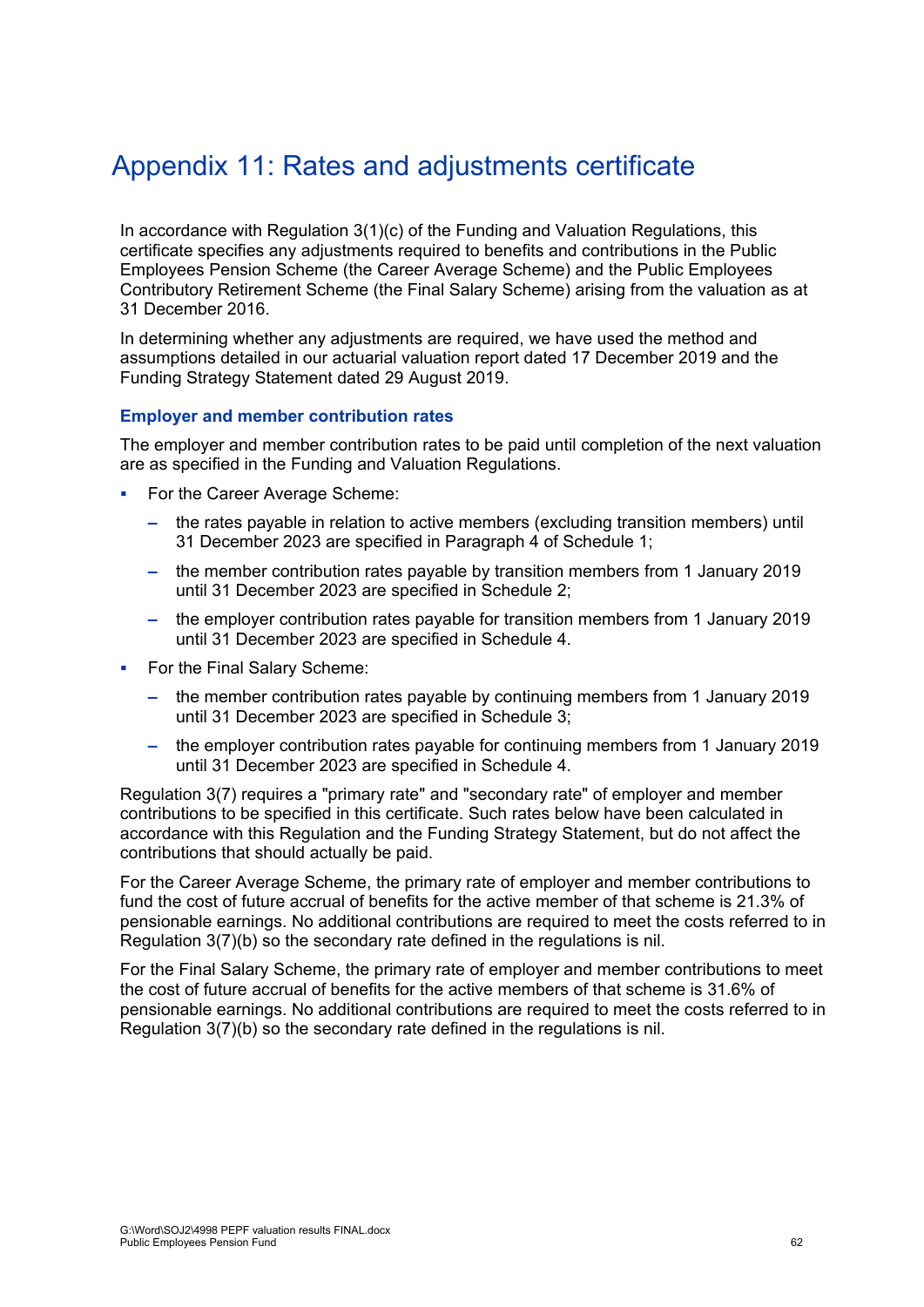# Appendix 11: Rates and adjustments certificate

In accordance with Regulation 3(1)(c) of the Funding and Valuation Regulations, this certificate specifies any adjustments required to benefits and contributions in the Public Employees Pension Scheme (the Career Average Scheme) and the Public Employees Contributory Retirement Scheme (the Final Salary Scheme) arising from the valuation as at 31 December 2016.

In determining whether any adjustments are required, we have used the method and assumptions detailed in our actuarial valuation report dated 17 December 2019 and the Funding Strategy Statement dated 29 August 2019.

### Employer and member contribution rates

The employer and member contribution rates to be paid until completion of the next valuation are as specified in the Funding and Valuation Regulations.

- For the Career Average Scheme:
  - the rates payable in relation to active members (excluding transition members) until 31 December 2023 are specified in Paragraph 4 of Schedule 1;
  - the member contribution rates payable by transition members from 1 January 2019 until 31 December 2023 are specified in Schedule 2;
  - the employer contribution rates payable for transition members from 1 January 2019 until 31 December 2023 are specified in Schedule 4.
- For the Final Salary Scheme:
  - the member contribution rates payable by continuing members from 1 January 2019 until 31 December 2023 are specified in Schedule 3;
  - the employer contribution rates payable for continuing members from 1 January 2019 until 31 December 2023 are specified in Schedule 4.

Regulation 3(7) requires a "primary rate" and "secondary rate" of employer and member contributions to be specified in this certificate. Such rates below have been calculated in accordance with this Regulation and the Funding Strategy Statement, but do not affect the contributions that should actually be paid.

For the Career Average Scheme, the primary rate of employer and member contributions to fund the cost of future accrual of benefits for the active member of that scheme is 21.3% of pensionable earnings. No additional contributions are required to meet the costs referred to in Regulation 3(7)(b) so the secondary rate defined in the regulations is nil.

For the Final Salary Scheme, the primary rate of employer and member contributions to meet the cost of future accrual of benefits for the active members of that scheme is 31.6% of pensionable earnings. No additional contributions are required to meet the costs referred to in Regulation 3(7)(b) so the secondary rate defined in the regulations is nil.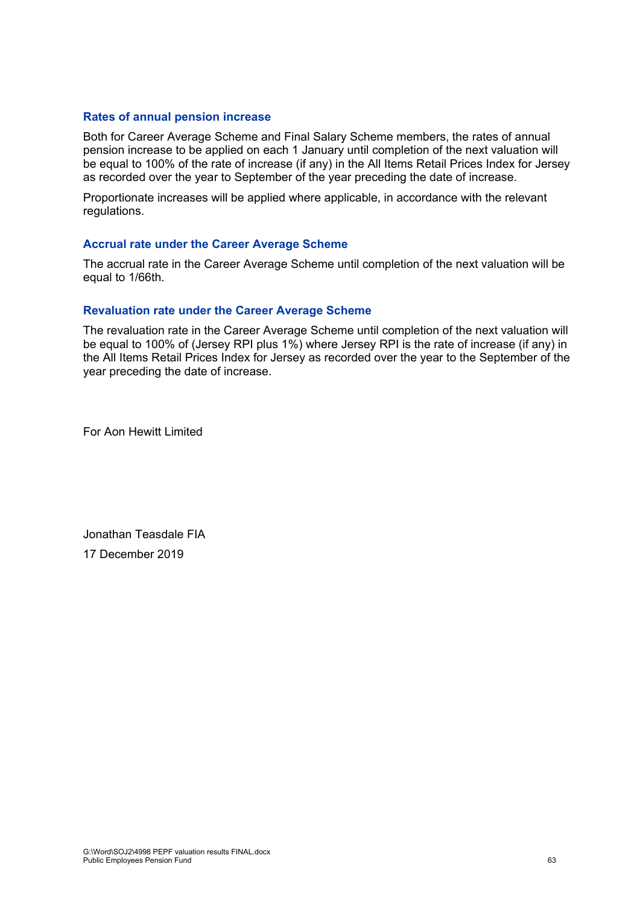### Rates of annual pension increase

Both for Career Average Scheme and Final Salary Scheme members, the rates of annual pension increase to be applied on each 1 January until completion of the next valuation will be equal to 100% of the rate of increase (if any) in the All Items Retail Prices Index for Jersey as recorded over the year to September of the year preceding the date of increase.

Proportionate increases will be applied where applicable, in accordance with the relevant regulations.

### Accrual rate under the Career Average Scheme

The accrual rate in the Career Average Scheme until completion of the next valuation will be equal to 1/66th.

### Revaluation rate under the Career Average Scheme

The revaluation rate in the Career Average Scheme until completion of the next valuation will be equal to 100% of (Jersey RPI plus 1%) where Jersey RPI is the rate of increase (if any) in the All Items Retail Prices Index for Jersey as recorded over the year to the September of the year preceding the date of increase.

For Aon Hewitt Limited

Jonathan Teasdale FIA

17 December 2019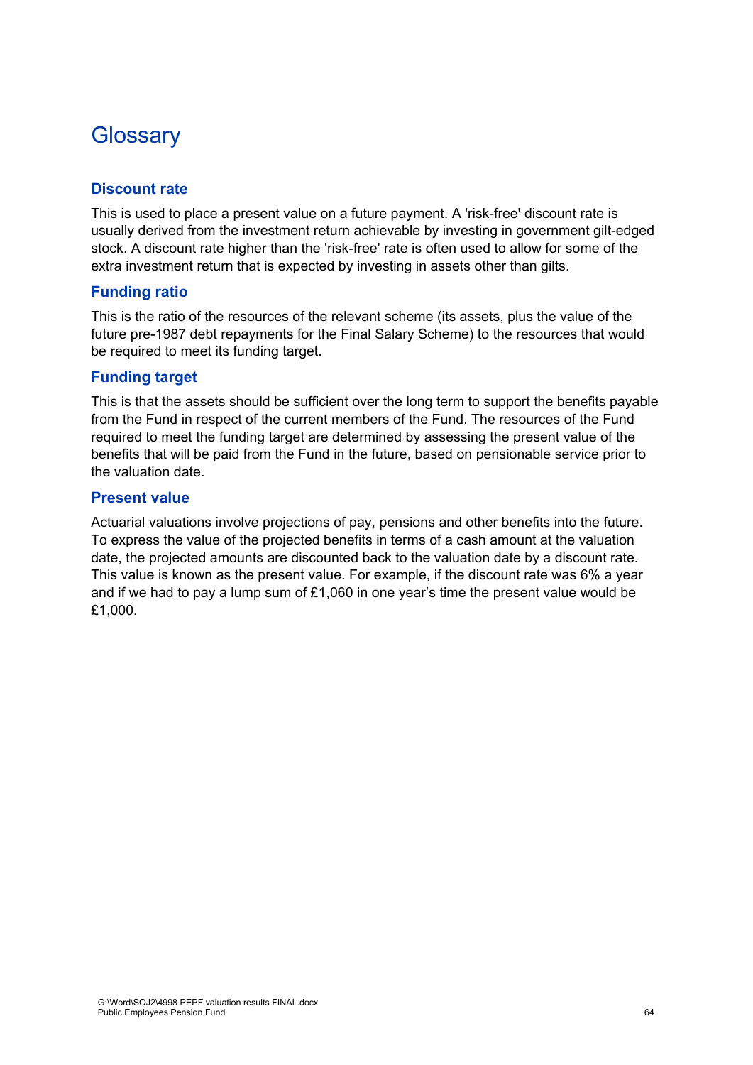# Glossary

## Discount rate

This is used to place a present value on a future payment. A 'risk-free' discount rate is usually derived from the investment return achievable by investing in government gilt-edged stock. A discount rate higher than the 'risk-free' rate is often used to allow for some of the extra investment return that is expected by investing in assets other than gilts.

## Funding ratio

This is the ratio of the resources of the relevant scheme (its assets, plus the value of the future pre-1987 debt repayments for the Final Salary Scheme) to the resources that would be required to meet its funding target.

## Funding target

This is that the assets should be sufficient over the long term to support the benefits payable from the Fund in respect of the current members of the Fund. The resources of the Fund required to meet the funding target are determined by assessing the present value of the benefits that will be paid from the Fund in the future, based on pensionable service prior to the valuation date.

## Present value

Actuarial valuations involve projections of pay, pensions and other benefits into the future. To express the value of the projected benefits in terms of a cash amount at the valuation date, the projected amounts are discounted back to the valuation date by a discount rate. This value is known as the present value. For example, if the discount rate was 6% a year and if we had to pay a lump sum of £1,060 in one year's time the present value would be £1,000.